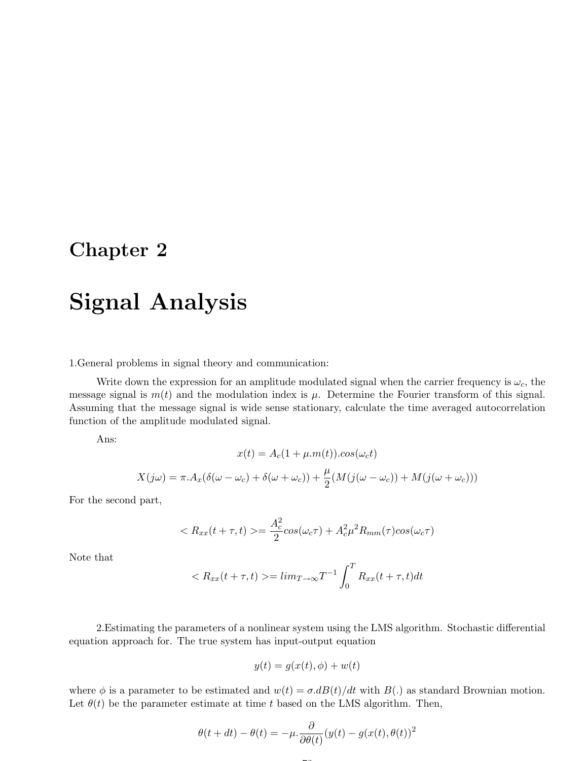# Chapter 2

# Signal Analysis

1.General problems in signal theory and communication:

Write down the expression for an amplitude modulated signal when the carrier frequency is $\omega_c$, the message signal is $m(t)$ and the modulation index is $\mu$. Determine the Fourier transform of this signal. Assuming that the message signal is wide sense stationary, calculate the time averaged autocorrelation function of the amplitude modulated signal.

Ans:

$$x(t) = A_c(1 + \mu.m(t)).cos(\omega_c t)$$

$$X(j\omega) = \pi.A_x(\delta(\omega - \omega_c) + \delta(\omega + \omega_c)) + \frac{\mu}{2}(M(j(\omega - \omega_c)) + M(j(\omega + \omega_c)))$$

For the second part,

$$< R_{xx}(t + \tau, t) >= \frac{A_c^2}{2} cos(\omega_c \tau) + A_c^2 \mu^2 R_{mm}(\tau) cos(\omega_c \tau)$$

Note that

$$< R_{xx}(t + \tau, t) >= lim_{T \to \infty} T^{-1} \int_0^T R_{xx}(t + \tau, t) dt$$

2.Estimating the parameters of a nonlinear system using the LMS algorithm. Stochastic differential equation approach for. The true system has input-output equation

$$y(t) = g(x(t), \phi) + w(t)$$

where $\phi$ is a parameter to be estimated and $w(t) = \sigma.dB(t)/dt$ with $B(.)$ as standard Brownian motion. Let $\theta(t)$ be the parameter estimate at time $t$ based on the LMS algorithm. Then,

$$\theta(t + dt) - \theta(t) = -\mu.\frac{\partial}{\partial\theta(t)}(y(t) - g(x(t), \theta(t))^2$$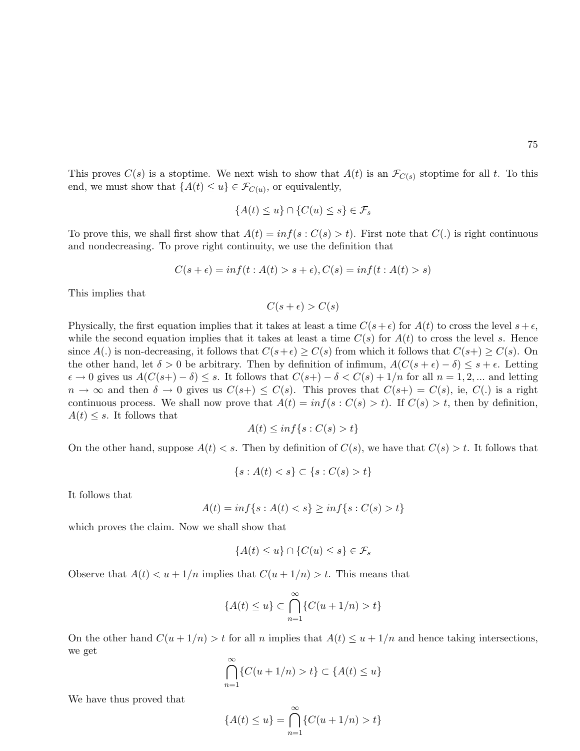This proves $C(s)$ is a stoptime. We next wish to show that $A(t)$ is an $\mathcal{F}_{C(s)}$ stoptime for all $t$. To this end, we must show that $\{A(t) \leq u\} \in \mathcal{F}_{C(u)}$, or equivalently,

$$\{A(t) \leq u\} \cap \{C(u) \leq s\} \in \mathcal{F}_s$$

To prove this, we shall first show that $A(t) = inf(s : C(s) > t)$. First note that $C(.)$ is right continuous and nondecreasing. To prove right continuity, we use the definition that

$$C(s+\epsilon) = inf(t : A(t) > s+\epsilon), C(s) = inf(t : A(t) > s)$$

This implies that

$$C(s+\epsilon) > C(s)$$

Physically, the first equation implies that it takes at least a time $C(s+\epsilon)$ for $A(t)$ to cross the level $s+\epsilon$, while the second equation implies that it takes at least a time $C(s)$ for $A(t)$ to cross the level $s$. Hence since $A(.)$ is non-decreasing, it follows that $C(s+\epsilon) \geq C(s)$ from which it follows that $C(s+) \geq C(s)$. On the other hand, let $\delta > 0$ be arbitrary. Then by definition of infimum, $A(C(s+\epsilon) - \delta) \leq s+\epsilon$. Letting $\epsilon \to 0$ gives us $A(C(s+) - \delta) \leq s$. It follows that $C(s+) - \delta < C(s) + 1/n$ for all $n = 1, 2, ...$ and letting $n \to \infty$ and then $\delta \to 0$ gives us $C(s+) \leq C(s)$. This proves that $C(s+) = C(s)$, ie, $C(.)$ is a right continuous process. We shall now prove that $A(t) = inf(s : C(s) > t)$. If $C(s) > t$, then by definition, $A(t) \leq s$. It follows that

$$A(t) \leq inf\{s : C(s) > t\}$$

On the other hand, suppose $A(t) < s$. Then by definition of $C(s)$, we have that $C(s) > t$. It follows that

$$\{s : A(t) < s\} \subset \{s : C(s) > t\}$$

It follows that

$$A(t) = inf\{s : A(t) < s\} \geq inf\{s : C(s) > t\}$$

which proves the claim. Now we shall show that

$$\{A(t) \leq u\} \cap \{C(u) \leq s\} \in \mathcal{F}_s$$

Observe that $A(t) < u + 1/n$ implies that $C(u + 1/n) > t$. This means that

$$\{A(t) \leq u\} \subset \bigcap_{n=1}^{\infty} \{C(u + 1/n) > t\}$$

On the other hand $C(u + 1/n) > t$ for all $n$ implies that $A(t) \leq u + 1/n$ and hence taking intersections, we get

$$\bigcap_{n=1}^{\infty} \{C(u + 1/n) > t\} \subset \{A(t) \leq u\}$$

We have thus proved that

$$\{A(t) \leq u\} = \bigcap_{n=1}^{\infty} \{C(u + 1/n) > t\}$$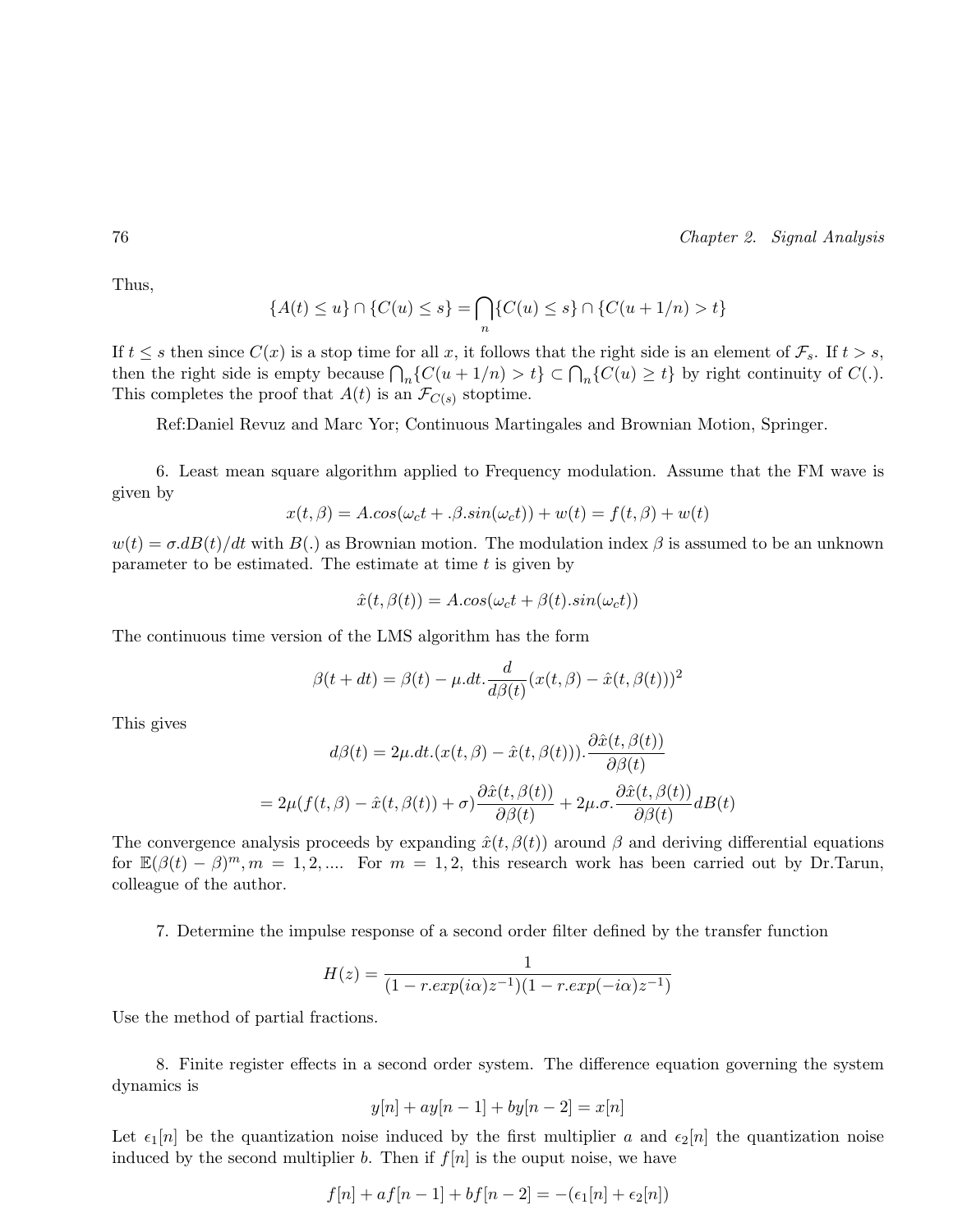Thus,

$$\{A(t) \leq u\} \cap \{C(u) \leq s\} = \bigcap_n \{C(u) \leq s\} \cap \{C(u + 1/n) > t\}$$

If $t \leq s$ then since $C(x)$ is a stop time for all $x$, it follows that the right side is an element of $\mathcal{F}_s$. If $t > s$, then the right side is empty because $\bigcap_n \{C(u+1/n) > t\} \subset \bigcap_n \{C(u) \geq t\}$ by right continuity of $C(.)$. This completes the proof that $A(t)$ is an $\mathcal{F}_{C(s)}$ stoptime.

Ref:Daniel Revuz and Marc Yor; Continuous Martingales and Brownian Motion, Springer.

6. Least mean square algorithm applied to Frequency modulation. Assume that the FM wave is given by

$$x(t, \beta) = A.cos(\omega_c t + .\beta.sin(\omega_c t)) + w(t) = f(t, \beta) + w(t)$$

$w(t) = \sigma.dB(t)/dt$ with $B(.)$ as Brownian motion. The modulation index $\beta$ is assumed to be an unknown parameter to be estimated. The estimate at time $t$ is given by

$$\hat{x}(t, \beta(t)) = A.cos(\omega_c t + \beta(t).sin(\omega_c t))$$

The continuous time version of the LMS algorithm has the form

$$\beta(t + dt) = \beta(t) - \mu.dt.\frac{d}{d\beta(t)}(x(t, \beta) - \hat{x}(t, \beta(t)))^2$$

This gives

$$d\beta(t) = 2\mu.dt.(x(t, \beta) - \hat{x}(t, \beta(t))).\frac{\partial \hat{x}(t, \beta(t))}{\partial \beta(t)}$$

$$= 2\mu(f(t, \beta) - \hat{x}(t, \beta(t)) + \sigma)\frac{\partial \hat{x}(t, \beta(t))}{\partial \beta(t)} + 2\mu.\sigma.\frac{\partial \hat{x}(t, \beta(t))}{\partial \beta(t)} dB(t)$$

The convergence analysis proceeds by expanding $\hat{x}(t, \beta(t))$ around $\beta$ and deriving differential equations for $\mathbb{E}(\beta(t) - \beta)^m, m = 1, 2, ....$ For $m = 1, 2$, this research work has been carried out by Dr.Tarun, colleague of the author.

7. Determine the impulse response of a second order filter defined by the transfer function

$$H(z) = \frac{1}{(1 - r.exp(i\alpha)z^{-1})(1 - r.exp(-i\alpha)z^{-1})}$$

Use the method of partial fractions.

8. Finite register effects in a second order system. The difference equation governing the system dynamics is

$$y[n] + ay[n-1] + by[n-2] = x[n]$$

Let $\epsilon_1[n]$ be the quantization noise induced by the first multiplier $a$ and $\epsilon_2[n]$ the quantization noise induced by the second multiplier $b$. Then if $f[n]$ is the ouput noise, we have

$$f[n] + af[n-1] + bf[n-2] = -(\epsilon_1[n] + \epsilon_2[n])$$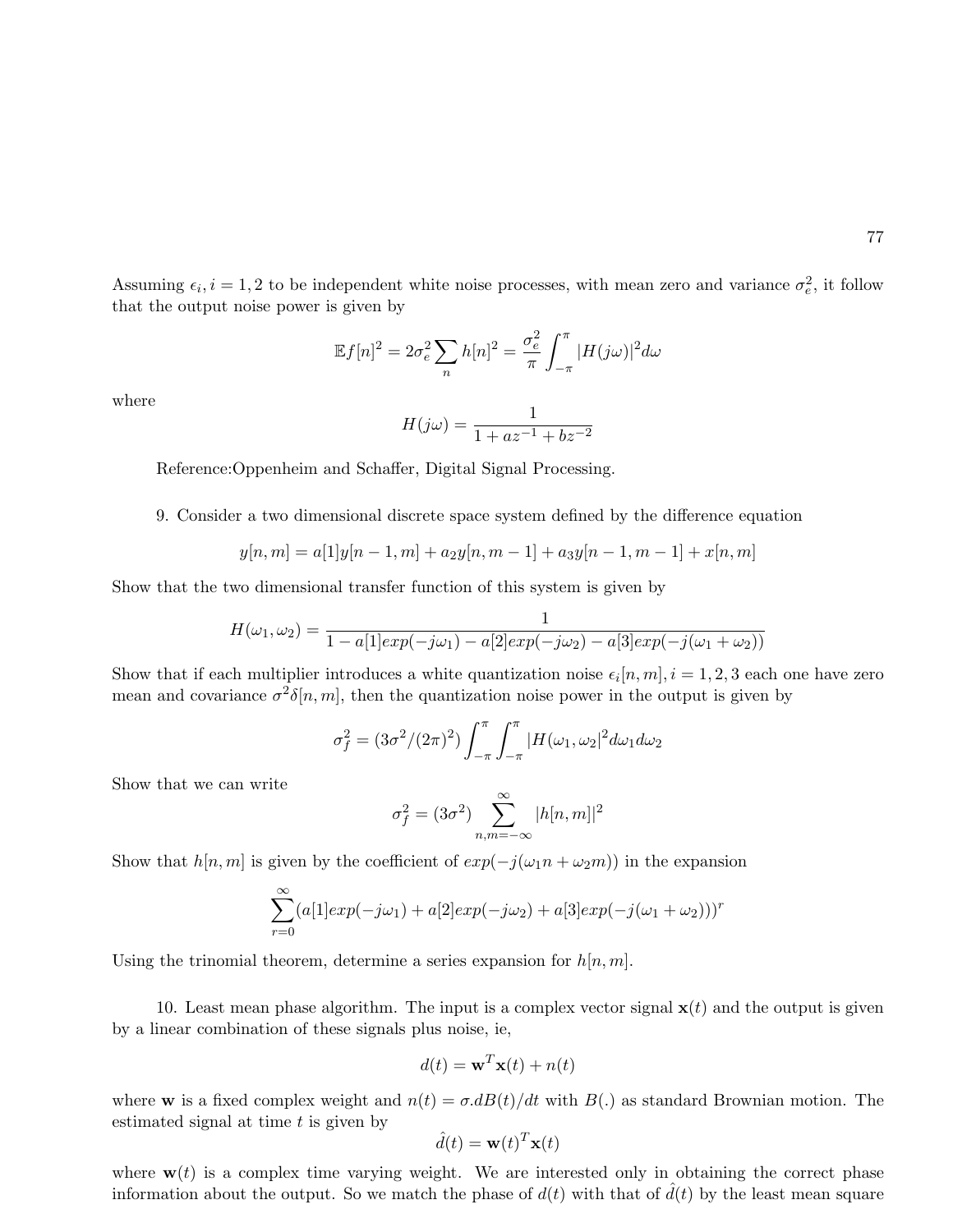Assuming $\epsilon_i, i = 1,2$ to be independent white noise processes, with mean zero and variance $\sigma_e^2$, it follow that the output noise power is given by

$$\mathbb{E}f[n]^2 = 2\sigma_e^2 \sum_n h[n]^2 = \frac{\sigma_e^2}{\pi} \int_{-\pi}^{\pi} |H(j\omega)|^2 d\omega$$

where

$$H(j\omega) = \frac{1}{1 + az^{-1} + bz^{-2}}$$

Reference:Oppenheim and Schaffer, Digital Signal Processing.

9. Consider a two dimensional discrete space system defined by the difference equation

$$y[n,m] = a[1]y[n-1,m] + a_2 y[n,m-1] + a_3 y[n-1,m-1] + x[n,m]$$

Show that the two dimensional transfer function of this system is given by

$$H(\omega_1, \omega_2) = \frac{1}{1 - a[1]exp(-j\omega_1) - a[2]exp(-j\omega_2) - a[3]exp(-j(\omega_1 + \omega_2))}$$

Show that if each multiplier introduces a white quantization noise $\epsilon_i[n,m], i = 1,2,3$ each one have zero mean and covariance $\sigma^2 \delta[n,m]$, then the quantization noise power in the output is given by

$$\sigma_f^2 = (3\sigma^2/(2\pi)^2) \int_{-\pi}^{\pi} \int_{-\pi}^{\pi} |H(\omega_1, \omega_2|^2 d\omega_1 d\omega_2$$

Show that we can write

$$\sigma_f^2 = (3\sigma^2) \sum_{n,m=-\infty}^{\infty} |h[n,m]|^2$$

Show that $h[n,m]$ is given by the coefficient of $exp(-j(\omega_1 n + \omega_2 m))$ in the expansion

$$\sum_{r=0}^{\infty} (a[1]exp(-j\omega_1) + a[2]exp(-j\omega_2) + a[3]exp(-j(\omega_1 + \omega_2)))^r$$

Using the trinomial theorem, determine a series expansion for $h[n,m]$.

10. Least mean phase algorithm. The input is a complex vector signal $\mathbf{x}(t)$ and the output is given by a linear combination of these signals plus noise, ie,

$$d(t) = \mathbf{w}^T \mathbf{x}(t) + n(t)$$

where $\mathbf{w}$ is a fixed complex weight and $n(t) = \sigma.dB(t)/dt$ with $B(.)$ as standard Brownian motion. The estimated signal at time $t$ is given by

$$\hat{d}(t) = \mathbf{w}(t)^T \mathbf{x}(t)$$

where $\mathbf{w}(t)$ is a complex time varying weight. We are interested only in obtaining the correct phase information about the output. So we match the phase of $d(t)$ with that of $\hat{d}(t)$ by the least mean square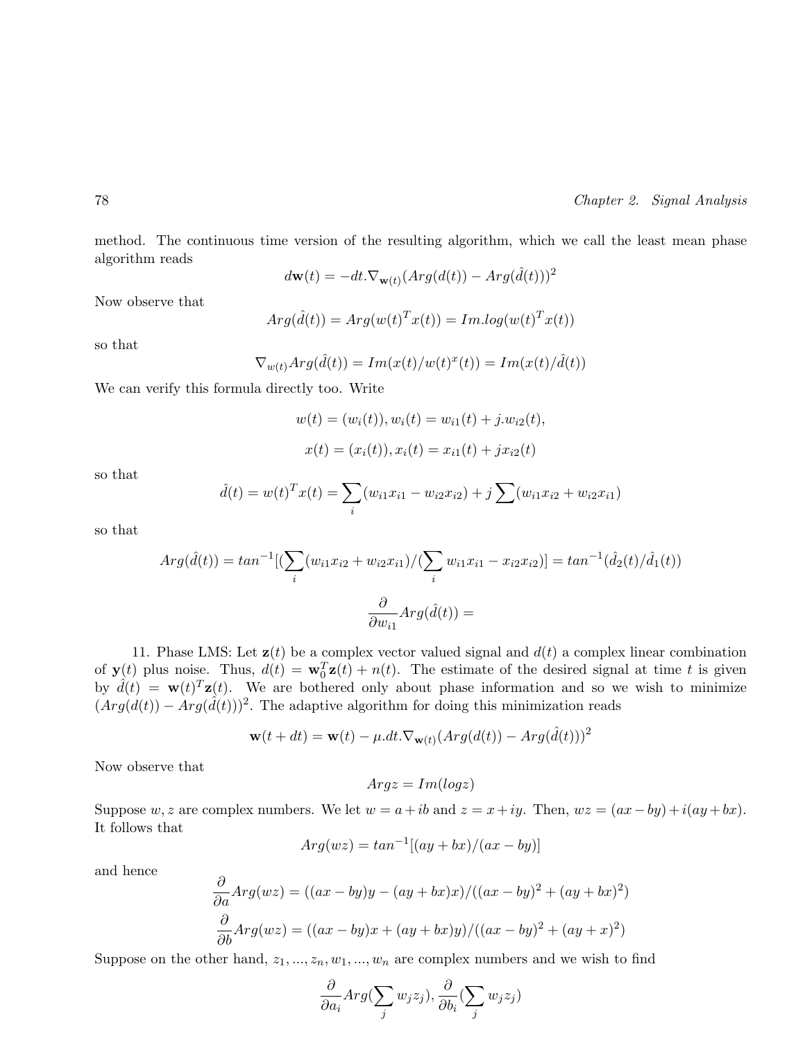method. The continuous time version of the resulting algorithm, which we call the least mean phase algorithm reads

$$d\mathbf{w}(t) = -dt.\nabla_{\mathbf{w}(t)}(Arg(d(t)) - Arg(\hat{d}(t)))^2$$

Now observe that

$$Arg(\hat{d}(t)) = Arg(w(t)^T x(t)) = Im.log(w(t)^T x(t))$$

so that

$$\nabla_{w(t)} Arg(\hat{d}(t)) = Im(x(t)/w(t)^x(t)) = Im(x(t)/\hat{d}(t))$$

We can verify this formula directly too. Write

$$w(t) = (w_i(t)), w_i(t) = w_{i1}(t) + j.w_{i2}(t),$$

$$x(t) = (x_i(t)), x_i(t) = x_{i1}(t) + jx_{i2}(t)$$

so that

$$\hat{d}(t) = w(t)^T x(t) = \sum_i (w_{i1}x_{i1} - w_{i2}x_{i2}) + j\sum(w_{i1}x_{i2} + w_{i2}x_{i1})$$

so that

$$Arg(\hat{d}(t)) = tan^{-1}[(\sum_i (w_{i1}x_{i2} + w_{i2}x_{i1})/(\sum_i w_{i1}x_{i1} - x_{i2}x_{i2})] = tan^{-1}(\hat{d}_2(t)/\hat{d}_1(t))$$

$$\frac{\partial}{\partial w_{i1}} Arg(\hat{d}(t)) =$$

11. Phase LMS: Let $\mathbf{z}(t)$ be a complex vector valued signal and $d(t)$ a complex linear combination of $\mathbf{y}(t)$ plus noise. Thus, $d(t) = \mathbf{w}_0^T \mathbf{z}(t) + n(t)$. The estimate of the desired signal at time $t$ is given by $\hat{d}(t) = \mathbf{w}(t)^T \mathbf{z}(t)$. We are bothered only about phase information and so we wish to minimize $(Arg(d(t)) - Arg(\hat{d}(t)))^2$. The adaptive algorithm for doing this minimization reads

$$\mathbf{w}(t + dt) = \mathbf{w}(t) - \mu.dt.\nabla_{\mathbf{w}(t)}(Arg(d(t)) - Arg(\hat{d}(t)))^2$$

Now observe that

$$Argz = Im(logz)$$

Suppose $w, z$ are complex numbers. We let $w = a + ib$ and $z = x + iy$. Then, $wz = (ax - by) + i(ay + bx)$. It follows that

$$Arg(wz) = tan^{-1}[(ay + bx)/(ax - by)]$$

and hence

$$\frac{\partial}{\partial a} Arg(wz) = ((ax - by)y - (ay + bx)x)/((ax - by)^2 + (ay + bx)^2)$$

$$\frac{\partial}{\partial b} Arg(wz) = ((ax - by)x + (ay + bx)y)/((ax - by)^2 + (ay + x)^2)$$

Suppose on the other hand, $z_1, ..., z_n, w_1, ..., w_n$ are complex numbers and we wish to find

$$\frac{\partial}{\partial a_i} Arg(\sum_j w_j z_j), \frac{\partial}{\partial b_i}(\sum_j w_j z_j)$$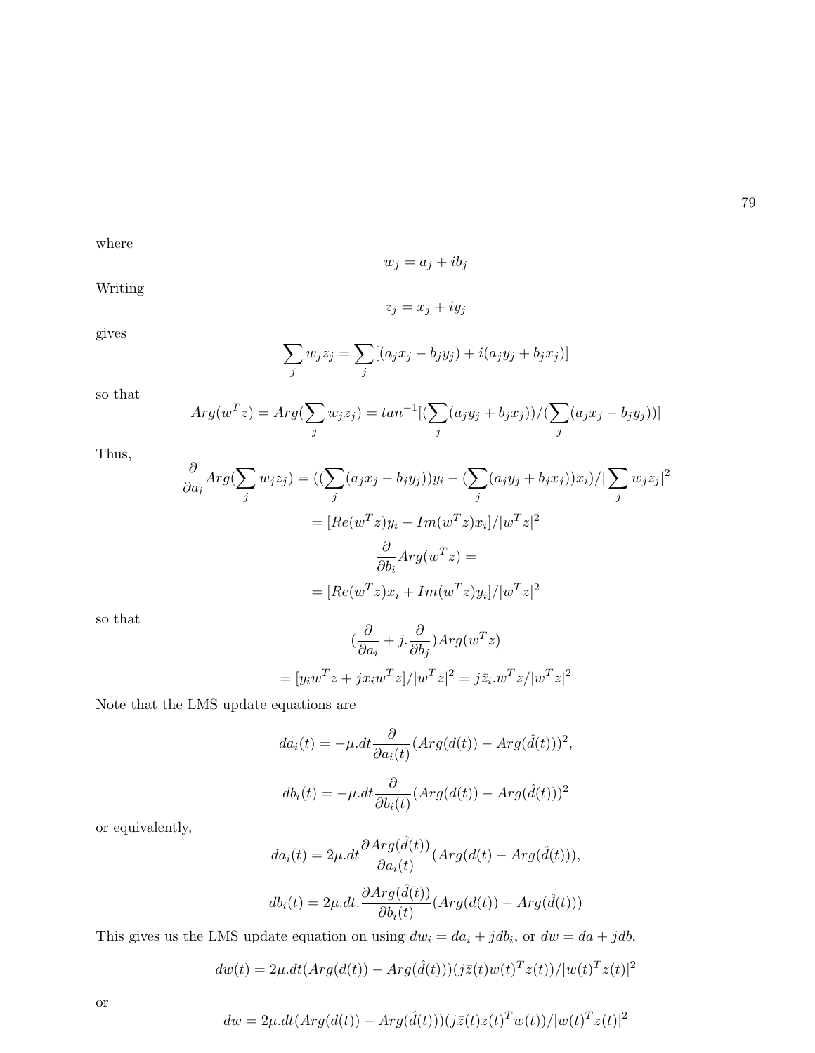where

$$w_j = a_j + ib_j$$

Writing

$$z_j = x_j + iy_j$$

gives

$$\sum_j w_j z_j = \sum_j [(a_j x_j - b_j y_j) + i(a_j y_j + b_j x_j)]$$

so that

$$Arg(w^T z) = Arg(\sum_j w_j z_j) = tan^{-1}[(\sum_j (a_j y_j + b_j x_j))/(\sum_j (a_j x_j - b_j y_j))]$$

Thus,

$$\frac{\partial}{\partial a_i} Arg(\sum_j w_j z_j) = ((\sum_j (a_j x_j - b_j y_j))y_i - (\sum_j (a_j y_j + b_j x_j))x_i)/|\sum_j w_j z_j|^2$$

$$= [Re(w^T z)y_i - Im(w^T z)x_i]/|w^T z|^2$$

$$\frac{\partial}{\partial b_i} Arg(w^T z) =$$

$$= [Re(w^T z)x_i + Im(w^T z)y_i]/|w^T z|^2$$

so that

$$(\frac{\partial}{\partial a_i} + j.\frac{\partial}{\partial b_j}) Arg(w^T z)$$

$$= [y_i w^T z + j x_i w^T z]/|w^T z|^2 = j\bar{z}_i . w^T z/|w^T z|^2$$

Note that the LMS update equations are

$$da_i(t) = -\mu.dt \frac{\partial}{\partial a_i(t)} (Arg(d(t)) - Arg(\hat{d}(t)))^2,$$

$$db_i(t) = -\mu.dt \frac{\partial}{\partial b_i(t)} (Arg(d(t)) - Arg(\hat{d}(t)))^2$$

or equivalently,

$$da_i(t) = 2\mu.dt \frac{\partial Arg(\hat{d}(t))}{\partial a_i(t)} (Arg(d(t) - Arg(\hat{d}(t))),$$

$$db_i(t) = 2\mu.dt. \frac{\partial Arg(\hat{d}(t))}{\partial b_i(t)} (Arg(d(t)) - Arg(\hat{d}(t)))$$

This gives us the LMS update equation on using $dw_i = da_i + jdb_i$, or $dw = da + jdb$,

$$dw(t) = 2\mu.dt(Arg(d(t)) - Arg(\hat{d}(t)))(j\bar{z}(t)w(t)^T z(t))/|w(t)^T z(t)|^2$$

or

$$dw = 2\mu.dt(Arg(d(t)) - Arg(\hat{d}(t)))(j\bar{z}(t)z(t)^T w(t))/|w(t)^T z(t)|^2$$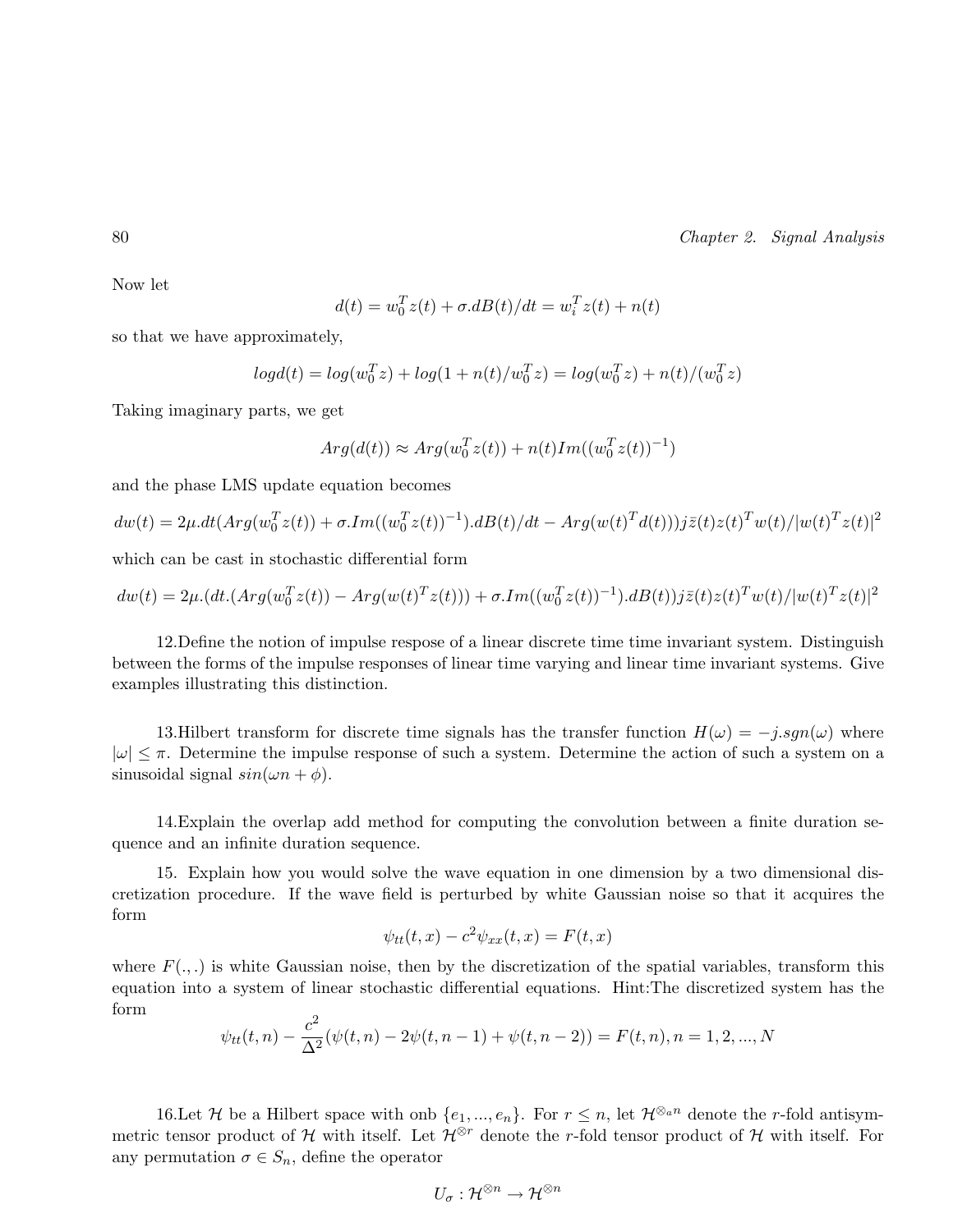Now let

$$d(t) = w_0^T z(t) + \sigma.dB(t)/dt = w_i^T z(t) + n(t)$$

so that we have approximately,

$$logd(t) = log(w_0^T z) + log(1 + n(t)/w_0^T z) = log(w_0^T z) + n(t)/(w_0^T z)$$

Taking imaginary parts, we get

$$Arg(d(t)) \approx Arg(w_0^T z(t)) + n(t) Im((w_0^T z(t))^{-1})$$

and the phase LMS update equation becomes

$$dw(t) = 2\mu.dt(Arg(w_0^T z(t)) + \sigma.Im((w_0^T z(t))^{-1}).dB(t)/dt - Arg(w(t)^T d(t)))j\bar{z}(t)z(t)^T w(t)/|w(t)^T z(t)|^2$$

which can be cast in stochastic differential form

$$dw(t) = 2\mu.(dt.(Arg(w_0^T z(t)) - Arg(w(t)^T z(t))) + \sigma.Im((w_0^T z(t))^{-1}).dB(t))j\bar{z}(t)z(t)^T w(t)/|w(t)^T z(t)|^2$$

12.Define the notion of impulse respose of a linear discrete time time invariant system. Distinguish between the forms of the impulse responses of linear time varying and linear time invariant systems. Give examples illustrating this distinction.

13.Hilbert transform for discrete time signals has the transfer function $H(\omega) = -j.sgn(\omega)$ where $|\omega| \leq \pi$. Determine the impulse response of such a system. Determine the action of such a system on a sinusoidal signal $sin(\omega n + \phi)$.

14.Explain the overlap add method for computing the convolution between a finite duration sequence and an infinite duration sequence.

15. Explain how you would solve the wave equation in one dimension by a two dimensional discretization procedure. If the wave field is perturbed by white Gaussian noise so that it acquires the form

$$\psi_{tt}(t,x) - c^2 \psi_{xx}(t,x) = F(t,x)$$

where $F(.,.)$ is white Gaussian noise, then by the discretization of the spatial variables, transform this equation into a system of linear stochastic differential equations. Hint:The discretized system has the form

$$\psi_{tt}(t,n) - \frac{c^2}{\Delta^2}(\psi(t,n) - 2\psi(t,n-1) + \psi(t,n-2)) = F(t,n), n = 1,2,...,N$$

16.Let $\mathcal{H}$ be a Hilbert space with onb $\{e_1, ..., e_n\}$. For $r \leq n$, let $\mathcal{H}^{\otimes_a n}$ denote the $r$-fold antisymmetric tensor product of $\mathcal{H}$ with itself. Let $\mathcal{H}^{\otimes r}$ denote the $r$-fold tensor product of $\mathcal{H}$ with itself. For any permutation $\sigma \in S_n$, define the operator

$$U_\sigma : \mathcal{H}^{\otimes n} \to \mathcal{H}^{\otimes n}$$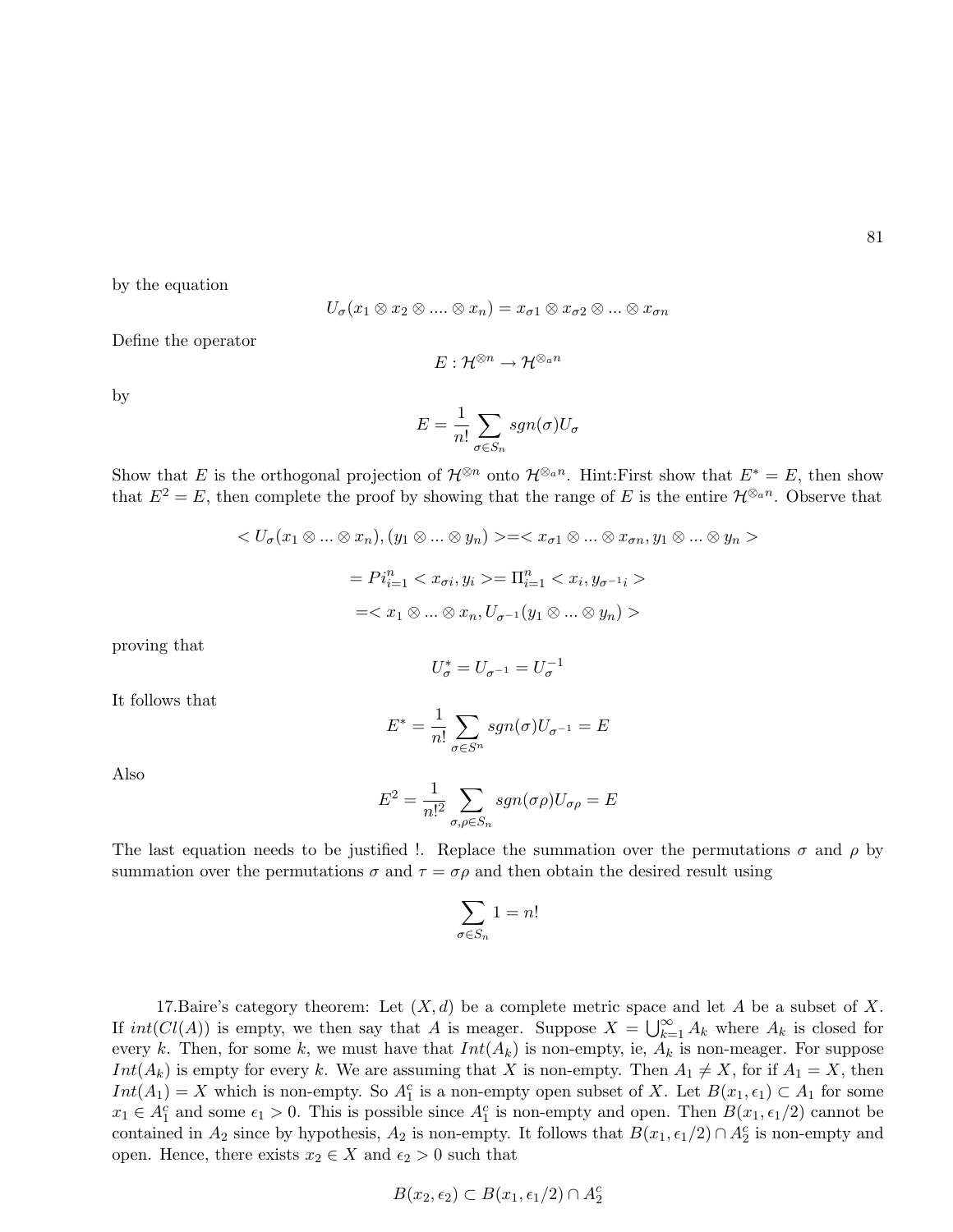by the equation

$$U_\sigma(x_1 \otimes x_2 \otimes .... \otimes x_n) = x_{\sigma 1} \otimes x_{\sigma 2} \otimes ... \otimes x_{\sigma n}$$

Define the operator

$$E : \mathcal{H}^{\otimes n} \to \mathcal{H}^{\otimes_a n}$$

by

$$E = \frac{1}{n!} \sum_{\sigma \in S_n} sgn(\sigma) U_\sigma$$

Show that $E$ is the orthogonal projection of $\mathcal{H}^{\otimes n}$ onto $\mathcal{H}^{\otimes_a n}$. Hint:First show that $E^* = E$, then show that $E^2 = E$, then complete the proof by showing that the range of $E$ is the entire $\mathcal{H}^{\otimes_a n}$. Observe that

$$< U_\sigma(x_1 \otimes ... \otimes x_n), (y_1 \otimes ... \otimes y_n) >=< x_{\sigma 1} \otimes ... \otimes x_{\sigma n}, y_1 \otimes ... \otimes y_n >$$

$$= Pi_{i=1}^n < x_{\sigma i}, y_i >= \Pi_{i=1}^n < x_i, y_{\sigma^{-1} i} >$$

$$=< x_1 \otimes ... \otimes x_n, U_{\sigma^{-1}}(y_1 \otimes ... \otimes y_n) >$$

proving that

$$U_\sigma^* = U_{\sigma^{-1}} = U_\sigma^{-1}$$

It follows that

$$E^* = \frac{1}{n!} \sum_{\sigma \in S^n} sgn(\sigma) U_{\sigma^{-1}} = E$$

Also

$$E^2 = \frac{1}{n!^2} \sum_{\sigma, \rho \in S_n} sgn(\sigma\rho) U_{\sigma\rho} = E$$

The last equation needs to be justified !. Replace the summation over the permutations $\sigma$ and $\rho$ by summation over the permutations $\sigma$ and $\tau = \sigma\rho$ and then obtain the desired result using

$$\sum_{\sigma \in S_n} 1 = n!$$

17.Baire's category theorem: Let $(X, d)$ be a complete metric space and let $A$ be a subset of $X$. If $int(Cl(A))$ is empty, we then say that $A$ is meager. Suppose $X = \bigcup_{k=1}^\infty A_k$ where $A_k$ is closed for every $k$. Then, for some $k$, we must have that $Int(A_k)$ is non-empty, ie, $A_k$ is non-meager. For suppose $Int(A_k)$ is empty for every $k$. We are assuming that $X$ is non-empty. Then $A_1 \neq X$, for if $A_1 = X$, then $Int(A_1) = X$ which is non-empty. So $A_1^c$ is a non-empty open subset of $X$. Let $B(x_1, \epsilon_1) \subset A_1$ for some $x_1 \in A_1^c$ and some $\epsilon_1 > 0$. This is possible since $A_1^c$ is non-empty and open. Then $B(x_1, \epsilon_1/2)$ cannot be contained in $A_2$ since by hypothesis, $A_2$ is non-empty. It follows that $B(x_1, \epsilon_1/2) \cap A_2^c$ is non-empty and open. Hence, there exists $x_2 \in X$ and $\epsilon_2 > 0$ such that

$$B(x_2, \epsilon_2) \subset B(x_1, \epsilon_1/2) \cap A_2^c$$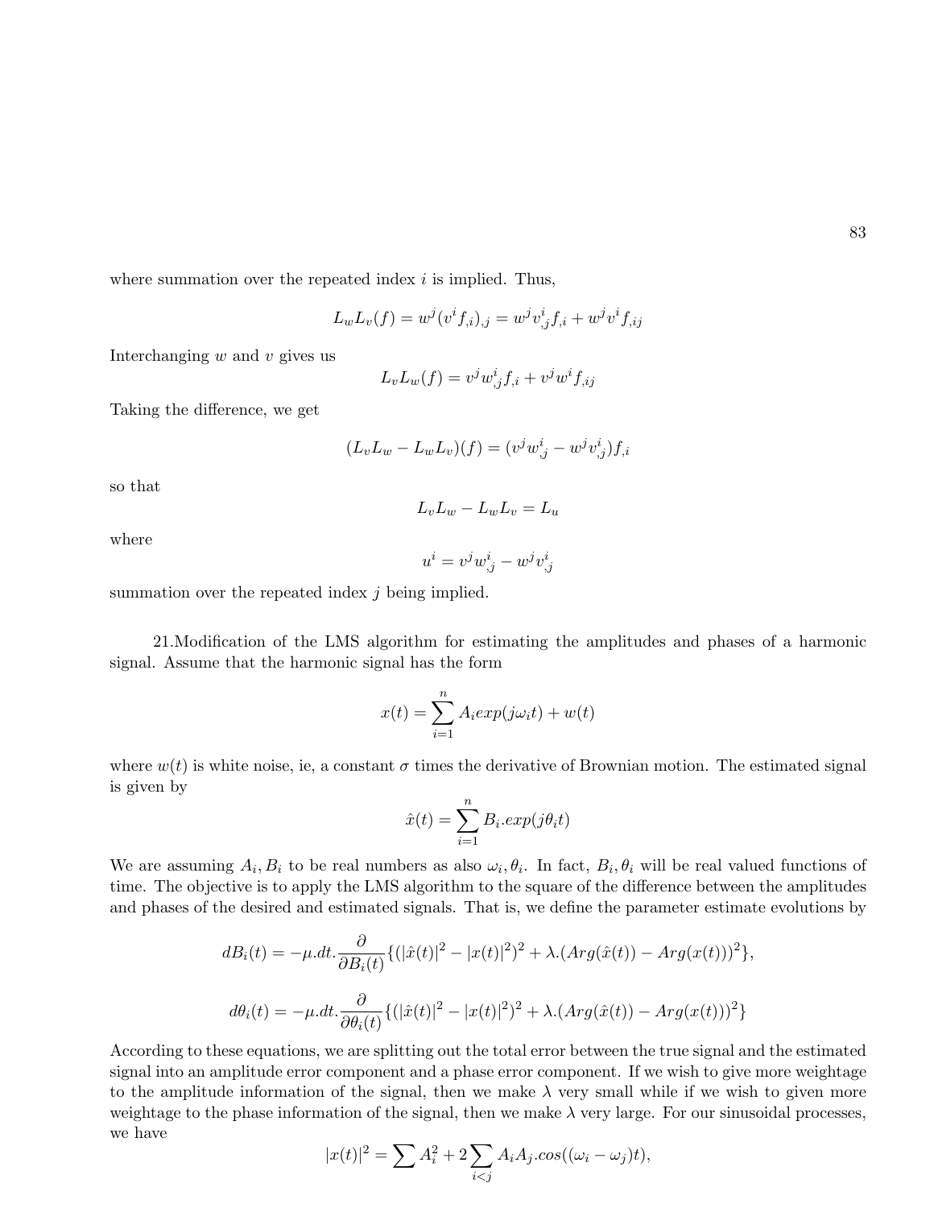where summation over the repeated index $i$ is implied. Thus,

$$L_w L_v(f) = w^j (v^i f_{,i})_{,j} = w^j v^i_{,j} f_{,i} + w^j v^i f_{,ij}$$

Interchanging $w$ and $v$ gives us

$$L_v L_w(f) = v^j w^i_{,j} f_{,i} + v^j w^i f_{,ij}$$

Taking the difference, we get

$$(L_v L_w - L_w L_v)(f) = (v^j w^i_{,j} - w^j v^i_{,j}) f_{,i}$$

so that

$$L_v L_w - L_w L_v = L_u$$

where

$$u^i = v^j w^i_{,j} - w^j v^i_{,j}$$

summation over the repeated index $j$ being implied.

21.Modification of the LMS algorithm for estimating the amplitudes and phases of a harmonic signal. Assume that the harmonic signal has the form

$$x(t) = \sum_{i=1}^{n} A_i exp(j\omega_i t) + w(t)$$

where $w(t)$ is white noise, ie, a constant $\sigma$ times the derivative of Brownian motion. The estimated signal is given by

$$\hat{x}(t) = \sum_{i=1}^{n} B_i.exp(j\theta_i t)$$

We are assuming $A_i, B_i$ to be real numbers as also $\omega_i, \theta_i$. In fact, $B_i, \theta_i$ will be real valued functions of time. The objective is to apply the LMS algorithm to the square of the difference between the amplitudes and phases of the desired and estimated signals. That is, we define the parameter estimate evolutions by

$$dB_i(t) = -\mu.dt.\frac{\partial}{\partial B_i(t)}\{(|\hat{x}(t)|^2 - |x(t)|^2)^2 + \lambda.(Arg(\hat{x}(t)) - Arg(x(t)))^2\},$$

$$d\theta_i(t) = -\mu.dt.\frac{\partial}{\partial \theta_i(t)}\{(|\hat{x}(t)|^2 - |x(t)|^2)^2 + \lambda.(Arg(\hat{x}(t)) - Arg(x(t)))^2\}$$

According to these equations, we are splitting out the total error between the true signal and the estimated signal into an amplitude error component and a phase error component. If we wish to give more weightage to the amplitude information of the signal, then we make $\lambda$ very small while if we wish to given more weightage to the phase information of the signal, then we make $\lambda$ very large. For our sinusoidal processes, we have

$$|x(t)|^2 = \sum A_i^2 + 2\sum_{i<j} A_i A_j.cos((\omega_i - \omega_j)t),$$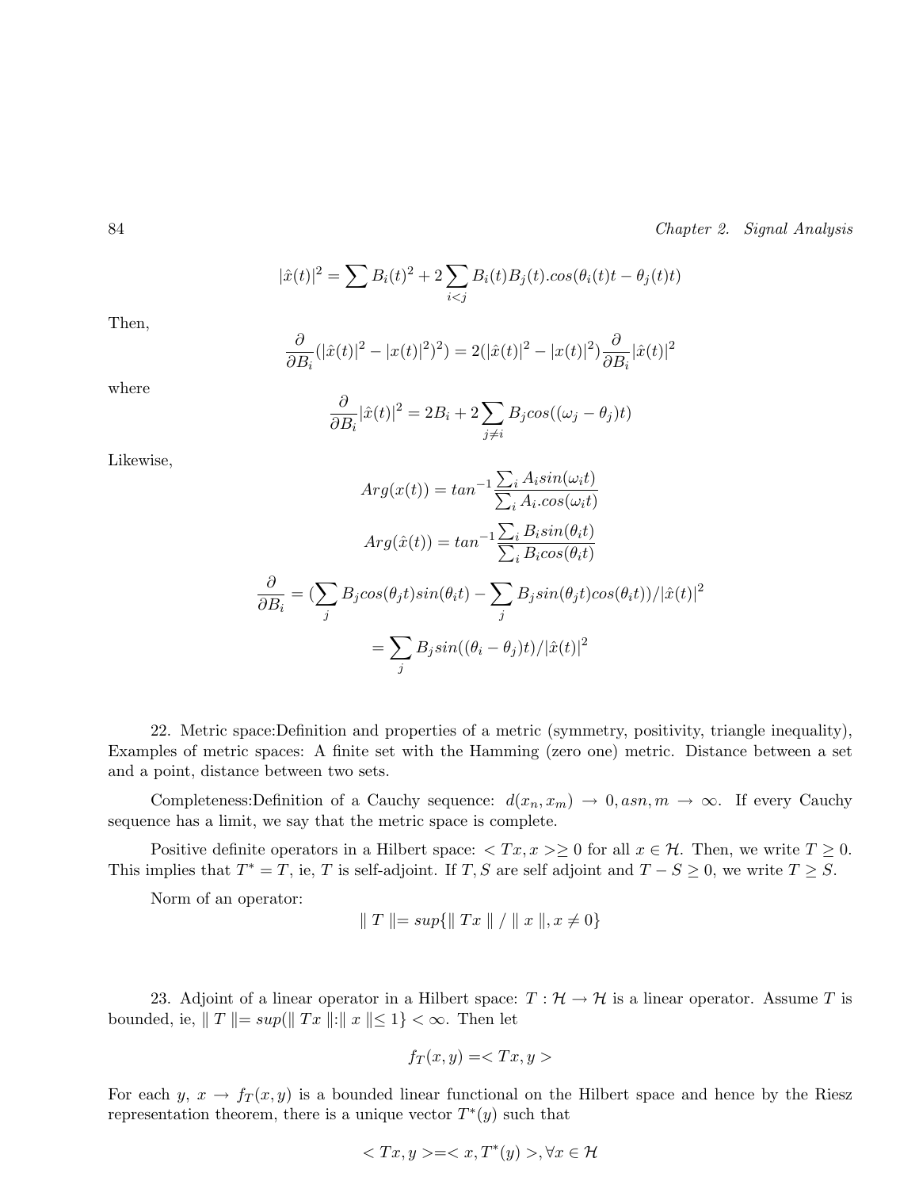$$|\hat{x}(t)|^2 = \sum B_i(t)^2 + 2\sum_{i<j} B_i(t)B_j(t).cos(\theta_i(t)t - \theta_j(t)t)$$

Then,

$$\frac{\partial}{\partial B_i}(|\hat{x}(t)|^2 - |x(t)|^2)^2) = 2(|\hat{x}(t)|^2 - |x(t)|^2)\frac{\partial}{\partial B_i}|\hat{x}(t)|^2$$

where

$$\frac{\partial}{\partial B_i}|\hat{x}(t)|^2 = 2B_i + 2\sum_{j\neq i} B_j cos((\omega_j - \theta_j)t)$$

Likewise,

$$Arg(x(t)) = tan^{-1}\frac{\sum_i A_i sin(\omega_i t)}{\sum_i A_i.cos(\omega_i t)}$$

$$Arg(\hat{x}(t)) = tan^{-1}\frac{\sum_i B_i sin(\theta_i t)}{\sum_i B_i cos(\theta_i t)}$$

$$\frac{\partial}{\partial B_i} = (\sum_j B_j cos(\theta_j t) sin(\theta_i t) - \sum_j B_j sin(\theta_j t) cos(\theta_i t))/|\hat{x}(t)|^2$$

$$= \sum_j B_j sin((\theta_i - \theta_j)t)/|\hat{x}(t)|^2$$

22. Metric space:Definition and properties of a metric (symmetry, positivity, triangle inequality), Examples of metric spaces: A finite set with the Hamming (zero one) metric. Distance between a set and a point, distance between two sets.

Completeness:Definition of a Cauchy sequence: $d(x_n, x_m) \to 0, asn, m \to \infty$. If every Cauchy sequence has a limit, we say that the metric space is complete.

Positive definite operators in a Hilbert space: $< Tx, x > \geq 0$ for all $x \in \mathcal{H}$. Then, we write $T \geq 0$. This implies that $T^* = T$, ie, $T$ is self-adjoint. If $T, S$ are self adjoint and $T - S \geq 0$, we write $T \geq S$.

Norm of an operator:

$$\parallel T \parallel = sup\{\parallel Tx \parallel / \parallel x \parallel, x \neq 0\}$$

23. Adjoint of a linear operator in a Hilbert space: $T : \mathcal{H} \to \mathcal{H}$ is a linear operator. Assume $T$ is bounded, ie, $\parallel T \parallel = sup(\parallel Tx \parallel : \parallel x \parallel \leq 1\} < \infty$. Then let

$$f_T(x, y) = < Tx, y >$$

For each $y$, $x \to f_T(x, y)$ is a bounded linear functional on the Hilbert space and hence by the Riesz representation theorem, there is a unique vector $T^*(y)$ such that

$$< Tx, y > = < x, T^*(y) >, \forall x \in \mathcal{H}$$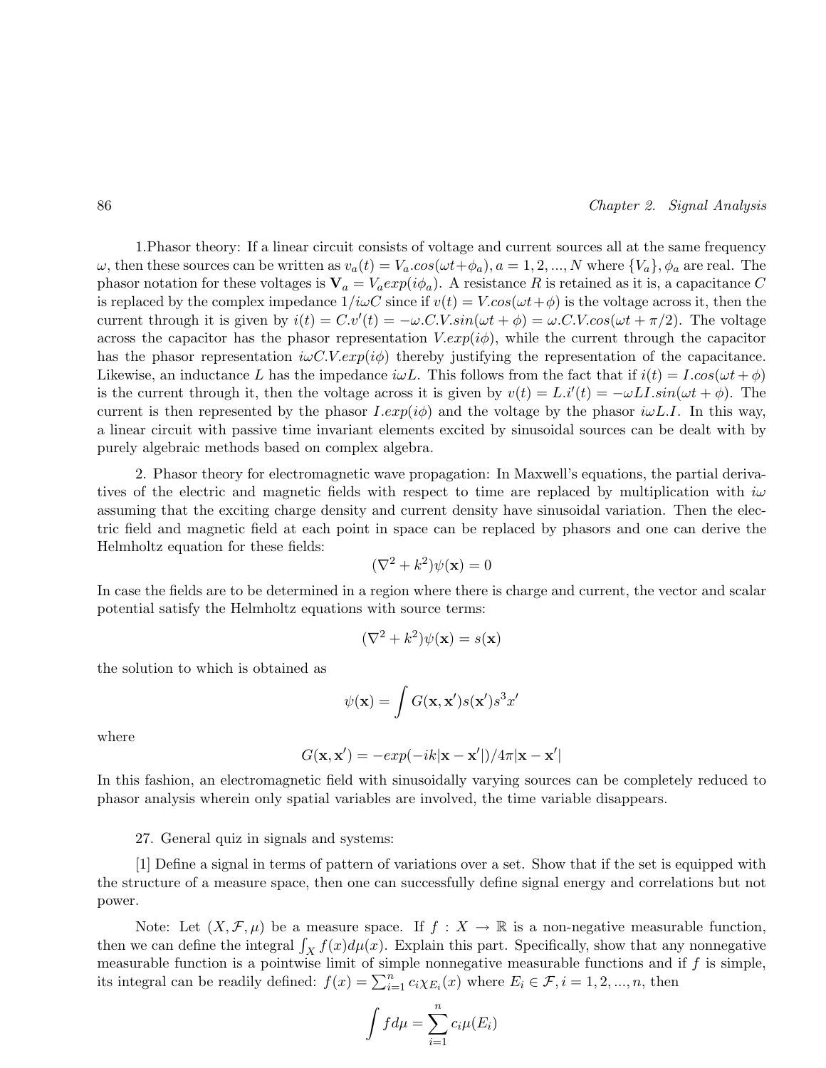1.Phasor theory: If a linear circuit consists of voltage and current sources all at the same frequency $\omega$, then these sources can be written as $v_a(t) = V_a.cos(\omega t + \phi_a), a = 1, 2, ..., N$ where $\{V_a\}, \phi_a$ are real. The phasor notation for these voltages is $\mathbf{V}_a = V_a exp(i\phi_a)$. A resistance $R$ is retained as it is, a capacitance $C$ is replaced by the complex impedance $1/i\omega C$ since if $v(t) = V.cos(\omega t + \phi)$ is the voltage across it, then the current through it is given by $i(t) = C.v'(t) = -\omega.C.V.sin(\omega t + \phi) = \omega.C.V.cos(\omega t + \pi/2)$. The voltage across the capacitor has the phasor representation $V.exp(i\phi)$, while the current through the capacitor has the phasor representation $i\omega C.V.exp(i\phi)$ thereby justifying the representation of the capacitance. Likewise, an inductance $L$ has the impedance $i\omega L$. This follows from the fact that if $i(t) = I.cos(\omega t + \phi)$ is the current through it, then the voltage across it is given by $v(t) = L.i'(t) = -\omega LI.sin(\omega t + \phi)$. The current is then represented by the phasor $I.exp(i\phi)$ and the voltage by the phasor $i\omega L.I$. In this way, a linear circuit with passive time invariant elements excited by sinusoidal sources can be dealt with by purely algebraic methods based on complex algebra.

2. Phasor theory for electromagnetic wave propagation: In Maxwell's equations, the partial derivatives of the electric and magnetic fields with respect to time are replaced by multiplication with $i\omega$ assuming that the exciting charge density and current density have sinusoidal variation. Then the electric field and magnetic field at each point in space can be replaced by phasors and one can derive the Helmholtz equation for these fields:

$$(\nabla^2 + k^2)\psi(\mathbf{x}) = 0$$

In case the fields are to be determined in a region where there is charge and current, the vector and scalar potential satisfy the Helmholtz equations with source terms:

$$(\nabla^2 + k^2)\psi(\mathbf{x}) = s(\mathbf{x})$$

the solution to which is obtained as

$$\psi(\mathbf{x}) = \int G(\mathbf{x}, \mathbf{x}')s(\mathbf{x}')s^3x'$$

where

$$G(\mathbf{x}, \mathbf{x}') = -exp(-ik|\mathbf{x} - \mathbf{x}'|)/4\pi|\mathbf{x} - \mathbf{x}'|$$

In this fashion, an electromagnetic field with sinusoidally varying sources can be completely reduced to phasor analysis wherein only spatial variables are involved, the time variable disappears.

27. General quiz in signals and systems:

[1] Define a signal in terms of pattern of variations over a set. Show that if the set is equipped with the structure of a measure space, then one can successfully define signal energy and correlations but not power.

Note: Let $(X, \mathcal{F}, \mu)$ be a measure space. If $f : X \to \mathbb{R}$ is a non-negative measurable function, then we can define the integral $\int_X f(x)d\mu(x)$. Explain this part. Specifically, show that any nonnegative measurable function is a pointwise limit of simple nonnegative measurable functions and if $f$ is simple, its integral can be readily defined: $f(x) = \sum_{i=1}^n c_i \chi_{E_i}(x)$ where $E_i \in \mathcal{F}, i = 1, 2, ..., n$, then

$$\int f d\mu = \sum_{i=1}^n c_i \mu(E_i)$$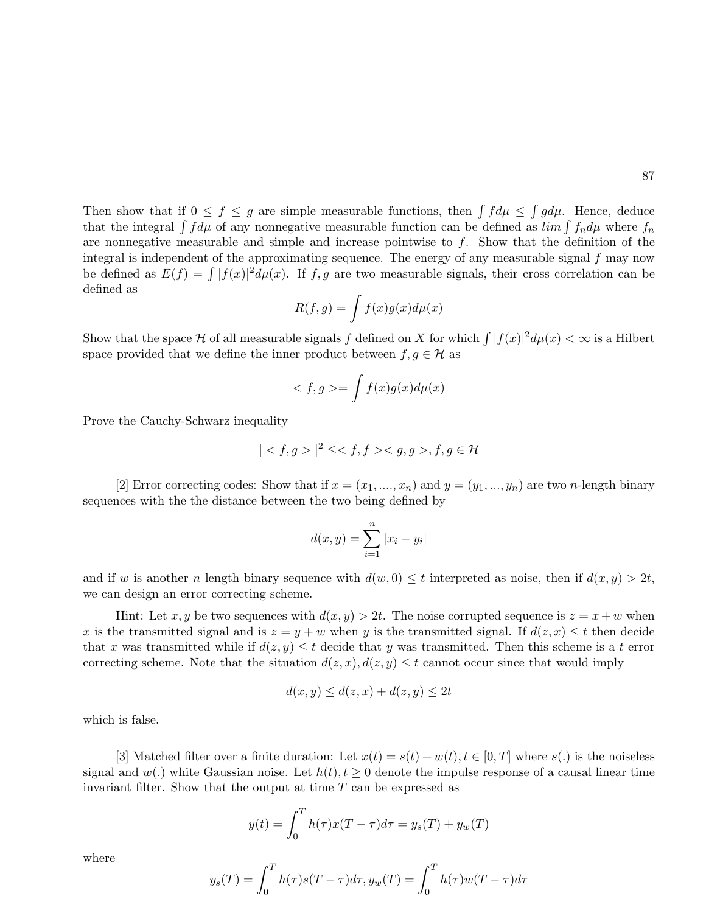Then show that if $0 \leq f \leq g$ are simple measurable functions, then $\int f d\mu \leq \int g d\mu$. Hence, deduce that the integral $\int f d\mu$ of any nonnegative measurable function can be defined as $lim \int f_n d\mu$ where $f_n$ are nonnegative measurable and simple and increase pointwise to $f$. Show that the definition of the integral is independent of the approximating sequence. The energy of any measurable signal $f$ may now be defined as $E(f) = \int |f(x)|^2 d\mu(x)$. If $f, g$ are two measurable signals, their cross correlation can be defined as

$$R(f,g) = \int f(x)g(x)d\mu(x)$$

Show that the space $\mathcal{H}$ of all measurable signals $f$ defined on $X$ for which $\int |f(x)|^2 d\mu(x) < \infty$ is a Hilbert space provided that we define the inner product between $f, g \in \mathcal{H}$ as

$$< f, g >= \int f(x)g(x)d\mu(x)$$

Prove the Cauchy-Schwarz inequality

$$| < f, g > |^2 \leq < f, f >< g, g >, f, g \in \mathcal{H}$$

[2] Error correcting codes: Show that if $x = (x_1, ...., x_n)$ and $y = (y_1, ..., y_n)$ are two $n$-length binary sequences with the the distance between the two being defined by

$$d(x,y) = \sum_{i=1}^{n} |x_i - y_i|$$

and if $w$ is another $n$ length binary sequence with $d(w, 0) \leq t$ interpreted as noise, then if $d(x, y) > 2t$, we can design an error correcting scheme.

Hint: Let $x, y$ be two sequences with $d(x, y) > 2t$. The noise corrupted sequence is $z = x + w$ when $x$ is the transmitted signal and is $z = y + w$ when $y$ is the transmitted signal. If $d(z, x) \leq t$ then decide that $x$ was transmitted while if $d(z, y) \leq t$ decide that $y$ was transmitted. Then this scheme is a $t$ error correcting scheme. Note that the situation $d(z, x), d(z, y) \leq t$ cannot occur since that would imply

$$d(x,y) \leq d(z,x) + d(z,y) \leq 2t$$

which is false.

[3] Matched filter over a finite duration: Let $x(t) = s(t) + w(t), t \in [0, T]$ where $s(.)$ is the noiseless signal and $w(.)$ white Gaussian noise. Let $h(t), t \geq 0$ denote the impulse response of a causal linear time invariant filter. Show that the output at time $T$ can be expressed as

$$y(t) = \int_0^T h(\tau)x(T - \tau)d\tau = y_s(T) + y_w(T)$$

where

$$y_s(T) = \int_0^T h(\tau)s(T - \tau)d\tau, y_w(T) = \int_0^T h(\tau)w(T - \tau)d\tau$$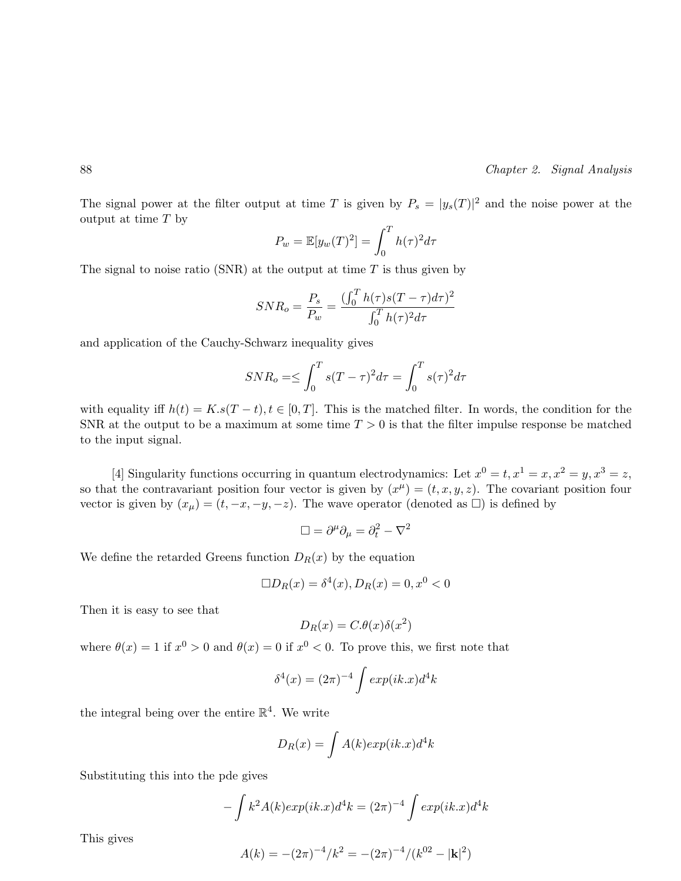The signal power at the filter output at time $T$ is given by $P_s = |y_s(T)|^2$ and the noise power at the output at time $T$ by

$$P_w = \mathbb{E}[y_w(T)^2] = \int_0^T h(\tau)^2 d\tau$$

The signal to noise ratio (SNR) at the output at time $T$ is thus given by

$$SNR_o = \frac{P_s}{P_w} = \frac{(\int_0^T h(\tau)s(T-\tau)d\tau)^2}{\int_0^T h(\tau)^2 d\tau}$$

and application of the Cauchy-Schwarz inequality gives

$$SNR_o = \leq \int_0^T s(T-\tau)^2 d\tau = \int_0^T s(\tau)^2 d\tau$$

with equality iff $h(t) = K.s(T-t), t \in [0,T]$. This is the matched filter. In words, the condition for the SNR at the output to be a maximum at some time $T > 0$ is that the filter impulse response be matched to the input signal.

[4] Singularity functions occurring in quantum electrodynamics: Let $x^0 = t, x^1 = x, x^2 = y, x^3 = z$, so that the contravariant position four vector is given by $(x^\mu) = (t,x,y,z)$. The covariant position four vector is given by $(x_\mu) = (t,-x,-y,-z)$. The wave operator (denoted as $\square$) is defined by

$$\square = \partial^\mu \partial_\mu = \partial_t^2 - \nabla^2$$

We define the retarded Greens function $D_R(x)$ by the equation

$$\square D_R(x) = \delta^4(x), D_R(x) = 0, x^0 < 0$$

Then it is easy to see that

$$D_R(x) = C.\theta(x)\delta(x^2)$$

where $\theta(x) = 1$ if $x^0 > 0$ and $\theta(x) = 0$ if $x^0 < 0$. To prove this, we first note that

$$\delta^4(x) = (2\pi)^{-4} \int exp(ik.x)d^4k$$

the integral being over the entire $\mathbb{R}^4$. We write

$$D_R(x) = \int A(k)exp(ik.x)d^4k$$

Substituting this into the pde gives

$$-\int k^2 A(k)exp(ik.x)d^4k = (2\pi)^{-4} \int exp(ik.x)d^4k$$

This gives

$$A(k) = -(2\pi)^{-4}/k^2 = -(2\pi)^{-4}/(k^{02} - |\mathbf{k}|^2)$$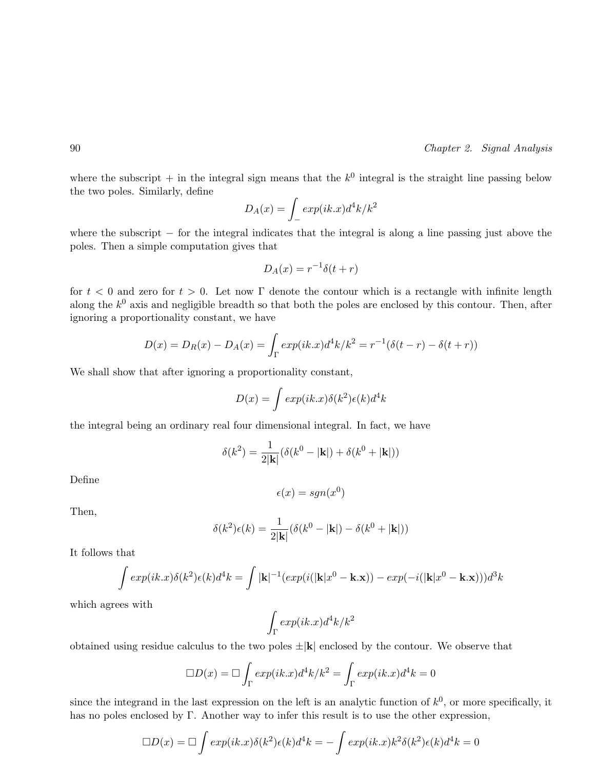where the subscript + in the integral sign means that the $k^0$ integral is the straight line passing below the two poles. Similarly, define

$$D_A(x) = \int_- exp(ik.x)d^4k/k^2$$

where the subscript − for the integral indicates that the integral is along a line passing just above the poles. Then a simple computation gives that

$$D_A(x) = r^{-1}\delta(t+r)$$

for $t < 0$ and zero for $t > 0$. Let now $\Gamma$ denote the contour which is a rectangle with infinite length along the $k^0$ axis and negligible breadth so that both the poles are enclosed by this contour. Then, after ignoring a proportionality constant, we have

$$D(x) = D_R(x) - D_A(x) = \int_\Gamma exp(ik.x)d^4k/k^2 = r^{-1}(\delta(t-r) - \delta(t+r))$$

We shall show that after ignoring a proportionality constant,

$$D(x) = \int exp(ik.x)\delta(k^2)\epsilon(k)d^4k$$

the integral being an ordinary real four dimensional integral. In fact, we have

$$\delta(k^2) = \frac{1}{2|\mathbf{k}|}(\delta(k^0 - |\mathbf{k}|) + \delta(k^0 + |\mathbf{k}|))$$

Define

$$\epsilon(x) = sgn(x^0)$$

Then,

$$\delta(k^2)\epsilon(k) = \frac{1}{2|\mathbf{k}|}(\delta(k^0 - |\mathbf{k}|) - \delta(k^0 + |\mathbf{k}|))$$

It follows that

$$\int exp(ik.x)\delta(k^2)\epsilon(k)d^4k = \int |\mathbf{k}|^{-1}(exp(i(|\mathbf{k}|x^0 - \mathbf{k}.\mathbf{x})) - exp(-i(|\mathbf{k}|x^0 - \mathbf{k}.\mathbf{x}))d^3k$$

which agrees with

$$\int_\Gamma exp(ik.x)d^4k/k^2$$

obtained using residue calculus to the two poles $\pm|\mathbf{k}|$ enclosed by the contour. We observe that

$$\Box D(x) = \Box \int_\Gamma exp(ik.x)d^4k/k^2 = \int_\Gamma exp(ik.x)d^4k = 0$$

since the integrand in the last expression on the left is an analytic function of $k^0$, or more specifically, it has no poles enclosed by $\Gamma$. Another way to infer this result is to use the other expression,

$$\Box D(x) = \Box \int exp(ik.x)\delta(k^2)\epsilon(k)d^4k = -\int exp(ik.x)k^2\delta(k^2)\epsilon(k)d^4k = 0$$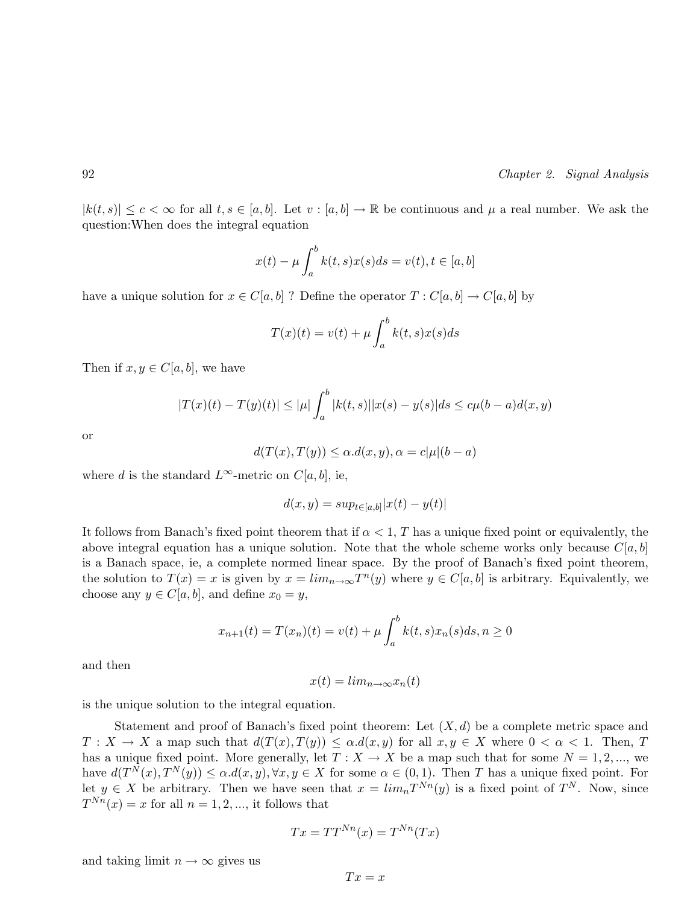$|k(t,s)| \leq c < \infty$ for all $t, s \in [a,b]$. Let $v : [a,b] \to \mathbb{R}$ be continuous and $\mu$ a real number. We ask the question:When does the integral equation

$$x(t) - \mu \int_a^b k(t,s)x(s)ds = v(t), t \in [a,b]$$

have a unique solution for $x \in C[a,b]$ ? Define the operator $T : C[a,b] \to C[a,b]$ by

$$T(x)(t) = v(t) + \mu \int_a^b k(t,s)x(s)ds$$

Then if $x, y \in C[a,b]$, we have

$$|T(x)(t) - T(y)(t)| \leq |\mu| \int_a^b |k(t,s)||x(s) - y(s)|ds \leq c\mu(b-a)d(x,y)$$

or

$$d(T(x), T(y)) \leq \alpha.d(x,y), \alpha = c|\mu|(b-a)$$

where $d$ is the standard $L^\infty$-metric on $C[a,b]$, ie,

$$d(x,y) = sup_{t\in[a,b]}|x(t) - y(t)|$$

It follows from Banach's fixed point theorem that if $\alpha < 1$, $T$ has a unique fixed point or equivalently, the above integral equation has a unique solution. Note that the whole scheme works only because $C[a,b]$ is a Banach space, ie, a complete normed linear space. By the proof of Banach's fixed point theorem, the solution to $T(x) = x$ is given by $x = lim_{n\to\infty}T^n(y)$ where $y \in C[a,b]$ is arbitrary. Equivalently, we choose any $y \in C[a,b]$, and define $x_0 = y$,

$$x_{n+1}(t) = T(x_n)(t) = v(t) + \mu \int_a^b k(t,s)x_n(s)ds, n \geq 0$$

and then

$$x(t) = lim_{n\to\infty}x_n(t)$$

is the unique solution to the integral equation.

Statement and proof of Banach's fixed point theorem: Let $(X,d)$ be a complete metric space and $T : X \to X$ a map such that $d(T(x), T(y)) \leq \alpha.d(x,y)$ for all $x, y \in X$ where $0 < \alpha < 1$. Then, $T$ has a unique fixed point. More generally, let $T : X \to X$ be a map such that for some $N = 1, 2, ...,$ we have $d(T^N(x), T^N(y)) \leq \alpha.d(x,y), \forall x, y \in X$ for some $\alpha \in (0,1)$. Then $T$ has a unique fixed point. For let $y \in X$ be arbitrary. Then we have seen that $x = lim_n T^{Nn}(y)$ is a fixed point of $T^N$. Now, since $T^{Nn}(x) = x$ for all $n = 1, 2, ...,$ it follows that

$$Tx = TT^{Nn}(x) = T^{Nn}(Tx)$$

and taking limit $n \to \infty$ gives us

$$Tx = x$$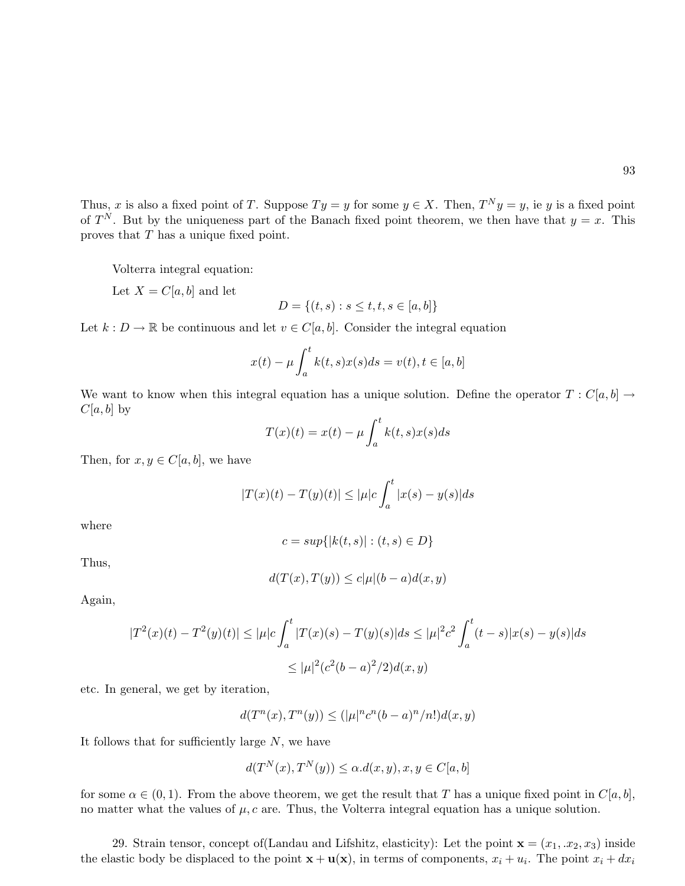Thus, $x$ is also a fixed point of $T$. Suppose $Ty = y$ for some $y \in X$. Then, $T^N y = y$, ie $y$ is a fixed point of $T^N$. But by the uniqueness part of the Banach fixed point theorem, we then have that $y = x$. This proves that $T$ has a unique fixed point.

Volterra integral equation:

Let $X = C[a, b]$ and let

$$D = \{(t, s) : s \leq t, t, s \in [a, b]\}$$

Let $k : D \to \mathbb{R}$ be continuous and let $v \in C[a, b]$. Consider the integral equation

$$x(t) - \mu \int_a^t k(t, s)x(s)ds = v(t), t \in [a, b]$$

We want to know when this integral equation has a unique solution. Define the operator $T : C[a, b] \to C[a, b]$ by

$$T(x)(t) = x(t) - \mu \int_a^t k(t, s)x(s)ds$$

Then, for $x, y \in C[a, b]$, we have

$$|T(x)(t) - T(y)(t)| \leq |\mu| c \int_a^t |x(s) - y(s)|ds$$

where

$$c = sup\{|k(t, s)| : (t, s) \in D\}$$

Thus,

$$d(T(x), T(y)) \leq c|\mu|(b - a)d(x, y)$$

Again,

$$|T^2(x)(t) - T^2(y)(t)| \leq |\mu| c \int_a^t |T(x)(s) - T(y)(s)|ds \leq |\mu|^2 c^2 \int_a^t (t - s)|x(s) - y(s)|ds$$

$$\leq |\mu|^2 (c^2 (b - a)^2 / 2) d(x, y)$$

etc. In general, we get by iteration,

$$d(T^n(x), T^n(y)) \leq (|\mu|^n c^n (b - a)^n / n!) d(x, y)$$

It follows that for sufficiently large $N$, we have

$$d(T^N(x), T^N(y)) \leq \alpha . d(x, y), x, y \in C[a, b]$$

for some $\alpha \in (0, 1)$. From the above theorem, we get the result that $T$ has a unique fixed point in $C[a, b]$, no matter what the values of $\mu, c$ are. Thus, the Volterra integral equation has a unique solution.

29. Strain tensor, concept of(Landau and Lifshitz, elasticity): Let the point $\mathbf{x} = (x_1, .x_2, x_3)$ inside the elastic body be displaced to the point $\mathbf{x} + \mathbf{u}(\mathbf{x})$, in terms of components, $x_i + u_i$. The point $x_i + dx_i$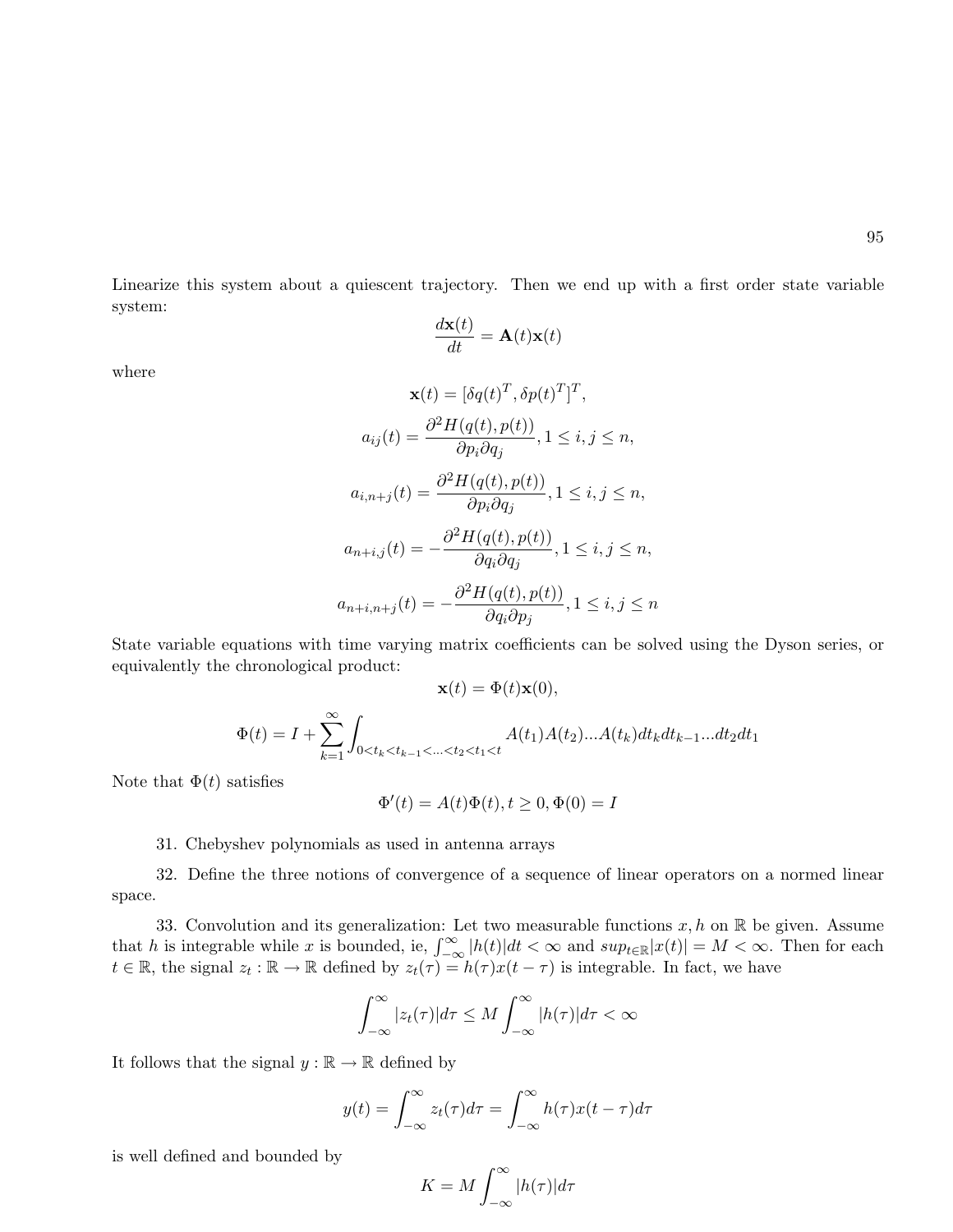Linearize this system about a quiescent trajectory. Then we end up with a first order state variable system:

$$\frac{d\mathbf{x}(t)}{dt} = \mathbf{A}(t)\mathbf{x}(t)$$

where

$$\mathbf{x}(t) = [\delta q(t)^T, \delta p(t)^T]^T,$$

$$a_{ij}(t) = \frac{\partial^2 H(q(t),p(t))}{\partial p_i \partial q_j}, 1 \leq i,j \leq n,$$

$$a_{i,n+j}(t) = \frac{\partial^2 H(q(t),p(t))}{\partial p_i \partial q_j}, 1 \leq i,j \leq n,$$

$$a_{n+i,j}(t) = -\frac{\partial^2 H(q(t),p(t))}{\partial q_i \partial q_j}, 1 \leq i,j \leq n,$$

$$a_{n+i,n+j}(t) = -\frac{\partial^2 H(q(t),p(t))}{\partial q_i \partial p_j}, 1 \leq i,j \leq n$$

State variable equations with time varying matrix coefficients can be solved using the Dyson series, or equivalently the chronological product:

$$\mathbf{x}(t) = \Phi(t)\mathbf{x}(0),$$

$$\Phi(t) = I + \sum_{k=1}^{\infty} \int_{0<t_k<t_{k-1}<\ldots<t_2<t_1<t} A(t_1)A(t_2)\ldots A(t_k)dt_k dt_{k-1}\ldots dt_2 dt_1$$

Note that $\Phi(t)$ satisfies

$$\Phi'(t) = A(t)\Phi(t), t \geq 0, \Phi(0) = I$$

31. Chebyshev polynomials as used in antenna arrays

32. Define the three notions of convergence of a sequence of linear operators on a normed linear space.

33. Convolution and its generalization: Let two measurable functions $x, h$ on $\mathbb{R}$ be given. Assume that $h$ is integrable while $x$ is bounded, ie, $\int_{-\infty}^{\infty} |h(t)|dt < \infty$ and $sup_{t \in \mathbb{R}}|x(t)| = M < \infty$. Then for each $t \in \mathbb{R}$, the signal $z_t : \mathbb{R} \to \mathbb{R}$ defined by $z_t(\tau) = h(\tau)x(t-\tau)$ is integrable. In fact, we have

$$\int_{-\infty}^{\infty} |z_t(\tau)|d\tau \leq M \int_{-\infty}^{\infty} |h(\tau)|d\tau < \infty$$

It follows that the signal $y : \mathbb{R} \to \mathbb{R}$ defined by

$$y(t) = \int_{-\infty}^{\infty} z_t(\tau)d\tau = \int_{-\infty}^{\infty} h(\tau)x(t-\tau)d\tau$$

is well defined and bounded by

$$K = M \int_{-\infty}^{\infty} |h(\tau)|d\tau$$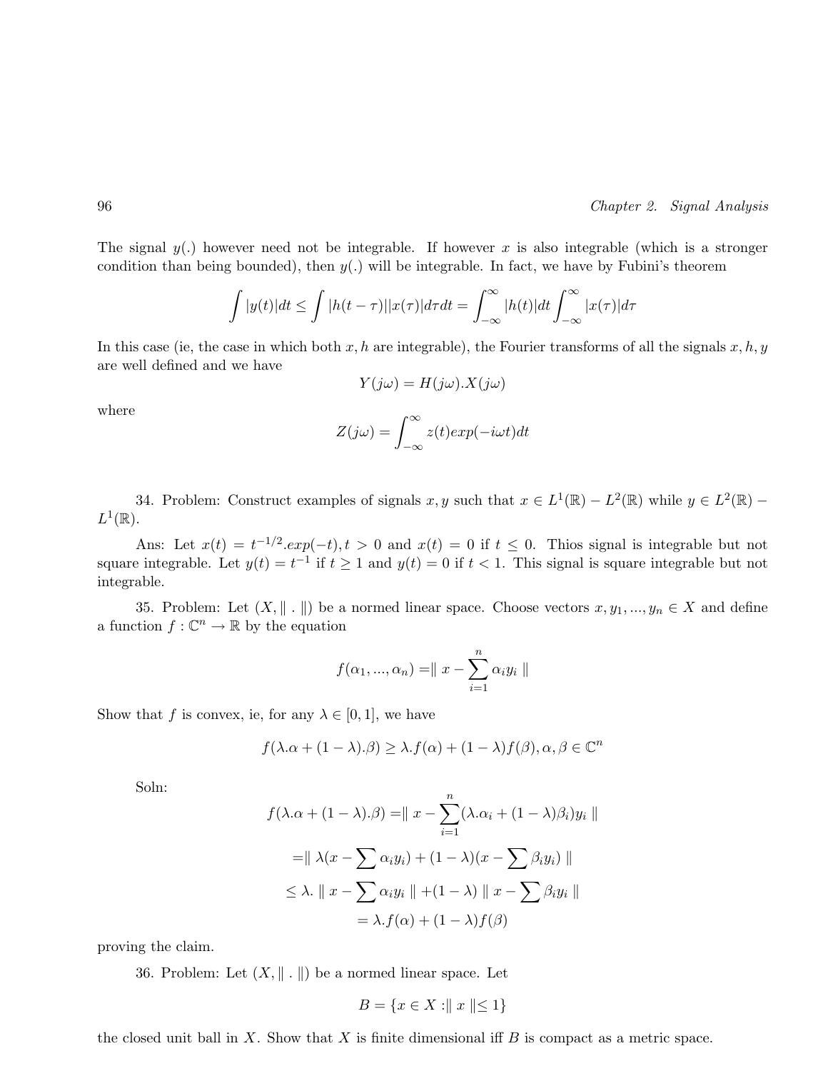The signal $y(.)$ however need not be integrable. If however $x$ is also integrable (which is a stronger condition than being bounded), then $y(.)$ will be integrable. In fact, we have by Fubini's theorem

$$\int |y(t)|dt \leq \int |h(t-\tau)||x(\tau)|d\tau dt = \int_{-\infty}^{\infty} |h(t)|dt \int_{-\infty}^{\infty} |x(\tau)|d\tau$$

In this case (ie, the case in which both $x, h$ are integrable), the Fourier transforms of all the signals $x, h, y$ are well defined and we have

$$Y(j\omega) = H(j\omega).X(j\omega)$$

where

$$Z(j\omega) = \int_{-\infty}^{\infty} z(t)exp(-i\omega t)dt$$

34. Problem: Construct examples of signals $x, y$ such that $x \in L^1(\mathbb{R}) - L^2(\mathbb{R})$ while $y \in L^2(\mathbb{R}) - L^1(\mathbb{R})$.

Ans: Let $x(t) = t^{-1/2}.exp(-t), t > 0$ and $x(t) = 0$ if $t \leq 0$. Thios signal is integrable but not square integrable. Let $y(t) = t^{-1}$ if $t \geq 1$ and $y(t) = 0$ if $t < 1$. This signal is square integrable but not integrable.

35. Problem: Let $(X, \| . \|)$ be a normed linear space. Choose vectors $x, y_1, ..., y_n \in X$ and define a function $f : \mathbb{C}^n \to \mathbb{R}$ by the equation

$$f(\alpha_1, ..., \alpha_n) = \| x - \sum_{i=1}^{n} \alpha_i y_i \|$$

Show that $f$ is convex, ie, for any $\lambda \in [0, 1]$, we have

$$f(\lambda.\alpha + (1-\lambda).\beta) \geq \lambda.f(\alpha) + (1-\lambda)f(\beta), \alpha, \beta \in \mathbb{C}^n$$

Soln:

$$f(\lambda.\alpha + (1-\lambda).\beta) = \| x - \sum_{i=1}^{n}(\lambda.\alpha_i + (1-\lambda)\beta_i)y_i \|$$

$$= \| \lambda(x - \sum \alpha_i y_i) + (1-\lambda)(x - \sum \beta_i y_i) \|$$

$$\leq \lambda. \| x - \sum \alpha_i y_i \| + (1-\lambda) \| x - \sum \beta_i y_i \|$$

$$= \lambda.f(\alpha) + (1-\lambda)f(\beta)$$

proving the claim.

36. Problem: Let $(X, \| . \|)$ be a normed linear space. Let

$$B = \{x \in X : \| x \| \leq 1\}$$

the closed unit ball in $X$. Show that $X$ is finite dimensional iff $B$ is compact as a metric space.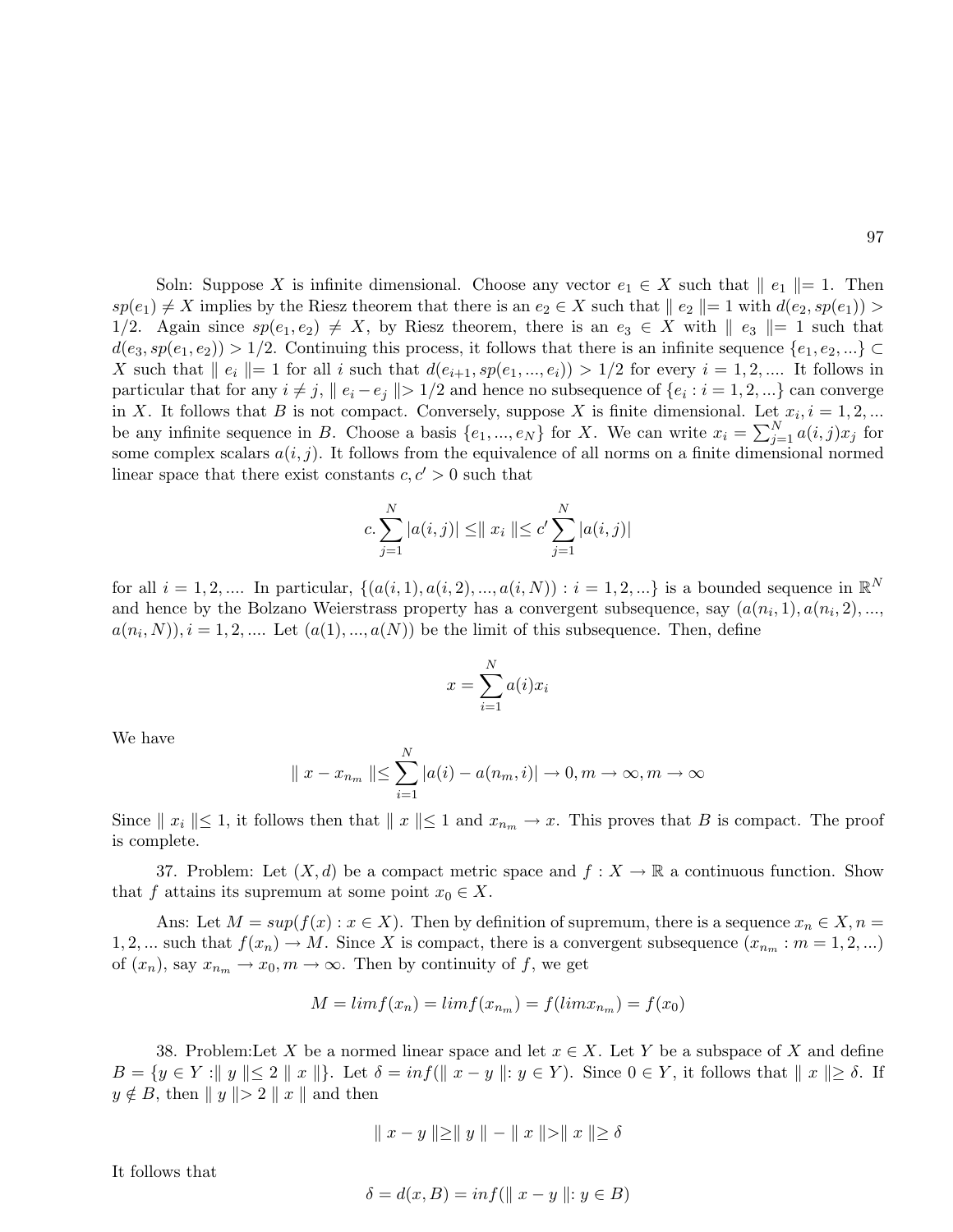Soln: Suppose $X$ is infinite dimensional. Choose any vector $e_1 \in X$ such that $\| e_1 \| = 1$. Then $sp(e_1) \neq X$ implies by the Riesz theorem that there is an $e_2 \in X$ such that $\| e_2 \| = 1$ with $d(e_2, sp(e_1)) > 1/2$. Again since $sp(e_1, e_2) \neq X$, by Riesz theorem, there is an $e_3 \in X$ with $\| e_3 \| = 1$ such that $d(e_3, sp(e_1, e_2)) > 1/2$. Continuing this process, it follows that there is an infinite sequence $\{e_1, e_2, ...\} \subset X$ such that $\| e_i \| = 1$ for all $i$ such that $d(e_{i+1}, sp(e_1, ..., e_i)) > 1/2$ for every $i = 1, 2, ....$ It follows in particular that for any $i \neq j$, $\| e_i - e_j \| > 1/2$ and hence no subsequence of $\{e_i : i = 1, 2, ...\}$ can converge in $X$. It follows that $B$ is not compact. Conversely, suppose $X$ is finite dimensional. Let $x_i, i = 1, 2, ...$ be any infinite sequence in $B$. Choose a basis $\{e_1, ..., e_N\}$ for $X$. We can write $x_i = \sum_{j=1}^{N} a(i,j) x_j$ for some complex scalars $a(i,j)$. It follows from the equivalence of all norms on a finite dimensional normed linear space that there exist constants $c, c' > 0$ such that

$$c. \sum_{j=1}^{N} |a(i,j)| \leq \| x_i \| \leq c' \sum_{j=1}^{N} |a(i,j)|$$

for all $i = 1, 2, ....$ In particular, $\{(a(i,1), a(i,2), ..., a(i,N)) : i = 1, 2, ...\}$ is a bounded sequence in $\mathbb{R}^N$ and hence by the Bolzano Weierstrass property has a convergent subsequence, say $(a(n_i, 1), a(n_i, 2), ..., a(n_i, N)), i = 1, 2, ....$ Let $(a(1), ..., a(N))$ be the limit of this subsequence. Then, define

$$x = \sum_{i=1}^{N} a(i) x_i$$

We have

$$\| x - x_{n_m} \| \leq \sum_{i=1}^{N} |a(i) - a(n_m, i)| \to 0, m \to \infty, m \to \infty$$

Since $\| x_i \| \leq 1$, it follows then that $\| x \| \leq 1$ and $x_{n_m} \to x$. This proves that $B$ is compact. The proof is complete.

37. Problem: Let $(X, d)$ be a compact metric space and $f : X \to \mathbb{R}$ a continuous function. Show that $f$ attains its supremum at some point $x_0 \in X$.

Ans: Let $M = sup(f(x) : x \in X)$. Then by definition of supremum, there is a sequence $x_n \in X, n = 1, 2, ...$ such that $f(x_n) \to M$. Since $X$ is compact, there is a convergent subsequence $(x_{n_m} : m = 1, 2, ...)$ of $(x_n)$, say $x_{n_m} \to x_0, m \to \infty$. Then by continuity of $f$, we get

$$M = lim f(x_n) = lim f(x_{n_m}) = f(lim x_{n_m}) = f(x_0)$$

38. Problem:Let $X$ be a normed linear space and let $x \in X$. Let $Y$ be a subspace of $X$ and define $B = \{y \in Y : \| y \| \leq 2 \| x \|\}$. Let $\delta = inf(\| x - y \| : y \in Y)$. Since $0 \in Y$, it follows that $\| x \| \geq \delta$. If $y \notin B$, then $\| y \| > 2 \| x \|$ and then

$$\| x - y \| \geq \| y \| - \| x \| > \| x \| \geq \delta$$

It follows that

$$\delta = d(x, B) = inf(\| x - y \| : y \in B)$$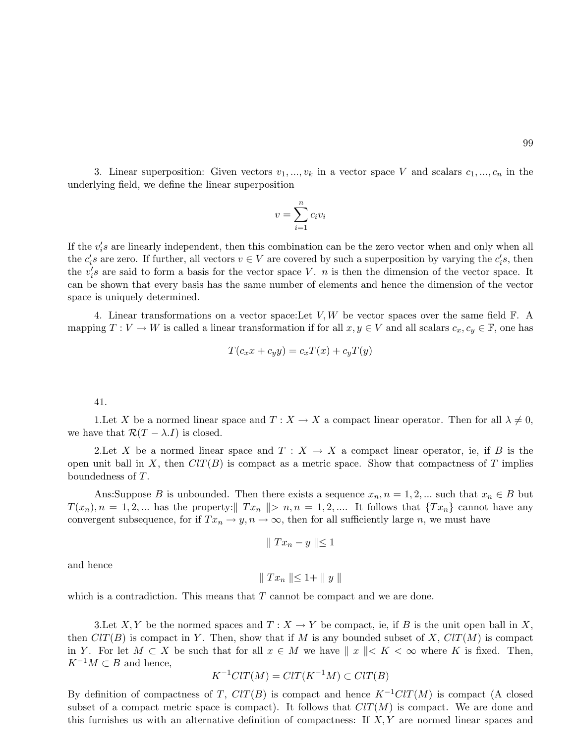3. Linear superposition: Given vectors $v_1, ..., v_k$ in a vector space $V$ and scalars $c_1, ..., c_n$ in the underlying field, we define the linear superposition

$$v = \sum_{i=1}^{n} c_i v_i$$

If the $v_i's$ are linearly independent, then this combination can be the zero vector when and only when all the $c_i's$ are zero. If further, all vectors $v \in V$ are covered by such a superposition by varying the $c_i's$, then the $v_i's$ are said to form a basis for the vector space $V$. $n$ is then the dimension of the vector space. It can be shown that every basis has the same number of elements and hence the dimension of the vector space is uniquely determined.

4. Linear transformations on a vector space:Let $V, W$ be vector spaces over the same field $\mathbb{F}$. A mapping $T : V \to W$ is called a linear transformation if for all $x, y \in V$ and all scalars $c_x, c_y \in \mathbb{F}$, one has

$$T(c_x x + c_y y) = c_x T(x) + c_y T(y)$$

41.

1.Let $X$ be a normed linear space and $T : X \to X$ a compact linear operator. Then for all $\lambda \neq 0$, we have that $\mathcal{R}(T - \lambda.I)$ is closed.

2.Let $X$ be a normed linear space and $T : X \to X$ a compact linear operator, ie, if $B$ is the open unit ball in $X$, then $ClT(B)$ is compact as a metric space. Show that compactness of $T$ implies boundedness of $T$.

Ans:Suppose $B$ is unbounded. Then there exists a sequence $x_n, n = 1, 2, ...$ such that $x_n \in B$ but $T(x_n), n = 1, 2, ...$ has the property:$\| Tx_n \| > n, n = 1, 2, ....$ It follows that $\{Tx_n\}$ cannot have any convergent subsequence, for if $Tx_n \to y, n \to \infty$, then for all sufficiently large $n$, we must have

$$\| Tx_n - y \| \leq 1$$

and hence

$$\| Tx_n \| \leq 1 + \| y \|$$

which is a contradiction. This means that $T$ cannot be compact and we are done.

3.Let $X, Y$ be the normed spaces and $T : X \to Y$ be compact, ie, if $B$ is the unit open ball in $X$, then $ClT(B)$ is compact in $Y$. Then, show that if $M$ is any bounded subset of $X$, $ClT(M)$ is compact in $Y$. For let $M \subset X$ be such that for all $x \in M$ we have $\| x \| < K < \infty$ where $K$ is fixed. Then, $K^{-1}M \subset B$ and hence,

$$K^{-1}ClT(M) = ClT(K^{-1}M) \subset ClT(B)$$

By definition of compactness of $T$, $ClT(B)$ is compact and hence $K^{-1}ClT(M)$ is compact (A closed subset of a compact metric space is compact). It follows that $ClT(M)$ is compact. We are done and this furnishes us with an alternative definition of compactness: If $X, Y$ are normed linear spaces and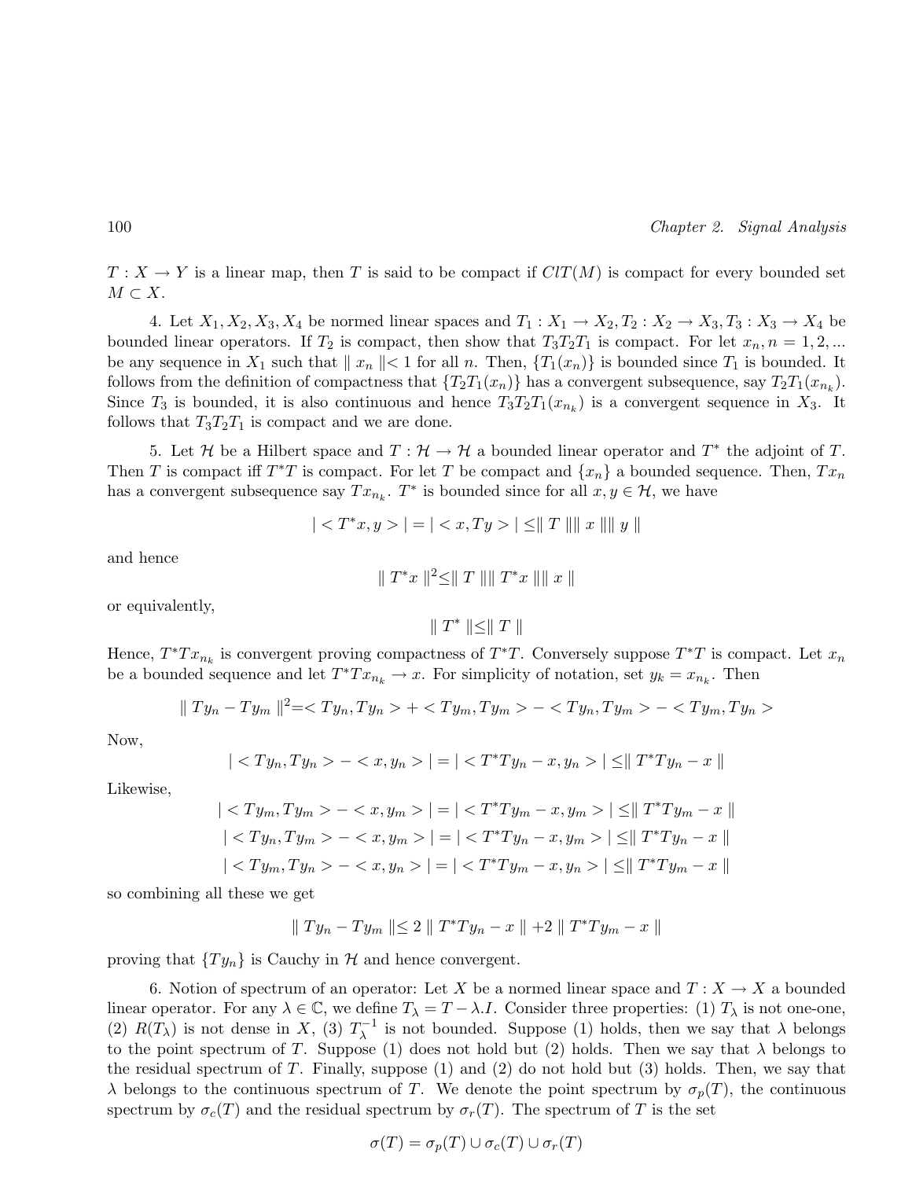$T : X \rightarrow Y$ is a linear map, then $T$ is said to be compact if $ClT(M)$ is compact for every bounded set $M \subset X$.

4. Let $X_1, X_2, X_3, X_4$ be normed linear spaces and $T_1 : X_1 \rightarrow X_2, T_2 : X_2 \rightarrow X_3, T_3 : X_3 \rightarrow X_4$ be bounded linear operators. If $T_2$ is compact, then show that $T_3T_2T_1$ is compact. For let $x_n, n = 1, 2, ...$ be any sequence in $X_1$ such that $\| x_n \| < 1$ for all $n$. Then, $\{T_1(x_n)\}$ is bounded since $T_1$ is bounded. It follows from the definition of compactness that $\{T_2T_1(x_n)\}$ has a convergent subsequence, say $T_2T_1(x_{n_k})$. Since $T_3$ is bounded, it is also continuous and hence $T_3T_2T_1(x_{n_k})$ is a convergent sequence in $X_3$. It follows that $T_3T_2T_1$ is compact and we are done.

5. Let $\mathcal{H}$ be a Hilbert space and $T : \mathcal{H} \rightarrow \mathcal{H}$ a bounded linear operator and $T^*$ the adjoint of $T$. Then $T$ is compact iff $T^*T$ is compact. For let $T$ be compact and $\{x_n\}$ a bounded sequence. Then, $Tx_n$ has a convergent subsequence say $Tx_{n_k}$. $T^*$ is bounded since for all $x, y \in \mathcal{H}$, we have

$$| < T^*x, y > | = | < x, Ty > | \leq \| T \| \| x \| \| y \|$$

and hence

$$\| T^*x \|^2 \leq \| T \| \| T^*x \| \| x \|$$

or equivalently,

$$\| T^* \| \leq \| T \|$$

Hence, $T^*Tx_{n_k}$ is convergent proving compactness of $T^*T$. Conversely suppose $T^*T$ is compact. Let $x_n$ be a bounded sequence and let $T^*Tx_{n_k} \rightarrow x$. For simplicity of notation, set $y_k = x_{n_k}$. Then

$$\| Ty_n - Ty_m \|^2 = < Ty_n, Ty_n > + < Ty_m, Ty_m > - < Ty_n, Ty_m > - < Ty_m, Ty_n >$$

Now,

$$| < Ty_n, Ty_n > - < x, y_n > | = | < T^*Ty_n - x, y_n > | \leq \| T^*Ty_n - x \|$$

Likewise,

$$| < Ty_m, Ty_m > - < x, y_m > | = | < T^*Ty_m - x, y_m > | \leq \| T^*Ty_m - x \|$$

$$| < Ty_n, Ty_m > - < x, y_m > | = | < T^*Ty_n - x, y_m > | \leq \| T^*Ty_n - x \|$$

$$| < Ty_m, Ty_n > - < x, y_n > | = | < T^*Ty_m - x, y_n > | \leq \| T^*Ty_m - x \|$$

so combining all these we get

$$\| Ty_n - Ty_m \| \leq 2 \| T^*Ty_n - x \| + 2 \| T^*Ty_m - x \|$$

proving that $\{Ty_n\}$ is Cauchy in $\mathcal{H}$ and hence convergent.

6. Notion of spectrum of an operator: Let $X$ be a normed linear space and $T : X \rightarrow X$ a bounded linear operator. For any $\lambda \in \mathbb{C}$, we define $T_\lambda = T - \lambda.I$. Consider three properties: (1) $T_\lambda$ is not one-one, (2) $R(T_\lambda)$ is not dense in $X$, (3) $T_\lambda^{-1}$ is not bounded. Suppose (1) holds, then we say that $\lambda$ belongs to the point spectrum of $T$. Suppose (1) does not hold but (2) holds. Then we say that $\lambda$ belongs to the residual spectrum of $T$. Finally, suppose (1) and (2) do not hold but (3) holds. Then, we say that $\lambda$ belongs to the continuous spectrum of $T$. We denote the point spectrum by $\sigma_p(T)$, the continuous spectrum by $\sigma_c(T)$ and the residual spectrum by $\sigma_r(T)$. The spectrum of $T$ is the set

$$\sigma(T) = \sigma_p(T) \cup \sigma_c(T) \cup \sigma_r(T)$$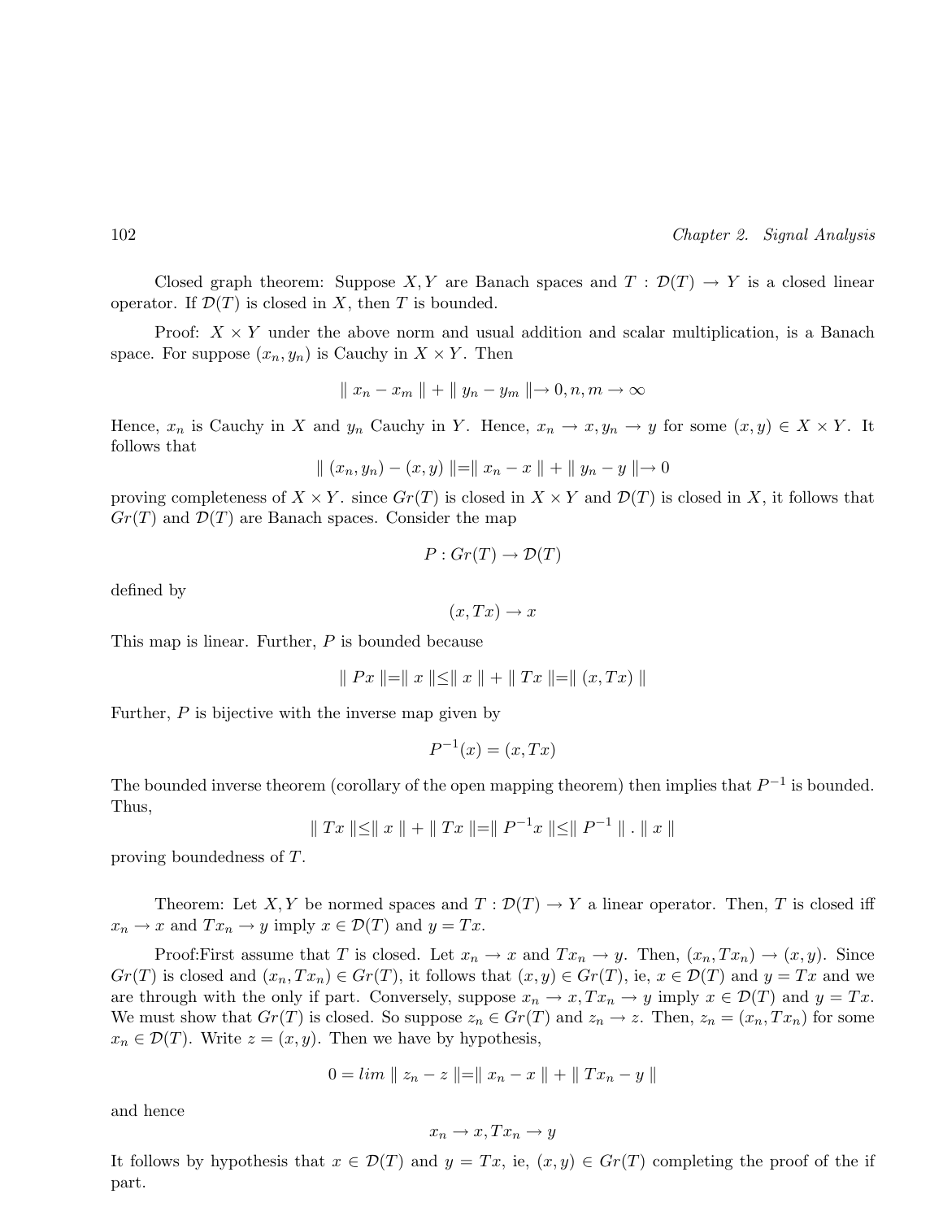Closed graph theorem: Suppose $X, Y$ are Banach spaces and $T : \mathcal{D}(T) \to Y$ is a closed linear operator. If $\mathcal{D}(T)$ is closed in $X$, then $T$ is bounded.

Proof: $X \times Y$ under the above norm and usual addition and scalar multiplication, is a Banach space. For suppose $(x_n, y_n)$ is Cauchy in $X \times Y$. Then

$$\| x_n - x_m \| + \| y_n - y_m \| \to 0, n, m \to \infty$$

Hence, $x_n$ is Cauchy in $X$ and $y_n$ Cauchy in $Y$. Hence, $x_n \to x, y_n \to y$ for some $(x, y) \in X \times Y$. It follows that

$$\| (x_n, y_n) - (x, y) \| = \| x_n - x \| + \| y_n - y \| \to 0$$

proving completeness of $X \times Y$. since $Gr(T)$ is closed in $X \times Y$ and $\mathcal{D}(T)$ is closed in $X$, it follows that $Gr(T)$ and $\mathcal{D}(T)$ are Banach spaces. Consider the map

$$P : Gr(T) \to \mathcal{D}(T)$$

defined by

$$(x, Tx) \to x$$

This map is linear. Further, $P$ is bounded because

$$\| Px \| = \| x \| \leq \| x \| + \| Tx \| = \| (x, Tx) \|$$

Further, $P$ is bijective with the inverse map given by

$$P^{-1}(x) = (x, Tx)$$

The bounded inverse theorem (corollary of the open mapping theorem) then implies that $P^{-1}$ is bounded. Thus,

$$\| Tx \| \leq \| x \| + \| Tx \| = \| P^{-1}x \| \leq \| P^{-1} \| . \| x \|$$

proving boundedness of $T$.

Theorem: Let $X, Y$ be normed spaces and $T : \mathcal{D}(T) \to Y$ a linear operator. Then, $T$ is closed iff $x_n \to x$ and $Tx_n \to y$ imply $x \in \mathcal{D}(T)$ and $y = Tx$.

Proof:First assume that $T$ is closed. Let $x_n \to x$ and $Tx_n \to y$. Then, $(x_n, Tx_n) \to (x, y)$. Since $Gr(T)$ is closed and $(x_n, Tx_n) \in Gr(T)$, it follows that $(x, y) \in Gr(T)$, ie, $x \in \mathcal{D}(T)$ and $y = Tx$ and we are through with the only if part. Conversely, suppose $x_n \to x, Tx_n \to y$ imply $x \in \mathcal{D}(T)$ and $y = Tx$. We must show that $Gr(T)$ is closed. So suppose $z_n \in Gr(T)$ and $z_n \to z$. Then, $z_n = (x_n, Tx_n)$ for some $x_n \in \mathcal{D}(T)$. Write $z = (x, y)$. Then we have by hypothesis,

$$0 = lim \| z_n - z \| = \| x_n - x \| + \| Tx_n - y \|$$

and hence

$$x_n \to x, Tx_n \to y$$

It follows by hypothesis that $x \in \mathcal{D}(T)$ and $y = Tx$, ie, $(x, y) \in Gr(T)$ completing the proof of the if part.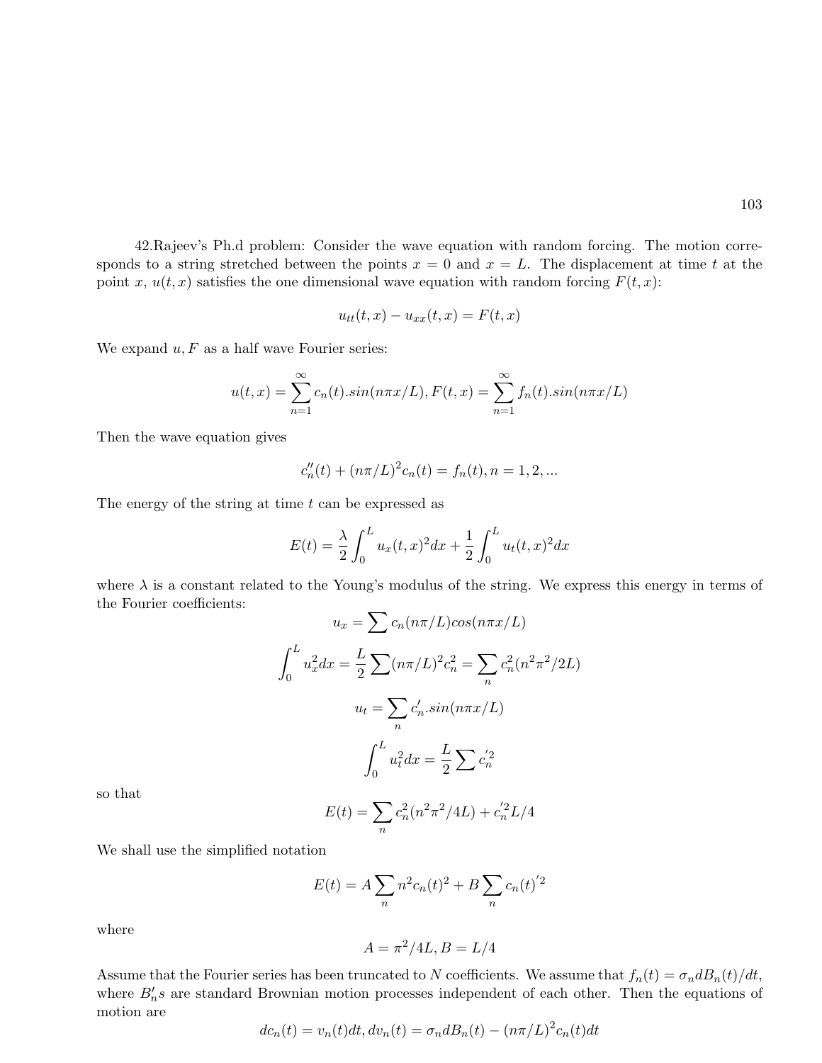42.Rajeev's Ph.d problem: Consider the wave equation with random forcing. The motion corresponds to a string stretched between the points $x = 0$ and $x = L$. The displacement at time $t$ at the point $x$, $u(t,x)$ satisfies the one dimensional wave equation with random forcing $F(t,x)$:

$$u_{tt}(t,x) - u_{xx}(t,x) = F(t,x)$$

We expand $u, F$ as a half wave Fourier series:

$$u(t,x) = \sum_{n=1}^{\infty} c_n(t).sin(n\pi x/L), F(t,x) = \sum_{n=1}^{\infty} f_n(t).sin(n\pi x/L)$$

Then the wave equation gives

$$c_n''(t) + (n\pi/L)^2 c_n(t) = f_n(t), n = 1, 2, ...$$

The energy of the string at time $t$ can be expressed as

$$E(t) = \frac{\lambda}{2}\int_0^L u_x(t,x)^2 dx + \frac{1}{2}\int_0^L u_t(t,x)^2 dx$$

where $\lambda$ is a constant related to the Young's modulus of the string. We express this energy in terms of the Fourier coefficients:

$$u_x = \sum c_n (n\pi/L) cos(n\pi x/L)$$

$$\int_0^L u_x^2 dx = \frac{L}{2}\sum (n\pi/L)^2 c_n^2 = \sum_n c_n^2 (n^2\pi^2/2L)$$

$$u_t = \sum_n c_n'.sin(n\pi x/L)$$

$$\int_0^L u_t^2 dx = \frac{L}{2}\sum c_n'^2$$

so that

$$E(t) = \sum_n c_n^2 (n^2\pi^2/4L) + c_n'^2 L/4$$

We shall use the simplified notation

$$E(t) = A\sum_n n^2 c_n(t)^2 + B\sum_n c_n(t)'^2$$

where

$$A = \pi^2/4L, B = L/4$$

Assume that the Fourier series has been truncated to $N$ coefficients. We assume that $f_n(t) = \sigma_n dB_n(t)/dt$, where $B_n's$ are standard Brownian motion processes independent of each other. Then the equations of motion are

$$dc_n(t) = v_n(t)dt, dv_n(t) = \sigma_n dB_n(t) - (n\pi/L)^2 c_n(t)dt$$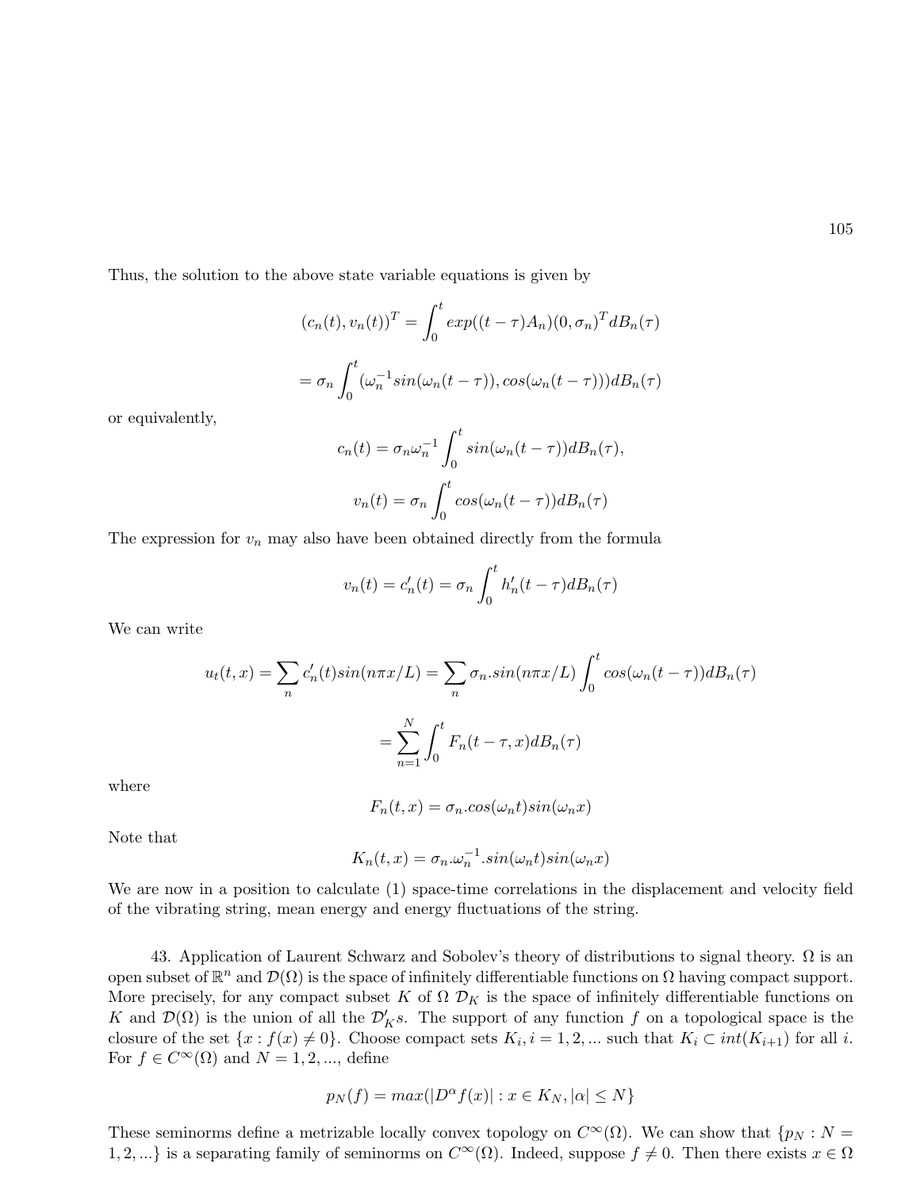Thus, the solution to the above state variable equations is given by

$$(c_n(t), v_n(t))^T = \int_0^t exp((t-\tau)A_n)(0,\sigma_n)^T dB_n(\tau)$$

$$= \sigma_n \int_0^t (\omega_n^{-1} sin(\omega_n(t-\tau)), cos(\omega_n(t-\tau)))dB_n(\tau)$$

or equivalently,

$$c_n(t) = \sigma_n \omega_n^{-1} \int_0^t sin(\omega_n(t-\tau))dB_n(\tau),$$

$$v_n(t) = \sigma_n \int_0^t cos(\omega_n(t-\tau))dB_n(\tau)$$

The expression for $v_n$ may also have been obtained directly from the formula

$$v_n(t) = c_n'(t) = \sigma_n \int_0^t h_n'(t-\tau)dB_n(\tau)$$

We can write

$$u_t(t,x) = \sum_n c_n'(t) sin(n\pi x/L) = \sum_n \sigma_n.sin(n\pi x/L) \int_0^t cos(\omega_n(t-\tau))dB_n(\tau)$$

$$= \sum_{n=1}^N \int_0^t F_n(t-\tau, x)dB_n(\tau)$$

where

$$F_n(t,x) = \sigma_n.cos(\omega_n t) sin(\omega_n x)$$

Note that

$$K_n(t,x) = \sigma_n.\omega_n^{-1}.sin(\omega_n t) sin(\omega_n x)$$

We are now in a position to calculate (1) space-time correlations in the displacement and velocity field of the vibrating string, mean energy and energy fluctuations of the string.

43. Application of Laurent Schwarz and Sobolev's theory of distributions to signal theory. $\Omega$ is an open subset of $\mathbb{R}^n$ and $\mathcal{D}(\Omega)$ is the space of infinitely differentiable functions on $\Omega$ having compact support. More precisely, for any compact subset $K$ of $\Omega$ $\mathcal{D}_K$ is the space of infinitely differentiable functions on $K$ and $\mathcal{D}(\Omega)$ is the union of all the $\mathcal{D}_K's$. The support of any function $f$ on a topological space is the closure of the set $\{x : f(x) \neq 0\}$. Choose compact sets $K_i, i = 1, 2, ...$ such that $K_i \subset int(K_{i+1})$ for all $i$. For $f \in C^\infty(\Omega)$ and $N = 1, 2, ...,$ define

$$p_N(f) = max(|D^\alpha f(x)| : x \in K_N, |\alpha| \leq N\}$$

These seminorms define a metrizable locally convex topology on $C^\infty(\Omega)$. We can show that $\{p_N : N = 1, 2, ...\}$ is a separating family of seminorms on $C^\infty(\Omega)$. Indeed, suppose $f \neq 0$. Then there exists $x \in \Omega$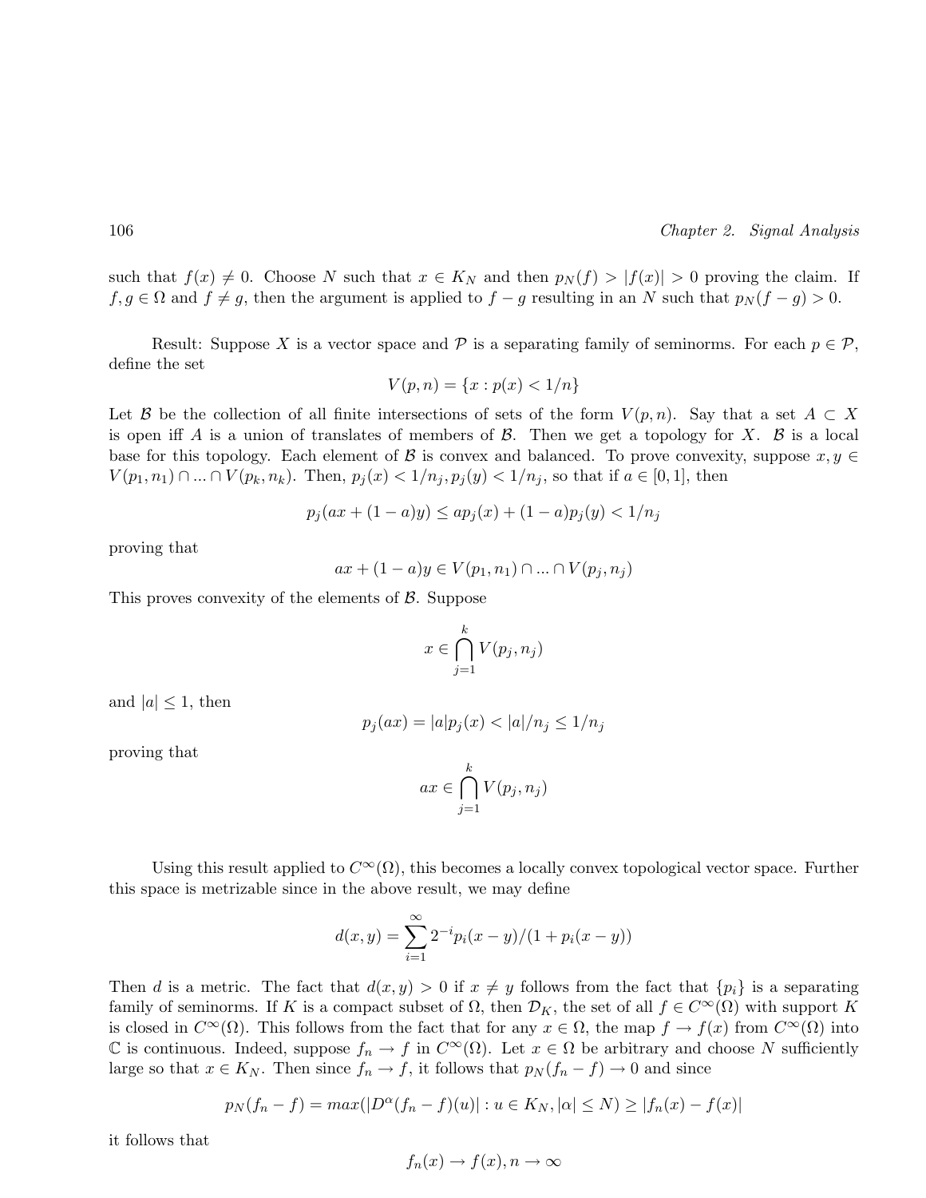such that $f(x) \neq 0$. Choose $N$ such that $x \in K_N$ and then $p_N(f) > |f(x)| > 0$ proving the claim. If $f, g \in \Omega$ and $f \neq g$, then the argument is applied to $f - g$ resulting in an $N$ such that $p_N(f - g) > 0$.

Result: Suppose $X$ is a vector space and $\mathcal{P}$ is a separating family of seminorms. For each $p \in \mathcal{P}$, define the set

$$V(p, n) = \{x : p(x) < 1/n\}$$

Let $\mathcal{B}$ be the collection of all finite intersections of sets of the form $V(p, n)$. Say that a set $A \subset X$ is open iff $A$ is a union of translates of members of $\mathcal{B}$. Then we get a topology for $X$. $\mathcal{B}$ is a local base for this topology. Each element of $\mathcal{B}$ is convex and balanced. To prove convexity, suppose $x, y \in V(p_1, n_1) \cap ... \cap V(p_k, n_k)$. Then, $p_j(x) < 1/n_j, p_j(y) < 1/n_j$, so that if $a \in [0, 1]$, then

$$p_j(ax + (1 - a)y) \leq ap_j(x) + (1 - a)p_j(y) < 1/n_j$$

proving that

$$ax + (1 - a)y \in V(p_1, n_1) \cap ... \cap V(p_j, n_j)$$

This proves convexity of the elements of $\mathcal{B}$. Suppose

$$x \in \bigcap_{j=1}^{k} V(p_j, n_j)$$

and $|a| \leq 1$, then

$$p_j(ax) = |a|p_j(x) < |a|/n_j \leq 1/n_j$$

proving that

$$ax \in \bigcap_{j=1}^{k} V(p_j, n_j)$$

Using this result applied to $C^\infty(\Omega)$, this becomes a locally convex topological vector space. Further this space is metrizable since in the above result, we may define

$$d(x, y) = \sum_{i=1}^{\infty} 2^{-i} p_i(x - y)/(1 + p_i(x - y))$$

Then $d$ is a metric. The fact that $d(x, y) > 0$ if $x \neq y$ follows from the fact that $\{p_i\}$ is a separating family of seminorms. If $K$ is a compact subset of $\Omega$, then $\mathcal{D}_K$, the set of all $f \in C^\infty(\Omega)$ with support $K$ is closed in $C^\infty(\Omega)$. This follows from the fact that for any $x \in \Omega$, the map $f \to f(x)$ from $C^\infty(\Omega)$ into $\mathbb{C}$ is continuous. Indeed, suppose $f_n \to f$ in $C^\infty(\Omega)$. Let $x \in \Omega$ be arbitrary and choose $N$ sufficiently large so that $x \in K_N$. Then since $f_n \to f$, it follows that $p_N(f_n - f) \to 0$ and since

$$p_N(f_n - f) = max(|D^\alpha(f_n - f)(u)| : u \in K_N, |\alpha| \leq N) \geq |f_n(x) - f(x)|$$

it follows that

$$f_n(x) \to f(x), n \to \infty$$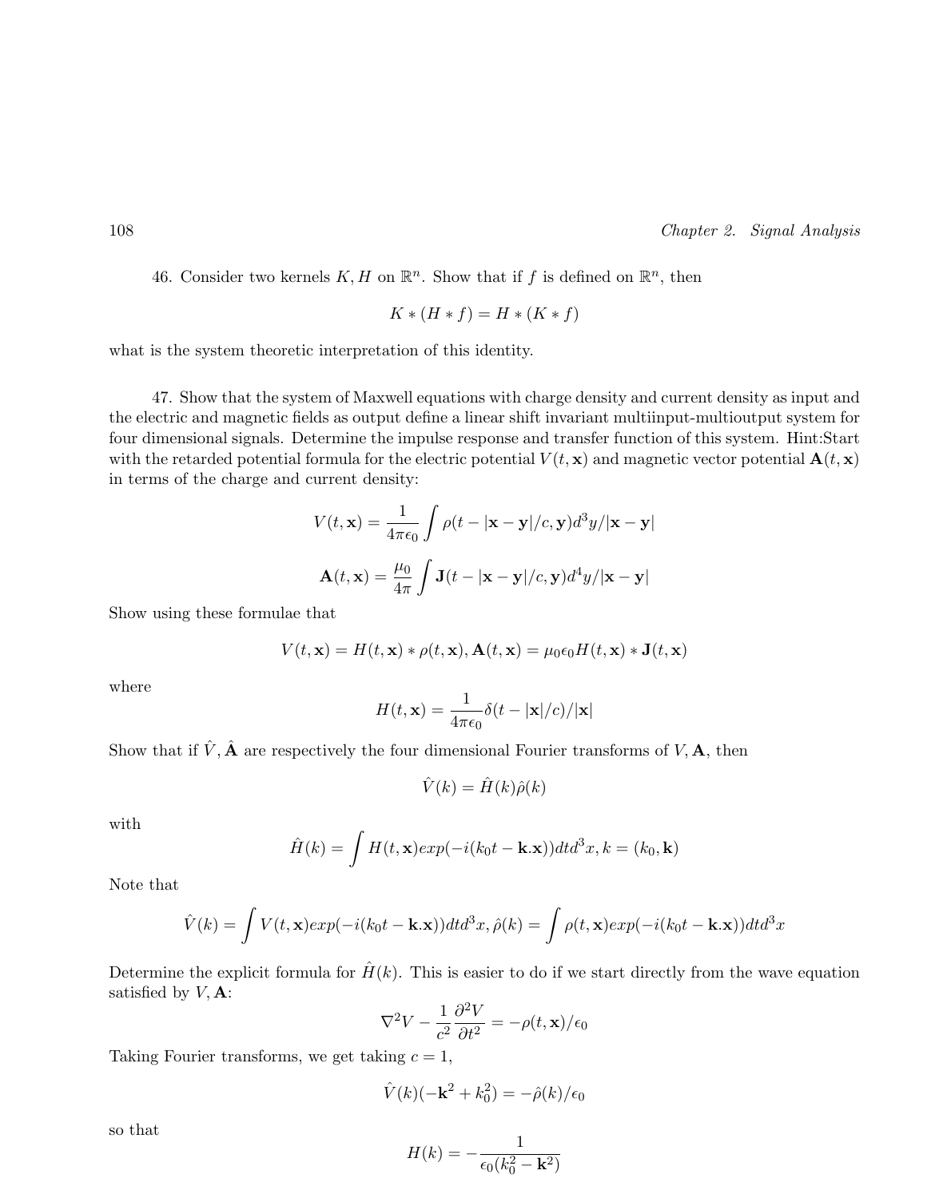46. Consider two kernels $K, H$ on $\mathbb{R}^n$. Show that if $f$ is defined on $\mathbb{R}^n$, then

$$K * (H * f) = H * (K * f)$$

what is the system theoretic interpretation of this identity.

47. Show that the system of Maxwell equations with charge density and current density as input and the electric and magnetic fields as output define a linear shift invariant multiinput-multioutput system for four dimensional signals. Determine the impulse response and transfer function of this system. Hint:Start with the retarded potential formula for the electric potential $V(t, \mathbf{x})$ and magnetic vector potential $\mathbf{A}(t, \mathbf{x})$ in terms of the charge and current density:

$$V(t, \mathbf{x}) = \frac{1}{4\pi\epsilon_0} \int \rho(t - |\mathbf{x} - \mathbf{y}|/c, \mathbf{y}) d^3y / |\mathbf{x} - \mathbf{y}|$$

$$\mathbf{A}(t, \mathbf{x}) = \frac{\mu_0}{4\pi} \int \mathbf{J}(t - |\mathbf{x} - \mathbf{y}|/c, \mathbf{y}) d^4y / |\mathbf{x} - \mathbf{y}|$$

Show using these formulae that

$$V(t, \mathbf{x}) = H(t, \mathbf{x}) * \rho(t, \mathbf{x}), \mathbf{A}(t, \mathbf{x}) = \mu_0 \epsilon_0 H(t, \mathbf{x}) * \mathbf{J}(t, \mathbf{x})$$

where

$$H(t, \mathbf{x}) = \frac{1}{4\pi\epsilon_0} \delta(t - |\mathbf{x}|/c) / |\mathbf{x}|$$

Show that if $\hat{V}, \hat{\mathbf{A}}$ are respectively the four dimensional Fourier transforms of $V, \mathbf{A}$, then

$$\hat{V}(k) = \hat{H}(k)\hat{\rho}(k)$$

with

$$\hat{H}(k) = \int H(t, \mathbf{x}) exp(-i(k_0 t - \mathbf{k}.\mathbf{x})) dt d^3x, k = (k_0, \mathbf{k})$$

Note that

$$\hat{V}(k) = \int V(t, \mathbf{x}) exp(-i(k_0 t - \mathbf{k}.\mathbf{x})) dt d^3x, \hat{\rho}(k) = \int \rho(t, \mathbf{x}) exp(-i(k_0 t - \mathbf{k}.\mathbf{x})) dt d^3x$$

Determine the explicit formula for $\hat{H}(k)$. This is easier to do if we start directly from the wave equation satisfied by $V, \mathbf{A}$:

$$\nabla^2 V - \frac{1}{c^2} \frac{\partial^2 V}{\partial t^2} = -\rho(t, \mathbf{x})/\epsilon_0$$

Taking Fourier transforms, we get taking $c = 1$,

$$\hat{V}(k)(-\mathbf{k}^2 + k_0^2) = -\hat{\rho}(k)/\epsilon_0$$

so that

$$H(k) = -\frac{1}{\epsilon_0(k_0^2 - \mathbf{k}^2)}$$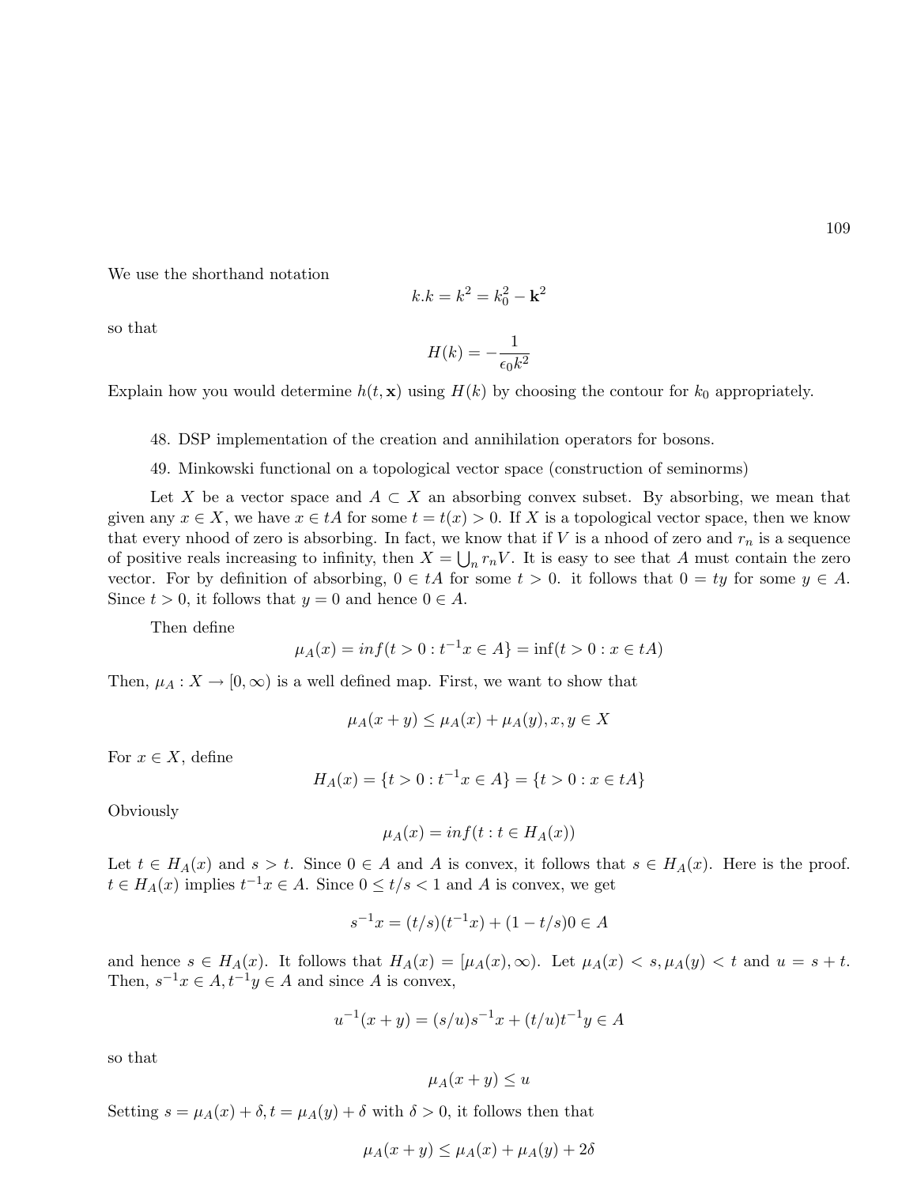We use the shorthand notation

$$k.k = k^2 = k_0^2 - \mathbf{k}^2$$

so that

$$H(k) = -\frac{1}{\epsilon_0 k^2}$$

Explain how you would determine $h(t, \mathbf{x})$ using $H(k)$ by choosing the contour for $k_0$ appropriately.

48. DSP implementation of the creation and annihilation operators for bosons.

49. Minkowski functional on a topological vector space (construction of seminorms)

Let $X$ be a vector space and $A \subset X$ an absorbing convex subset. By absorbing, we mean that given any $x \in X$, we have $x \in tA$ for some $t = t(x) > 0$. If $X$ is a topological vector space, then we know that every nhood of zero is absorbing. In fact, we know that if $V$ is a nhood of zero and $r_n$ is a sequence of positive reals increasing to infinity, then $X = \bigcup_n r_n V$. It is easy to see that $A$ must contain the zero vector. For by definition of absorbing, $0 \in tA$ for some $t > 0$. it follows that $0 = ty$ for some $y \in A$. Since $t > 0$, it follows that $y = 0$ and hence $0 \in A$.

Then define

$$\mu_A(x) = inf(t > 0 : t^{-1}x \in A\} = \inf(t > 0 : x \in tA)$$

Then, $\mu_A : X \to [0, \infty)$ is a well defined map. First, we want to show that

$$\mu_A(x + y) \leq \mu_A(x) + \mu_A(y), x, y \in X$$

For $x \in X$, define

$$H_A(x) = \{t > 0 : t^{-1}x \in A\} = \{t > 0 : x \in tA\}$$

Obviously

$$\mu_A(x) = inf(t : t \in H_A(x))$$

Let $t \in H_A(x)$ and $s > t$. Since $0 \in A$ and $A$ is convex, it follows that $s \in H_A(x)$. Here is the proof. $t \in H_A(x)$ implies $t^{-1}x \in A$. Since $0 \leq t/s < 1$ and $A$ is convex, we get

$$s^{-1}x = (t/s)(t^{-1}x) + (1 - t/s)0 \in A$$

and hence $s \in H_A(x)$. It follows that $H_A(x) = [\mu_A(x), \infty)$. Let $\mu_A(x) < s, \mu_A(y) < t$ and $u = s + t$. Then, $s^{-1}x \in A, t^{-1}y \in A$ and since $A$ is convex,

$$u^{-1}(x + y) = (s/u)s^{-1}x + (t/u)t^{-1}y \in A$$

so that

$$\mu_A(x + y) \leq u$$

Setting $s = \mu_A(x) + \delta, t = \mu_A(y) + \delta$ with $\delta > 0$, it follows then that

$$\mu_A(x + y) \leq \mu_A(x) + \mu_A(y) + 2\delta$$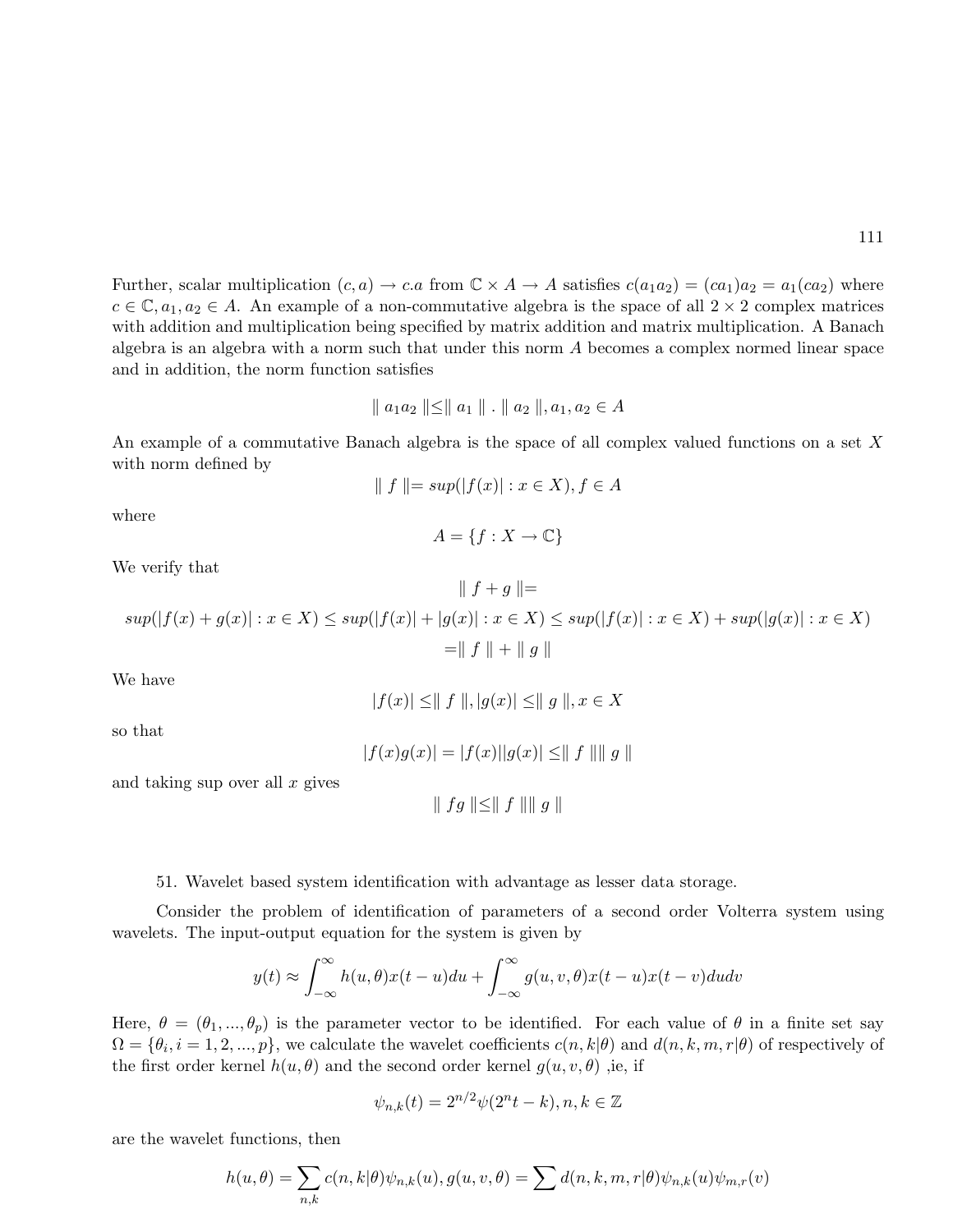Further, scalar multiplication $(c, a) \to c.a$ from $\mathbb{C} \times A \to A$ satisfies $c(a_1 a_2) = (ca_1)a_2 = a_1(ca_2)$ where $c \in \mathbb{C}, a_1, a_2 \in A$. An example of a non-commutative algebra is the space of all $2 \times 2$ complex matrices with addition and multiplication being specified by matrix addition and matrix multiplication. A Banach algebra is an algebra with a norm such that under this norm $A$ becomes a complex normed linear space and in addition, the norm function satisfies

$$\| a_1 a_2 \| \leq \| a_1 \| . \| a_2 \|, a_1, a_2 \in A$$

An example of a commutative Banach algebra is the space of all complex valued functions on a set $X$ with norm defined by

$$\| f \| = sup(|f(x)| : x \in X), f \in A$$

where

$$A = \{f : X \to \mathbb{C}\}$$

We verify that

$$\| f + g \| =$$

$$sup(|f(x) + g(x)| : x \in X) \leq sup(|f(x)| + |g(x)| : x \in X) \leq sup(|f(x)| : x \in X) + sup(|g(x)| : x \in X)$$

$$= \| f \| + \| g \|$$

We have

$$|f(x)| \leq \| f \|, |g(x)| \leq \| g \|, x \in X$$

so that

$$|f(x)g(x)| = |f(x)||g(x)| \leq \| f \| \| g \|$$

and taking sup over all $x$ gives

$$\| fg \| \leq \| f \| \| g \|$$

51. Wavelet based system identification with advantage as lesser data storage.

Consider the problem of identification of parameters of a second order Volterra system using wavelets. The input-output equation for the system is given by

$$y(t) \approx \int_{-\infty}^{\infty} h(u, \theta)x(t - u)du + \int_{-\infty}^{\infty} g(u, v, \theta)x(t - u)x(t - v)dudv$$

Here, $\theta = (\theta_1, ..., \theta_p)$ is the parameter vector to be identified. For each value of $\theta$ in a finite set say $\Omega = \{\theta_i, i = 1, 2, ..., p\}$, we calculate the wavelet coefficients $c(n, k|\theta)$ and $d(n, k, m, r|\theta)$ of respectively of the first order kernel $h(u, \theta)$ and the second order kernel $g(u, v, \theta)$ ,ie, if

$$\psi_{n,k}(t) = 2^{n/2}\psi(2^n t - k), n, k \in \mathbb{Z}$$

are the wavelet functions, then

$$h(u, \theta) = \sum_{n,k} c(n, k|\theta)\psi_{n,k}(u), g(u, v, \theta) = \sum d(n, k, m, r|\theta)\psi_{n,k}(u)\psi_{m,r}(v)$$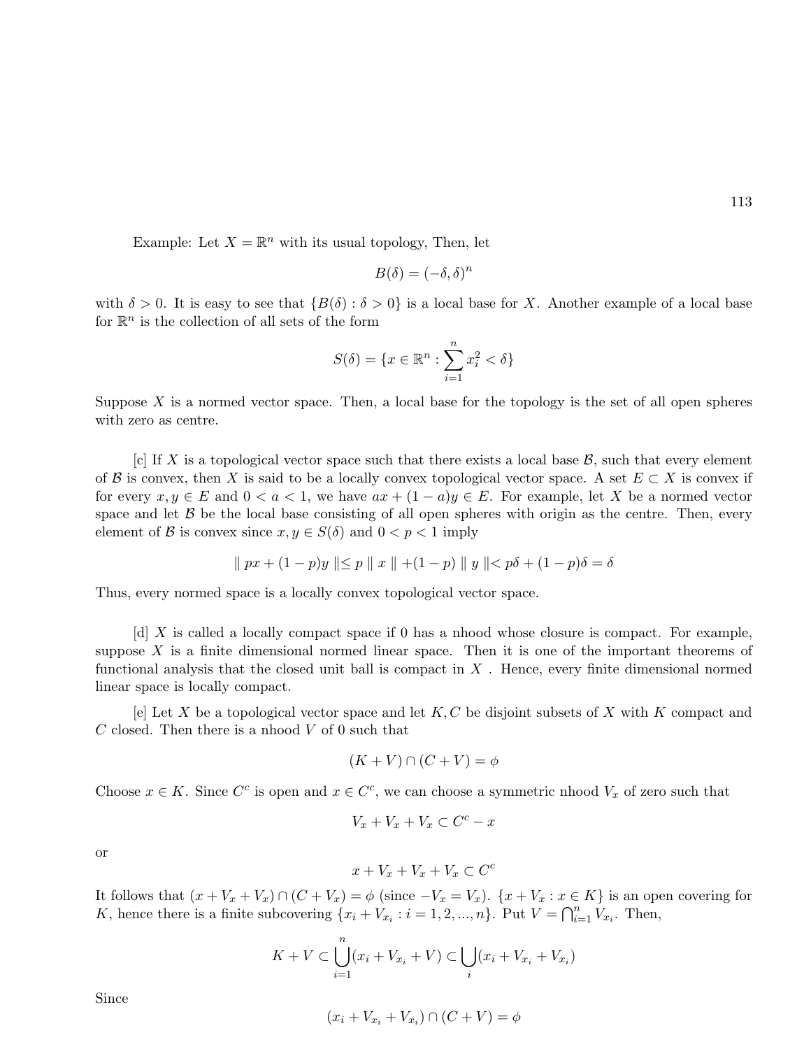Example: Let $X = \mathbb{R}^n$ with its usual topology, Then, let

$$B(\delta) = (-\delta, \delta)^n$$

with $\delta > 0$. It is easy to see that $\{B(\delta) : \delta > 0\}$ is a local base for $X$. Another example of a local base for $\mathbb{R}^n$ is the collection of all sets of the form

$$S(\delta) = \{x \in \mathbb{R}^n : \sum_{i=1}^{n} x_i^2 < \delta\}$$

Suppose $X$ is a normed vector space. Then, a local base for the topology is the set of all open spheres with zero as centre.

[c] If $X$ is a topological vector space such that there exists a local base $\mathcal{B}$, such that every element of $\mathcal{B}$ is convex, then $X$ is said to be a locally convex topological vector space. A set $E \subset X$ is convex if for every $x, y \in E$ and $0 < a < 1$, we have $ax + (1-a)y \in E$. For example, let $X$ be a normed vector space and let $\mathcal{B}$ be the local base consisting of all open spheres with origin as the centre. Then, every element of $\mathcal{B}$ is convex since $x, y \in S(\delta)$ and $0 < p < 1$ imply

$$\| px + (1-p)y \| \leq p \| x \| + (1-p) \| y \| < p\delta + (1-p)\delta = \delta$$

Thus, every normed space is a locally convex topological vector space.

[d] $X$ is called a locally compact space if 0 has a nhood whose closure is compact. For example, suppose $X$ is a finite dimensional normed linear space. Then it is one of the important theorems of functional analysis that the closed unit ball is compact in $X$ . Hence, every finite dimensional normed linear space is locally compact.

[e] Let $X$ be a topological vector space and let $K, C$ be disjoint subsets of $X$ with $K$ compact and $C$ closed. Then there is a nhood $V$ of 0 such that

$$(K + V) \cap (C + V) = \phi$$

Choose $x \in K$. Since $C^c$ is open and $x \in C^c$, we can choose a symmetric nhood $V_x$ of zero such that

$$V_x + V_x + V_x \subset C^c - x$$

or

$$x + V_x + V_x + V_x \subset C^c$$

It follows that $(x + V_x + V_x) \cap (C + V_x) = \phi$ (since $-V_x = V_x$). $\{x + V_x : x \in K\}$ is an open covering for $K$, hence there is a finite subcovering $\{x_i + V_{x_i} : i = 1, 2, ..., n\}$. Put $V = \bigcap_{i=1}^{n} V_{x_i}$. Then,

$$K + V \subset \bigcup_{i=1}^{n} (x_i + V_{x_i} + V) \subset \bigcup_{i} (x_i + V_{x_i} + V_{x_i})$$

Since

$$(x_i + V_{x_i} + V_{x_i}) \cap (C + V) = \phi$$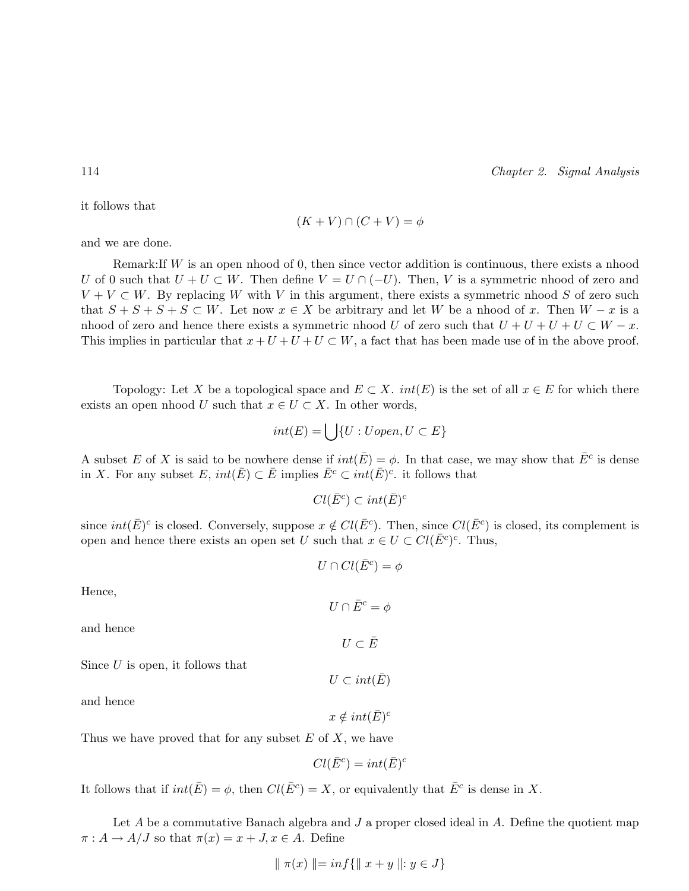it follows that

$$(K+V)\cap(C+V)=\phi$$

and we are done.

Remark:If $W$ is an open nhood of 0, then since vector addition is continuous, there exists a nhood $U$ of 0 such that $U+U\subset W$. Then define $V=U\cap(-U)$. Then, $V$ is a symmetric nhood of zero and $V+V\subset W$. By replacing $W$ with $V$ in this argument, there exists a symmetric nhood $S$ of zero such that $S+S+S+S\subset W$. Let now $x\in X$ be arbitrary and let $W$ be a nhood of $x$. Then $W-x$ is a nhood of zero and hence there exists a symmetric nhood $U$ of zero such that $U+U+U+U\subset W-x$. This implies in particular that $x+U+U+U\subset W$, a fact that has been made use of in the above proof.

Topology: Let $X$ be a topological space and $E\subset X$. $int(E)$ is the set of all $x\in E$ for which there exists an open nhood $U$ such that $x\in U\subset X$. In other words,

$$int(E)=\bigcup\{U:U open, U\subset E\}$$

A subset $E$ of $X$ is said to be nowhere dense if $int(\bar{E})=\phi$. In that case, we may show that $\bar{E}^c$ is dense in $X$. For any subset $E$, $int(\bar{E})\subset\bar{E}$ implies $\bar{E}^c\subset int(\bar{E})^c$. it follows that

$$Cl(\bar{E}^c)\subset int(\bar{E})^c$$

since $int(\bar{E})^c$ is closed. Conversely, suppose $x\notin Cl(\bar{E}^c)$. Then, since $Cl(\bar{E}^c)$ is closed, its complement is open and hence there exists an open set $U$ such that $x\in U\subset Cl(\bar{E}^c)^c$. Thus,

$$U\cap Cl(\bar{E}^c)=\phi$$

Hence,

$$U\cap\bar{E}^c=\phi$$

and hence

$$U\subset\bar{E}$$

Since $U$ is open, it follows that

$$U\subset int(\bar{E})$$

and hence

$$x\notin int(\bar{E})^c$$

Thus we have proved that for any subset $E$ of $X$, we have

$$Cl(\bar{E}^c)=int(\bar{E})^c$$

It follows that if $int(\bar{E})=\phi$, then $Cl(\bar{E}^c)=X$, or equivalently that $\bar{E}^c$ is dense in $X$.

Let $A$ be a commutative Banach algebra and $J$ a proper closed ideal in $A$. Define the quotient map $\pi:A\to A/J$ so that $\pi(x)=x+J, x\in A$. Define

$$\|\pi(x)\|=inf\{\|x+y\|:y\in J\}$$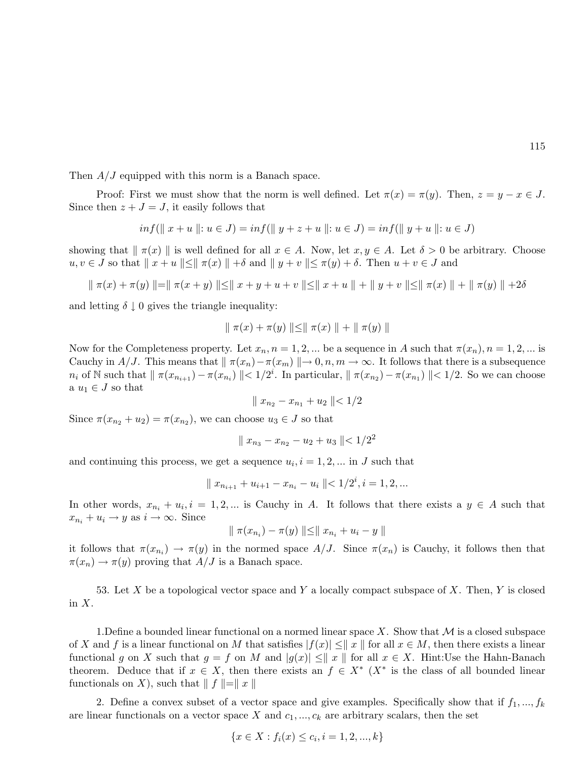Then $A/J$ equipped with this norm is a Banach space.

Proof: First we must show that the norm is well defined. Let $\pi(x) = \pi(y)$. Then, $z = y - x \in J$. Since then $z + J = J$, it easily follows that

$$inf(\| x + u \|: u \in J) = inf(\| y + z + u \|: u \in J) = inf(\| y + u \|: u \in J)$$

showing that $\| \pi(x) \|$ is well defined for all $x \in A$. Now, let $x, y \in A$. Let $\delta > 0$ be arbitrary. Choose $u, v \in J$ so that $\| x + u \| \leq \| \pi(x) \| + \delta$ and $\| y + v \| \leq \pi(y) + \delta$. Then $u + v \in J$ and

$$\| \pi(x) + \pi(y) \| = \| \pi(x + y) \| \leq \| x + y + u + v \| \leq \| x + u \| + \| y + v \| \leq \| \pi(x) \| + \| \pi(y) \| + 2\delta$$

and letting $\delta \downarrow 0$ gives the triangle inequality:

$$\| \pi(x) + \pi(y) \| \leq \| \pi(x) \| + \| \pi(y) \|$$

Now for the Completeness property. Let $x_n, n = 1, 2, ...$ be a sequence in $A$ such that $\pi(x_n), n = 1, 2, ...$ is Cauchy in $A/J$. This means that $\| \pi(x_n) - \pi(x_m) \| \to 0, n, m \to \infty$. It follows that there is a subsequence $n_i$ of $\mathbb{N}$ such that $\| \pi(x_{n_{i+1}}) - \pi(x_{n_i}) \| < 1/2^i$. In particular, $\| \pi(x_{n_2}) - \pi(x_{n_1}) \| < 1/2$. So we can choose a $u_1 \in J$ so that

$$\| x_{n_2} - x_{n_1} + u_2 \| < 1/2$$

Since $\pi(x_{n_2} + u_2) = \pi(x_{n_2})$, we can choose $u_3 \in J$ so that

$$\| x_{n_3} - x_{n_2} - u_2 + u_3 \| < 1/2^2$$

and continuing this process, we get a sequence $u_i, i = 1, 2, ...$ in $J$ such that

$$\| x_{n_{i+1}} + u_{i+1} - x_{n_i} - u_i \| < 1/2^i, i = 1, 2, ...$$

In other words, $x_{n_i} + u_i, i = 1, 2, ...$ is Cauchy in $A$. It follows that there exists a $y \in A$ such that $x_{n_i} + u_i \to y$ as $i \to \infty$. Since

$$\| \pi(x_{n_i}) - \pi(y) \| \leq \| x_{n_i} + u_i - y \|$$

it follows that $\pi(x_{n_i}) \to \pi(y)$ in the normed space $A/J$. Since $\pi(x_n)$ is Cauchy, it follows then that $\pi(x_n) \to \pi(y)$ proving that $A/J$ is a Banach space.

53. Let $X$ be a topological vector space and $Y$ a locally compact subspace of $X$. Then, $Y$ is closed in $X$.

1.Define a bounded linear functional on a normed linear space $X$. Show that $\mathcal{M}$ is a closed subspace of $X$ and $f$ is a linear functional on $M$ that satisfies $|f(x)| \leq \| x \|$ for all $x \in M$, then there exists a linear functional $g$ on $X$ such that $g = f$ on $M$ and $|g(x)| \leq \| x \|$ for all $x \in X$. Hint:Use the Hahn-Banach theorem. Deduce that if $x \in X$, then there exists an $f \in X^*$ ($X^*$ is the class of all bounded linear functionals on $X$), such that $\| f \| = \| x \|$

2. Define a convex subset of a vector space and give examples. Specifically show that if $f_1, ..., f_k$ are linear functionals on a vector space $X$ and $c_1, ..., c_k$ are arbitrary scalars, then the set

$$\{x \in X : f_i(x) \leq c_i, i = 1, 2, ..., k\}$$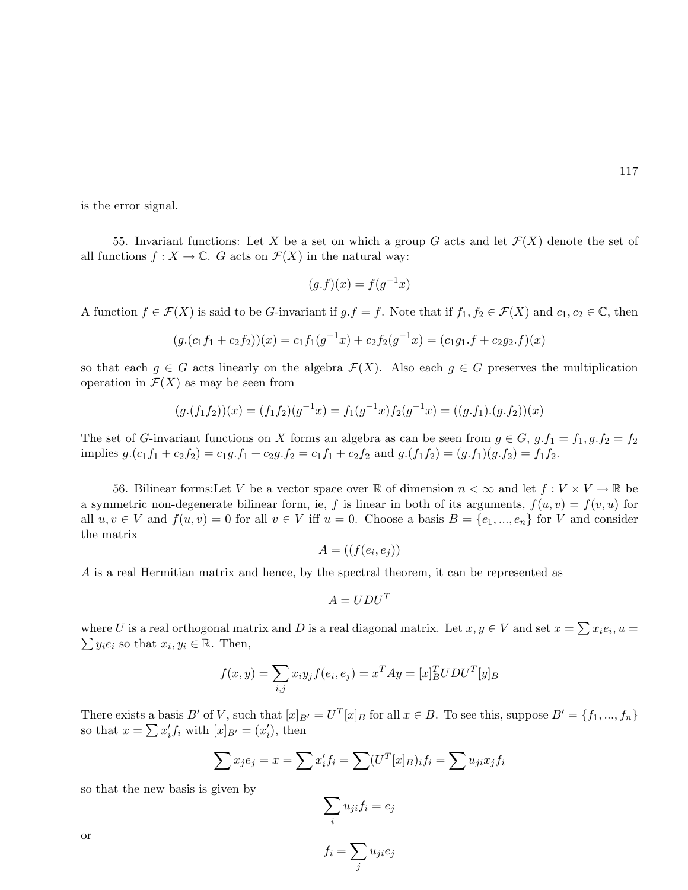is the error signal.

55. Invariant functions: Let $X$ be a set on which a group $G$ acts and let $\mathcal{F}(X)$ denote the set of all functions $f : X \to \mathbb{C}$. $G$ acts on $\mathcal{F}(X)$ in the natural way:

$$(g.f)(x) = f(g^{-1}x)$$

A function $f \in \mathcal{F}(X)$ is said to be $G$-invariant if $g.f = f$. Note that if $f_1, f_2 \in \mathcal{F}(X)$ and $c_1, c_2 \in \mathbb{C}$, then

$$(g.(c_1 f_1 + c_2 f_2))(x) = c_1 f_1(g^{-1}x) + c_2 f_2(g^{-1}x) = (c_1 g_1.f + c_2 g_2.f)(x)$$

so that each $g \in G$ acts linearly on the algebra $\mathcal{F}(X)$. Also each $g \in G$ preserves the multiplication operation in $\mathcal{F}(X)$ as may be seen from

$$(g.(f_1 f_2))(x) = (f_1 f_2)(g^{-1}x) = f_1(g^{-1}x) f_2(g^{-1}x) = ((g.f_1).(g.f_2))(x)$$

The set of $G$-invariant functions on $X$ forms an algebra as can be seen from $g \in G$, $g.f_1 = f_1, g.f_2 = f_2$ implies $g.(c_1 f_1 + c_2 f_2) = c_1 g.f_1 + c_2 g.f_2 = c_1 f_1 + c_2 f_2$ and $g.(f_1 f_2) = (g.f_1)(g.f_2) = f_1 f_2$.

56. Bilinear forms:Let $V$ be a vector space over $\mathbb{R}$ of dimension $n < \infty$ and let $f : V \times V \to \mathbb{R}$ be a symmetric non-degenerate bilinear form, ie, $f$ is linear in both of its arguments, $f(u, v) = f(v, u)$ for all $u, v \in V$ and $f(u, v) = 0$ for all $v \in V$ iff $u = 0$. Choose a basis $B = \{e_1, ..., e_n\}$ for $V$ and consider the matrix

$$A = ((f(e_i, e_j))$$

$A$ is a real Hermitian matrix and hence, by the spectral theorem, it can be represented as

$$A = UDU^T$$

where $U$ is a real orthogonal matrix and $D$ is a real diagonal matrix. Let $x, y \in V$ and set $x = \sum x_i e_i, u = \sum y_i e_i$ so that $x_i, y_i \in \mathbb{R}$. Then,

$$f(x, y) = \sum_{i,j} x_i y_j f(e_i, e_j) = x^T A y = [x]_B^T U D U^T [y]_B$$

There exists a basis $B'$ of $V$, such that $[x]_{B'} = U^T [x]_B$ for all $x \in B$. To see this, suppose $B' = \{f_1, ..., f_n\}$ so that $x = \sum x'_i f_i$ with $[x]_{B'} = (x'_i)$, then

$$\sum x_j e_j = x = \sum x'_i f_i = \sum (U^T [x]_B)_i f_i = \sum u_{ji} x_j f_i$$

so that the new basis is given by

$$\sum_i u_{ji} f_i = e_j$$

or

$$f_i = \sum_j u_{ji} e_j$$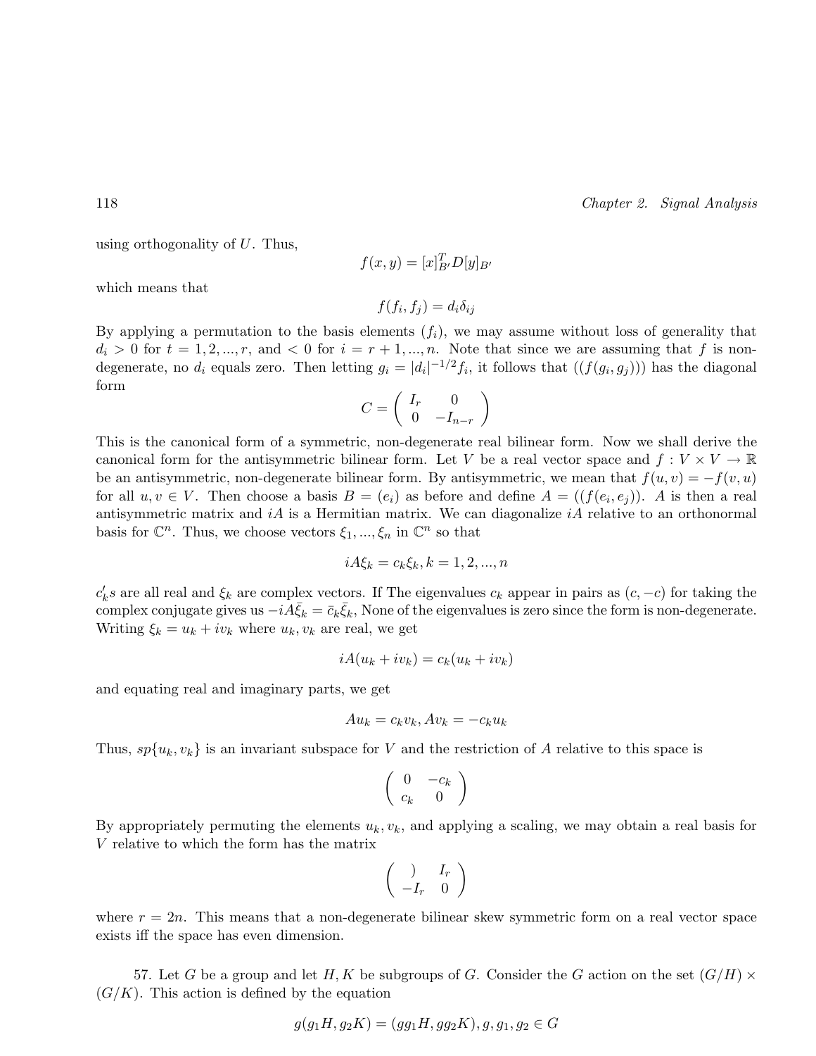using orthogonality of $U$. Thus,

$$f(x,y) = [x]_{B'}^T D[y]_{B'}$$

which means that

$$f(f_i, f_j) = d_i \delta_{ij}$$

By applying a permutation to the basis elements $(f_i)$, we may assume without loss of generality that $d_i > 0$ for $t = 1, 2, ..., r$, and $< 0$ for $i = r+1, ..., n$. Note that since we are assuming that $f$ is non-degenerate, no $d_i$ equals zero. Then letting $g_i = |d_i|^{-1/2} f_i$, it follows that $((f(g_i, g_j)))$ has the diagonal form

$$C = \begin{pmatrix} I_r & 0 \\ 0 & -I_{n-r} \end{pmatrix}$$

This is the canonical form of a symmetric, non-degenerate real bilinear form. Now we shall derive the canonical form for the antisymmetric bilinear form. Let $V$ be a real vector space and $f : V \times V \to \mathbb{R}$ be an antisymmetric, non-degenerate bilinear form. By antisymmetric, we mean that $f(u,v) = -f(v,u)$ for all $u, v \in V$. Then choose a basis $B = (e_i)$ as before and define $A = ((f(e_i, e_j))$. $A$ is then a real antisymmetric matrix and $iA$ is a Hermitian matrix. We can diagonalize $iA$ relative to an orthonormal basis for $\mathbb{C}^n$. Thus, we choose vectors $\xi_1, ..., \xi_n$ in $\mathbb{C}^n$ so that

$$iA\xi_k = c_k \xi_k, k = 1, 2, ..., n$$

$c_k's$ are all real and $\xi_k$ are complex vectors. If The eigenvalues $c_k$ appear in pairs as $(c, -c)$ for taking the complex conjugate gives us $-iA\bar{\xi}_k = \bar{c}_k \bar{\xi}_k$, None of the eigenvalues is zero since the form is non-degenerate. Writing $\xi_k = u_k + iv_k$ where $u_k, v_k$ are real, we get

$$iA(u_k + iv_k) = c_k(u_k + iv_k)$$

and equating real and imaginary parts, we get

$$Au_k = c_k v_k, Av_k = -c_k u_k$$

Thus, $sp\{u_k, v_k\}$ is an invariant subspace for $V$ and the restriction of $A$ relative to this space is

$$\begin{pmatrix} 0 & -c_k \\ c_k & 0 \end{pmatrix}$$

By appropriately permuting the elements $u_k, v_k$, and applying a scaling, we may obtain a real basis for $V$ relative to which the form has the matrix

$$\begin{pmatrix} ) & I_r \\ -I_r & 0 \end{pmatrix}$$

where $r = 2n$. This means that a non-degenerate bilinear skew symmetric form on a real vector space exists iff the space has even dimension.

57. Let $G$ be a group and let $H, K$ be subgroups of $G$. Consider the $G$ action on the set $(G/H) \times (G/K)$. This action is defined by the equation

$$g(g_1 H, g_2 K) = (gg_1 H, gg_2 K), g, g_1, g_2 \in G$$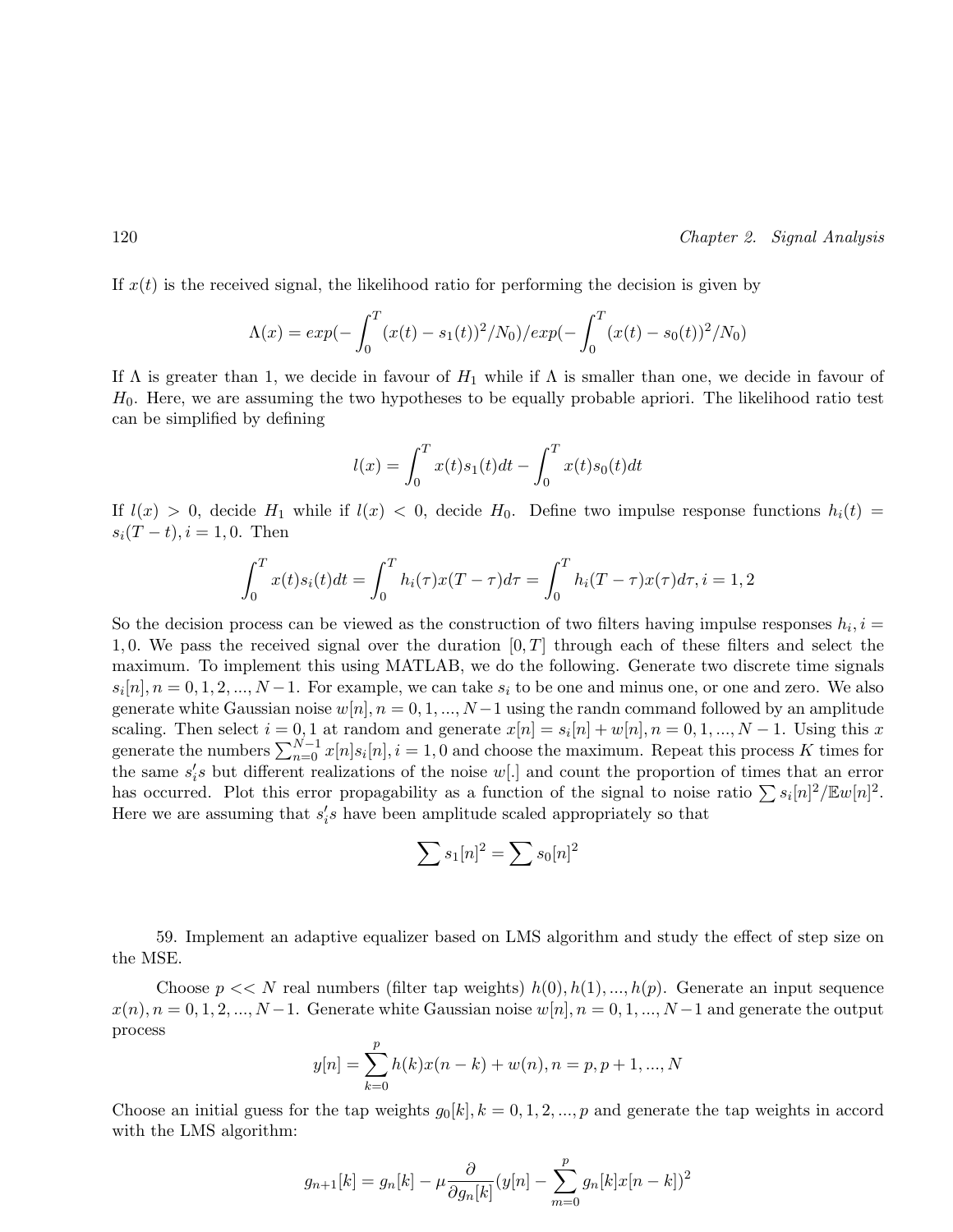If $x(t)$ is the received signal, the likelihood ratio for performing the decision is given by

$$\Lambda(x) = exp(-\int_0^T (x(t) - s_1(t))^2/N_0)/exp(-\int_0^T (x(t) - s_0(t))^2/N_0)$$

If $\Lambda$ is greater than 1, we decide in favour of $H_1$ while if $\Lambda$ is smaller than one, we decide in favour of $H_0$. Here, we are assuming the two hypotheses to be equally probable apriori. The likelihood ratio test can be simplified by defining

$$l(x) = \int_0^T x(t)s_1(t)dt - \int_0^T x(t)s_0(t)dt$$

If $l(x) > 0$, decide $H_1$ while if $l(x) < 0$, decide $H_0$. Define two impulse response functions $h_i(t) = s_i(T - t), i = 1, 0$. Then

$$\int_0^T x(t)s_i(t)dt = \int_0^T h_i(\tau)x(T - \tau)d\tau = \int_0^T h_i(T - \tau)x(\tau)d\tau, i = 1, 2$$

So the decision process can be viewed as the construction of two filters having impulse responses $h_i, i = 1, 0$. We pass the received signal over the duration $[0, T]$ through each of these filters and select the maximum. To implement this using MATLAB, we do the following. Generate two discrete time signals $s_i[n], n = 0, 1, 2, ..., N-1$. For example, we can take $s_i$ to be one and minus one, or one and zero. We also generate white Gaussian noise $w[n], n = 0, 1, ..., N-1$ using the randn command followed by an amplitude scaling. Then select $i = 0, 1$ at random and generate $x[n] = s_i[n] + w[n], n = 0, 1, ..., N-1$. Using this $x$ generate the numbers $\sum_{n=0}^{N-1} x[n]s_i[n], i = 1, 0$ and choose the maximum. Repeat this process $K$ times for the same $s_i's$ but different realizations of the noise $w[.]$ and count the proportion of times that an error has occurred. Plot this error propagability as a function of the signal to noise ratio $\sum s_i[n]^2/\mathbb{E}w[n]^2$. Here we are assuming that $s_i's$ have been amplitude scaled appropriately so that

$$\sum s_1[n]^2 = \sum s_0[n]^2$$

59. Implement an adaptive equalizer based on LMS algorithm and study the effect of step size on the MSE.

Choose $p << N$ real numbers (filter tap weights) $h(0), h(1), ..., h(p)$. Generate an input sequence $x(n), n = 0, 1, 2, ..., N-1$. Generate white Gaussian noise $w[n], n = 0, 1, ..., N-1$ and generate the output process

$$y[n] = \sum_{k=0}^{p} h(k)x(n - k) + w(n), n = p, p + 1, ..., N$$

Choose an initial guess for the tap weights $g_0[k], k = 0, 1, 2, ..., p$ and generate the tap weights in accord with the LMS algorithm:

$$g_{n+1}[k] = g_n[k] - \mu \frac{\partial}{\partial g_n[k]}(y[n] - \sum_{m=0}^{p} g_n[k]x[n - k])^2$$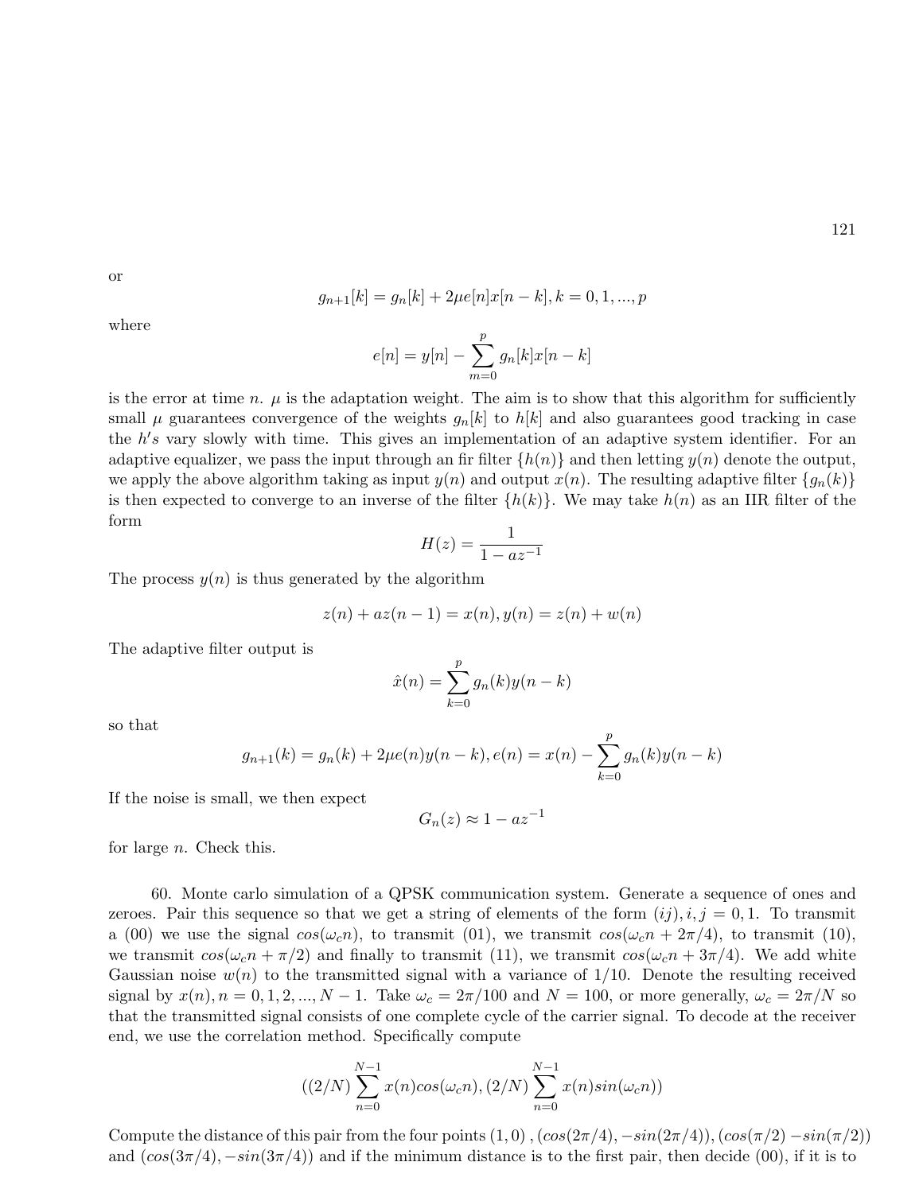or

$$g_{n+1}[k] = g_n[k] + 2\mu e[n]x[n-k], k = 0, 1, ..., p$$

where

$$e[n] = y[n] - \sum_{m=0}^{p} g_n[k]x[n-k]$$

is the error at time $n$. $\mu$ is the adaptation weight. The aim is to show that this algorithm for sufficiently small $\mu$ guarantees convergence of the weights $g_n[k]$ to $h[k]$ and also guarantees good tracking in case the $h's$ vary slowly with time. This gives an implementation of an adaptive system identifier. For an adaptive equalizer, we pass the input through an fir filter $\{h(n)\}$ and then letting $y(n)$ denote the output, we apply the above algorithm taking as input $y(n)$ and output $x(n)$. The resulting adaptive filter $\{g_n(k)\}$ is then expected to converge to an inverse of the filter $\{h(k)\}$. We may take $h(n)$ as an IIR filter of the form

$$H(z) = \frac{1}{1 - az^{-1}}$$

The process $y(n)$ is thus generated by the algorithm

$$z(n) + az(n-1) = x(n), y(n) = z(n) + w(n)$$

The adaptive filter output is

$$\hat{x}(n) = \sum_{k=0}^{p} g_n(k)y(n-k)$$

so that

$$g_{n+1}(k) = g_n(k) + 2\mu e(n)y(n-k), e(n) = x(n) - \sum_{k=0}^{p} g_n(k)y(n-k)$$

If the noise is small, we then expect

$$G_n(z) \approx 1 - az^{-1}$$

for large $n$. Check this.

60. Monte carlo simulation of a QPSK communication system. Generate a sequence of ones and zeroes. Pair this sequence so that we get a string of elements of the form $(ij), i, j = 0, 1$. To transmit a (00) we use the signal $cos(\omega_c n)$, to transmit (01), we transmit $cos(\omega_c n + 2\pi/4)$, to transmit (10), we transmit $cos(\omega_c n + \pi/2)$ and finally to transmit (11), we transmit $cos(\omega_c n + 3\pi/4)$. We add white Gaussian noise $w(n)$ to the transmitted signal with a variance of 1/10. Denote the resulting received signal by $x(n), n = 0, 1, 2, ..., N-1$. Take $\omega_c = 2\pi/100$ and $N = 100$, or more generally, $\omega_c = 2\pi/N$ so that the transmitted signal consists of one complete cycle of the carrier signal. To decode at the receiver end, we use the correlation method. Specifically compute

$$((2/N)\sum_{n=0}^{N-1} x(n)cos(\omega_c n), (2/N)\sum_{n=0}^{N-1} x(n)sin(\omega_c n))$$

Compute the distance of this pair from the four points $(1, 0)$, $(cos(2\pi/4), -sin(2\pi/4))$, $(cos(\pi/2) - sin(\pi/2))$ and $(cos(3\pi/4), -sin(3\pi/4))$ and if the minimum distance is to the first pair, then decide (00), if it is to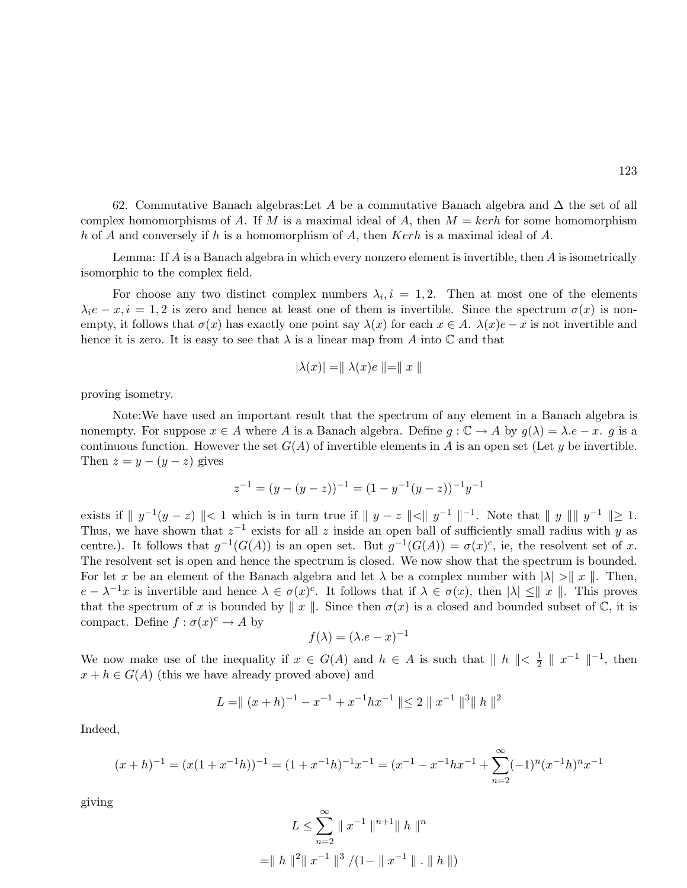62. Commutative Banach algebras:Let $A$ be a commutative Banach algebra and $\Delta$ the set of all complex homomorphisms of $A$. If $M$ is a maximal ideal of $A$, then $M = kerh$ for some homomorphism $h$ of $A$ and conversely if $h$ is a homomorphism of $A$, then $Kerh$ is a maximal ideal of $A$.

Lemma: If $A$ is a Banach algebra in which every nonzero element is invertible, then $A$ is isometrically isomorphic to the complex field.

For choose any two distinct complex numbers $\lambda_i, i = 1, 2$. Then at most one of the elements $\lambda_i e - x, i = 1, 2$ is zero and hence at least one of them is invertible. Since the spectrum $\sigma(x)$ is nonempty, it follows that $\sigma(x)$ has exactly one point say $\lambda(x)$ for each $x \in A$. $\lambda(x)e - x$ is not invertible and hence it is zero. It is easy to see that $\lambda$ is a linear map from $A$ into $\mathbb{C}$ and that

$$|\lambda(x)| = \| \lambda(x)e \| = \| x \|$$

proving isometry.

Note:We have used an important result that the spectrum of any element in a Banach algebra is nonempty. For suppose $x \in A$ where $A$ is a Banach algebra. Define $g : \mathbb{C} \to A$ by $g(\lambda) = \lambda.e - x$. $g$ is a continuous function. However the set $G(A)$ of invertible elements in $A$ is an open set (Let $y$ be invertible. Then $z = y - (y - z)$ gives

$$z^{-1} = (y - (y - z))^{-1} = (1 - y^{-1}(y - z))^{-1} y^{-1}$$

exists if $\| y^{-1}(y - z) \| < 1$ which is in turn true if $\| y - z \| < \| y^{-1} \|^{-1}$. Note that $\| y \| \| y^{-1} \| \geq 1$. Thus, we have shown that $z^{-1}$ exists for all $z$ inside an open ball of sufficiently small radius with $y$ as centre.). It follows that $g^{-1}(G(A))$ is an open set. But $g^{-1}(G(A)) = \sigma(x)^c$, ie, the resolvent set of $x$. The resolvent set is open and hence the spectrum is closed. We now show that the spectrum is bounded. For let $x$ be an element of the Banach algebra and let $\lambda$ be a complex number with $|\lambda| > \| x \|$. Then, $e - \lambda^{-1}x$ is invertible and hence $\lambda \in \sigma(x)^c$. It follows that if $\lambda \in \sigma(x)$, then $|\lambda| \leq \| x \|$. This proves that the spectrum of $x$ is bounded by $\| x \|$. Since then $\sigma(x)$ is a closed and bounded subset of $\mathbb{C}$, it is compact. Define $f : \sigma(x)^c \to A$ by

$$f(\lambda) = (\lambda.e - x)^{-1}$$

We now make use of the inequality if $x \in G(A)$ and $h \in A$ is such that $\| h \| < \frac{1}{2} \| x^{-1} \|^{-1}$, then $x + h \in G(A)$ (this we have already proved above) and

$$L = \| (x + h)^{-1} - x^{-1} + x^{-1}hx^{-1} \| \leq 2 \| x^{-1} \|^3 \| h \|^2$$

Indeed,

$$(x + h)^{-1} = (x(1 + x^{-1}h))^{-1} = (1 + x^{-1}h)^{-1}x^{-1} = (x^{-1} - x^{-1}hx^{-1} + \sum_{n=2}^{\infty} (-1)^n (x^{-1}h)^n x^{-1}$$

giving

$$L \leq \sum_{n=2}^{\infty} \| x^{-1} \|^{n+1} \| h \|^n$$

$$= \| h \|^2 \| x^{-1} \|^3 / (1 - \| x^{-1} \| . \| h \|)$$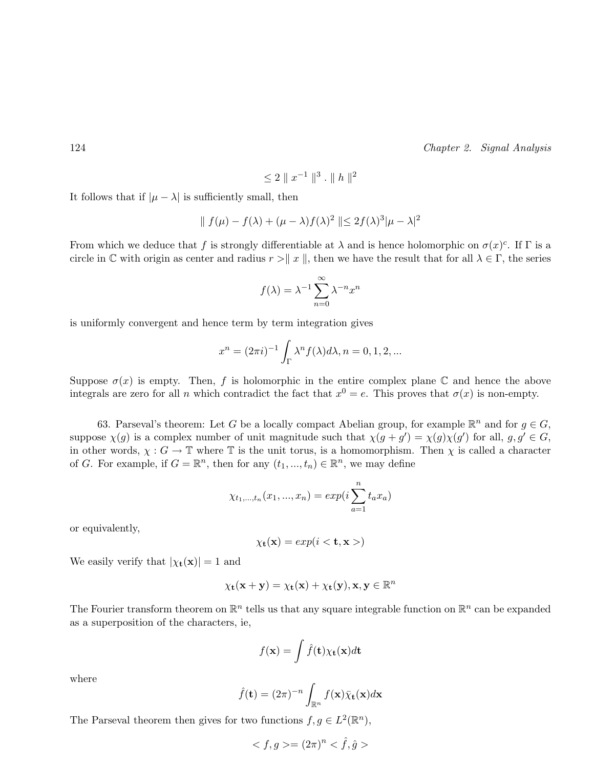$$\leq 2 \parallel x^{-1} \parallel^3 . \parallel h \parallel^2$$

It follows that if $|\mu - \lambda|$ is sufficiently small, then

$$\parallel f(\mu) - f(\lambda) + (\mu - \lambda) f(\lambda)^2 \parallel \leq 2 f(\lambda)^3 |\mu - \lambda|^2$$

From which we deduce that $f$ is strongly differentiable at $\lambda$ and is hence holomorphic on $\sigma(x)^c$. If $\Gamma$ is a circle in $\mathbb{C}$ with origin as center and radius $r > \parallel x \parallel$, then we have the result that for all $\lambda \in \Gamma$, the series

$$f(\lambda) = \lambda^{-1} \sum_{n=0}^{\infty} \lambda^{-n} x^n$$

is uniformly convergent and hence term by term integration gives

$$x^n = (2\pi i)^{-1} \int_{\Gamma} \lambda^n f(\lambda) d\lambda, n = 0, 1, 2, ...$$

Suppose $\sigma(x)$ is empty. Then, $f$ is holomorphic in the entire complex plane $\mathbb{C}$ and hence the above integrals are zero for all $n$ which contradict the fact that $x^0 = e$. This proves that $\sigma(x)$ is non-empty.

63. Parseval's theorem: Let $G$ be a locally compact Abelian group, for example $\mathbb{R}^n$ and for $g \in G$, suppose $\chi(g)$ is a complex number of unit magnitude such that $\chi(g + g') = \chi(g)\chi(g')$ for all, $g, g' \in G$, in other words, $\chi : G \to \mathbb{T}$ where $\mathbb{T}$ is the unit torus, is a homomorphism. Then $\chi$ is called a character of $G$. For example, if $G = \mathbb{R}^n$, then for any $(t_1, ..., t_n) \in \mathbb{R}^n$, we may define

$$\chi_{t_1,...,t_n}(x_1, ..., x_n) = exp(i \sum_{a=1}^{n} t_a x_a)$$

or equivalently,

$$\chi_{\mathbf{t}}(\mathbf{x}) = exp(i < \mathbf{t}, \mathbf{x} >)$$

We easily verify that $|\chi_{\mathbf{t}}(\mathbf{x})| = 1$ and

$$\chi_{\mathbf{t}}(\mathbf{x} + \mathbf{y}) = \chi_{\mathbf{t}}(\mathbf{x}) + \chi_{\mathbf{t}}(\mathbf{y}), \mathbf{x}, \mathbf{y} \in \mathbb{R}^n$$

The Fourier transform theorem on $\mathbb{R}^n$ tells us that any square integrable function on $\mathbb{R}^n$ can be expanded as a superposition of the characters, ie,

$$f(\mathbf{x}) = \int \hat{f}(\mathbf{t}) \chi_{\mathbf{t}}(\mathbf{x}) d\mathbf{t}$$

where

$$\hat{f}(\mathbf{t}) = (2\pi)^{-n} \int_{\mathbb{R}^n} f(\mathbf{x}) \bar{\chi}_{\mathbf{t}}(\mathbf{x}) d\mathbf{x}$$

The Parseval theorem then gives for two functions $f, g \in L^2(\mathbb{R}^n)$,

$$< f, g >= (2\pi)^n < \hat{f}, \hat{g} >$$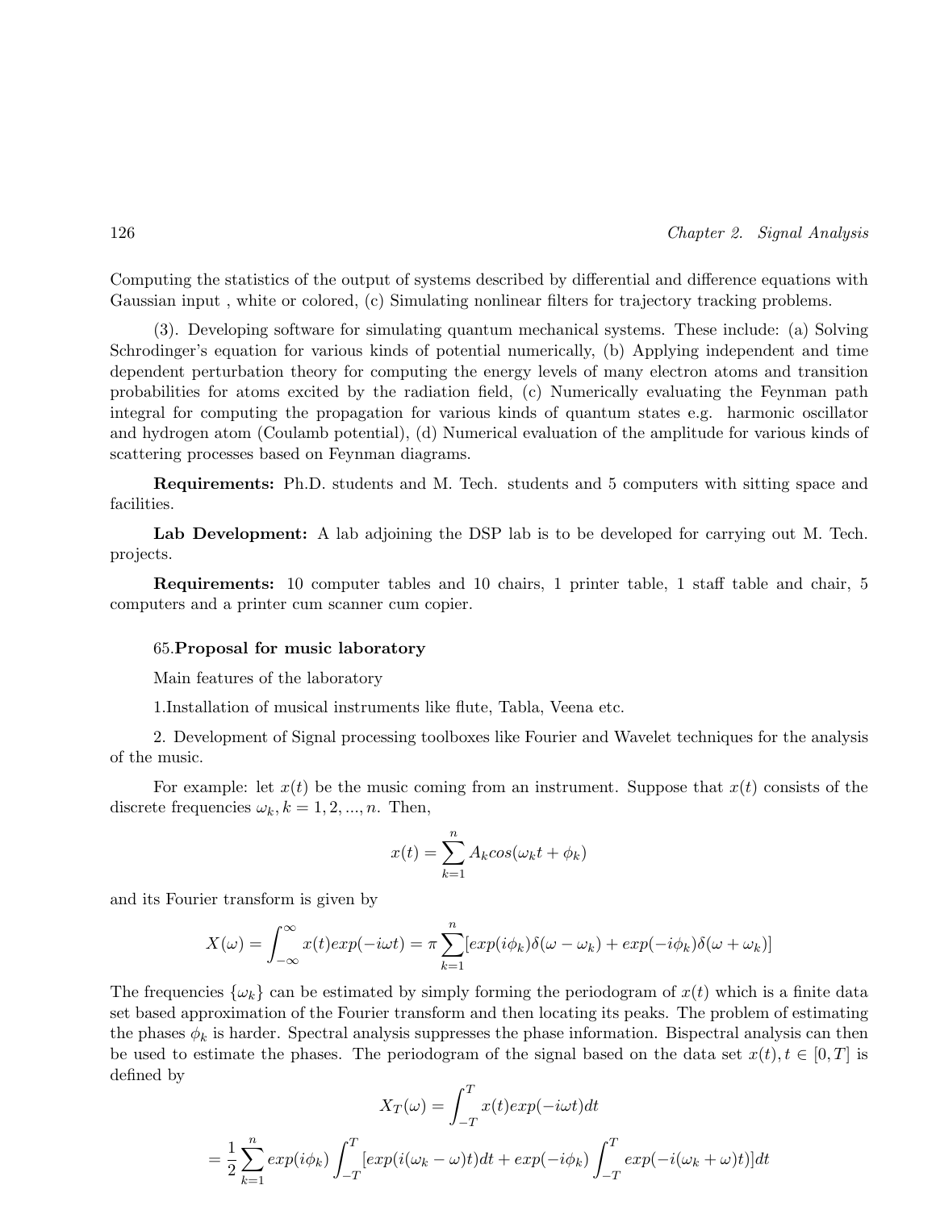Computing the statistics of the output of systems described by differential and difference equations with Gaussian input , white or colored, (c) Simulating nonlinear filters for trajectory tracking problems.

(3). Developing software for simulating quantum mechanical systems. These include: (a) Solving Schrodinger's equation for various kinds of potential numerically, (b) Applying independent and time dependent perturbation theory for computing the energy levels of many electron atoms and transition probabilities for atoms excited by the radiation field, (c) Numerically evaluating the Feynman path integral for computing the propagation for various kinds of quantum states e.g. harmonic oscillator and hydrogen atom (Coulamb potential), (d) Numerical evaluation of the amplitude for various kinds of scattering processes based on Feynman diagrams.

**Requirements:** Ph.D. students and M. Tech. students and 5 computers with sitting space and facilities.

**Lab Development:** A lab adjoining the DSP lab is to be developed for carrying out M. Tech. projects.

**Requirements:** 10 computer tables and 10 chairs, 1 printer table, 1 staff table and chair, 5 computers and a printer cum scanner cum copier.

65.**Proposal for music laboratory**

Main features of the laboratory

1.Installation of musical instruments like flute, Tabla, Veena etc.

2. Development of Signal processing toolboxes like Fourier and Wavelet techniques for the analysis of the music.

For example: let $x(t)$ be the music coming from an instrument. Suppose that $x(t)$ consists of the discrete frequencies $\omega_k, k = 1, 2, ..., n$. Then,

$$x(t) = \sum_{k=1}^{n} A_k cos(\omega_k t + \phi_k)$$

and its Fourier transform is given by

$$X(\omega) = \int_{-\infty}^{\infty} x(t) exp(-i\omega t) = \pi \sum_{k=1}^{n} [exp(i\phi_k)\delta(\omega - \omega_k) + exp(-i\phi_k)\delta(\omega + \omega_k)]$$

The frequencies $\{\omega_k\}$ can be estimated by simply forming the periodogram of $x(t)$ which is a finite data set based approximation of the Fourier transform and then locating its peaks. The problem of estimating the phases $\phi_k$ is harder. Spectral analysis suppresses the phase information. Bispectral analysis can then be used to estimate the phases. The periodogram of the signal based on the data set $x(t), t \in [0, T]$ is defined by

$$X_T(\omega) = \int_{-T}^{T} x(t) exp(-i\omega t) dt$$

$$= \frac{1}{2} \sum_{k=1}^{n} exp(i\phi_k) \int_{-T}^{T} [exp(i(\omega_k - \omega)t) dt + exp(-i\phi_k) \int_{-T}^{T} exp(-i(\omega_k + \omega)t)] dt$$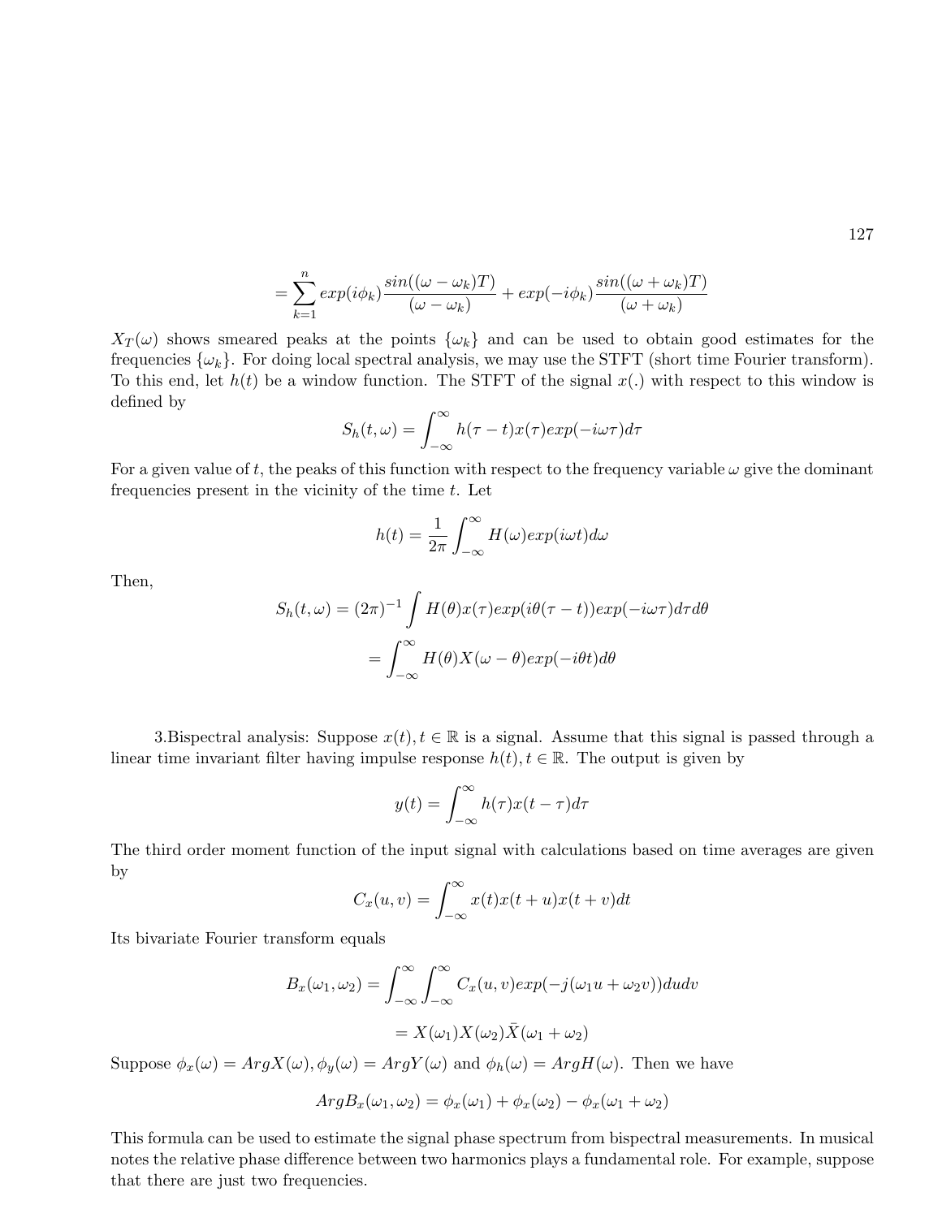$$= \sum_{k=1}^{n} exp(i\phi_k)\frac{sin((\omega-\omega_k)T)}{(\omega-\omega_k)} + exp(-i\phi_k)\frac{sin((\omega+\omega_k)T)}{(\omega+\omega_k)}$$

$X_T(\omega)$ shows smeared peaks at the points $\{\omega_k\}$ and can be used to obtain good estimates for the frequencies $\{\omega_k\}$. For doing local spectral analysis, we may use the STFT (short time Fourier transform). To this end, let $h(t)$ be a window function. The STFT of the signal $x(.)$ with respect to this window is defined by

$$S_h(t,\omega) = \int_{-\infty}^{\infty} h(\tau - t)x(\tau)exp(-i\omega\tau)d\tau$$

For a given value of $t$, the peaks of this function with respect to the frequency variable $\omega$ give the dominant frequencies present in the vicinity of the time $t$. Let

$$h(t) = \frac{1}{2\pi}\int_{-\infty}^{\infty} H(\omega)exp(i\omega t)d\omega$$

Then,

$$S_h(t,\omega) = (2\pi)^{-1}\int H(\theta)x(\tau)exp(i\theta(\tau - t))exp(-i\omega\tau)d\tau d\theta$$

$$= \int_{-\infty}^{\infty} H(\theta)X(\omega-\theta)exp(-i\theta t)d\theta$$

3.Bispectral analysis: Suppose $x(t), t \in \mathbb{R}$ is a signal. Assume that this signal is passed through a linear time invariant filter having impulse response $h(t), t \in \mathbb{R}$. The output is given by

$$y(t) = \int_{-\infty}^{\infty} h(\tau)x(t-\tau)d\tau$$

The third order moment function of the input signal with calculations based on time averages are given by

$$C_x(u,v) = \int_{-\infty}^{\infty} x(t)x(t+u)x(t+v)dt$$

Its bivariate Fourier transform equals

$$B_x(\omega_1,\omega_2) = \int_{-\infty}^{\infty}\int_{-\infty}^{\infty} C_x(u,v)exp(-j(\omega_1 u + \omega_2 v))dudv$$

$$= X(\omega_1)X(\omega_2)\bar{X}(\omega_1+\omega_2)$$

Suppose $\phi_x(\omega) = ArgX(\omega), \phi_y(\omega) = ArgY(\omega)$ and $\phi_h(\omega) = ArgH(\omega)$. Then we have

$$ArgB_x(\omega_1,\omega_2) = \phi_x(\omega_1) + \phi_x(\omega_2) - \phi_x(\omega_1+\omega_2)$$

This formula can be used to estimate the signal phase spectrum from bispectral measurements. In musical notes the relative phase difference between two harmonics plays a fundamental role. For example, suppose that there are just two frequencies.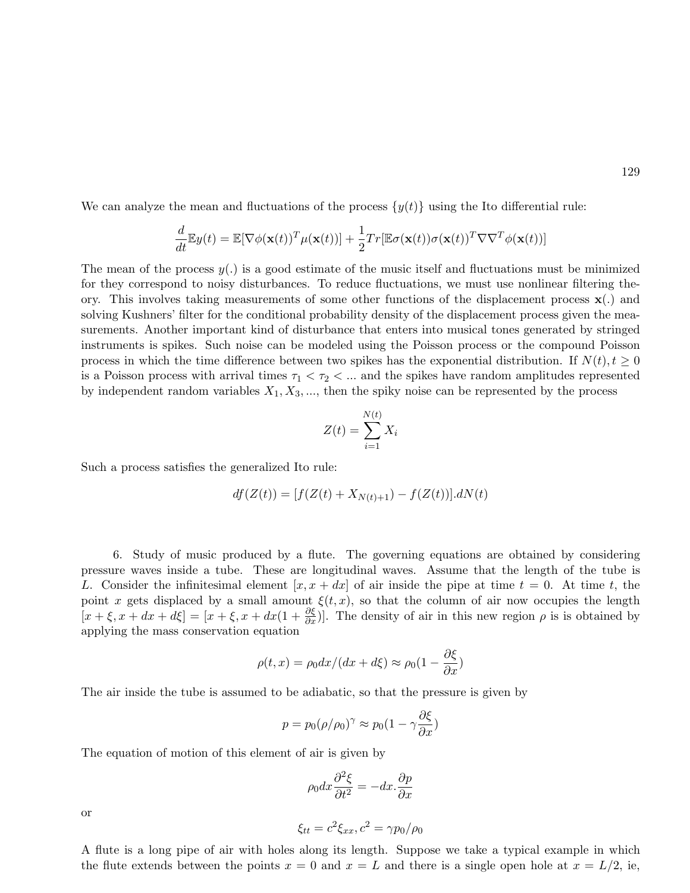We can analyze the mean and fluctuations of the process $\{y(t)\}$ using the Ito differential rule:

$$\frac{d}{dt}\mathbb{E}y(t) = \mathbb{E}[\nabla\phi(\mathbf{x}(t))^T\mu(\mathbf{x}(t))] + \frac{1}{2}Tr[\mathbb{E}\sigma(\mathbf{x}(t))\sigma(\mathbf{x}(t))^T\nabla\nabla^T\phi(\mathbf{x}(t))]$$

The mean of the process $y(.)$ is a good estimate of the music itself and fluctuations must be minimized for they correspond to noisy disturbances. To reduce fluctuations, we must use nonlinear filtering theory. This involves taking measurements of some other functions of the displacement process $\mathbf{x}(.)$ and solving Kushners' filter for the conditional probability density of the displacement process given the measurements. Another important kind of disturbance that enters into musical tones generated by stringed instruments is spikes. Such noise can be modeled using the Poisson process or the compound Poisson process in which the time difference between two spikes has the exponential distribution. If $N(t), t \geq 0$ is a Poisson process with arrival times $\tau_1 < \tau_2 < ...$ and the spikes have random amplitudes represented by independent random variables $X_1, X_3, ...$, then the spiky noise can be represented by the process

$$Z(t) = \sum_{i=1}^{N(t)} X_i$$

Such a process satisfies the generalized Ito rule:

$$df(Z(t)) = [f(Z(t) + X_{N(t)+1}) - f(Z(t))].dN(t)$$

6. Study of music produced by a flute. The governing equations are obtained by considering pressure waves inside a tube. These are longitudinal waves. Assume that the length of the tube is $L$. Consider the infinitesimal element $[x, x + dx]$ of air inside the pipe at time $t = 0$. At time $t$, the point $x$ gets displaced by a small amount $\xi(t, x)$, so that the column of air now occupies the length $[x + \xi, x + dx + d\xi] = [x + \xi, x + dx(1 + \frac{\partial \xi}{\partial x})]$. The density of air in this new region $\rho$ is is obtained by applying the mass conservation equation

$$\rho(t, x) = \rho_0 dx/(dx + d\xi) \approx \rho_0(1 - \frac{\partial \xi}{\partial x})$$

The air inside the tube is assumed to be adiabatic, so that the pressure is given by

$$p = p_0(\rho/\rho_0)^\gamma \approx p_0(1 - \gamma\frac{\partial \xi}{\partial x})$$

The equation of motion of this element of air is given by

$$\rho_0 dx \frac{\partial^2 \xi}{\partial t^2} = -dx.\frac{\partial p}{\partial x}$$

or

$$\xi_{tt} = c^2 \xi_{xx}, c^2 = \gamma p_0/\rho_0$$

A flute is a long pipe of air with holes along its length. Suppose we take a typical example in which the flute extends between the points $x = 0$ and $x = L$ and there is a single open hole at $x = L/2$, ie,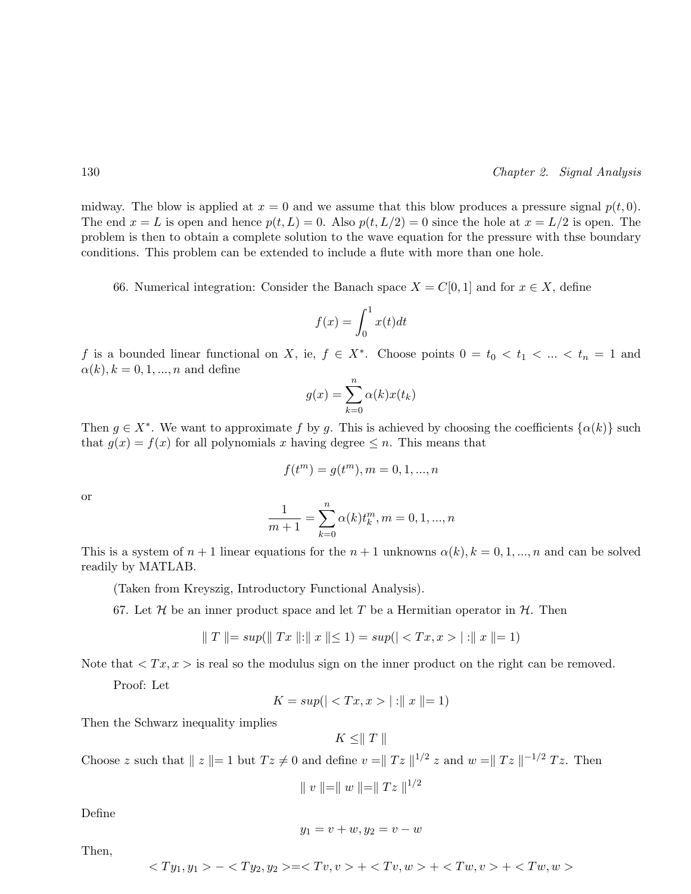midway. The blow is applied at $x = 0$ and we assume that this blow produces a pressure signal $p(t, 0)$. The end $x = L$ is open and hence $p(t, L) = 0$. Also $p(t, L/2) = 0$ since the hole at $x = L/2$ is open. The problem is then to obtain a complete solution to the wave equation for the pressure with thse boundary conditions. This problem can be extended to include a flute with more than one hole.

66. Numerical integration: Consider the Banach space $X = C[0, 1]$ and for $x \in X$, define

$$f(x) = \int_0^1 x(t)dt$$

$f$ is a bounded linear functional on $X$, ie, $f \in X^*$. Choose points $0 = t_0 < t_1 < ... < t_n = 1$ and $\alpha(k), k = 0, 1, ..., n$ and define

$$g(x) = \sum_{k=0}^{n} \alpha(k)x(t_k)$$

Then $g \in X^*$. We want to approximate $f$ by $g$. This is achieved by choosing the coefficients $\{\alpha(k)\}$ such that $g(x) = f(x)$ for all polynomials $x$ having degree $\leq n$. This means that

$$f(t^m) = g(t^m), m = 0, 1, ..., n$$

or

$$\frac{1}{m+1} = \sum_{k=0}^{n} \alpha(k)t_k^m, m = 0, 1, ..., n$$

This is a system of $n + 1$ linear equations for the $n + 1$ unknowns $\alpha(k), k = 0, 1, ..., n$ and can be solved readily by MATLAB.

(Taken from Kreyszig, Introductory Functional Analysis).

67. Let $\mathcal{H}$ be an inner product space and let $T$ be a Hermitian operator in $\mathcal{H}$. Then

$$\| T \| = sup(\| Tx \| : \| x \| \leq 1) = sup(| < Tx, x > | : \| x \| = 1)$$

Note that $< Tx, x >$ is real so the modulus sign on the inner product on the right can be removed.

Proof: Let

$$K = sup(| < Tx, x > | : \| x \| = 1)$$

Then the Schwarz inequality implies

$$K \leq \| T \|$$

Choose $z$ such that $\| z \| = 1$ but $Tz \neq 0$ and define $v = \| Tz \|^{1/2} z$ and $w = \| Tz \|^{-1/2} Tz$. Then

$$\| v \| = \| w \| = \| Tz \|^{1/2}$$

Define

$$y_1 = v + w, y_2 = v - w$$

Then,

$$< Ty_1, y_1 > - < Ty_2, y_2 > = < Tv, v > + < Tv, w > + < Tw, v > + < Tw, w >$$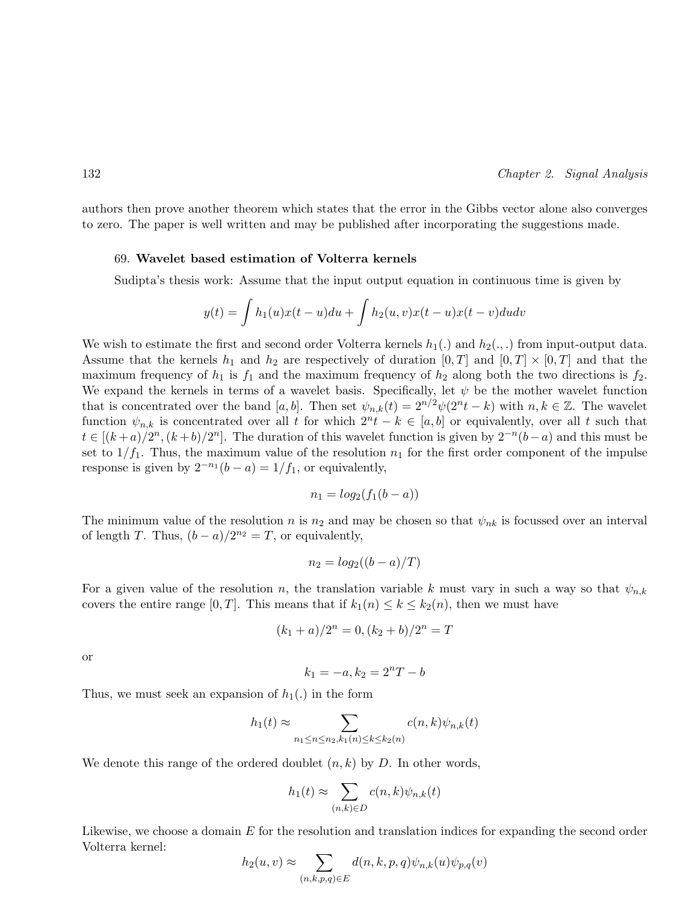authors then prove another theorem which states that the error in the Gibbs vector alone also converges to zero. The paper is well written and may be published after incorporating the suggestions made.

69. **Wavelet based estimation of Volterra kernels**

Sudipta's thesis work: Assume that the input output equation in continuous time is given by

$$y(t) = \int h_1(u)x(t-u)du + \int h_2(u,v)x(t-u)x(t-v)dudv$$

We wish to estimate the first and second order Volterra kernels $h_1(.)$ and $h_2(.,.)$ from input-output data. Assume that the kernels $h_1$ and $h_2$ are respectively of duration $[0,T]$ and $[0,T] \times [0,T]$ and that the maximum frequency of $h_1$ is $f_1$ and the maximum frequency of $h_2$ along both the two directions is $f_2$. We expand the kernels in terms of a wavelet basis. Specifically, let $\psi$ be the mother wavelet function that is concentrated over the band $[a,b]$. Then set $\psi_{n,k}(t) = 2^{n/2}\psi(2^n t - k)$ with $n, k \in \mathbb{Z}$. The wavelet function $\psi_{n,k}$ is concentrated over all $t$ for which $2^n t - k \in [a,b]$ or equivalently, over all $t$ such that $t \in [(k+a)/2^n, (k+b)/2^n]$. The duration of this wavelet function is given by $2^{-n}(b-a)$ and this must be set to $1/f_1$. Thus, the maximum value of the resolution $n_1$ for the first order component of the impulse response is given by $2^{-n_1}(b-a) = 1/f_1$, or equivalently,

$$n_1 = log_2(f_1(b-a))$$

The minimum value of the resolution $n$ is $n_2$ and may be chosen so that $\psi_{nk}$ is focussed over an interval of length $T$. Thus, $(b-a)/2^{n_2} = T$, or equivalently,

$$n_2 = log_2((b-a)/T)$$

For a given value of the resolution $n$, the translation variable $k$ must vary in such a way so that $\psi_{n,k}$ covers the entire range $[0,T]$. This means that if $k_1(n) \leq k \leq k_2(n)$, then we must have

$$(k_1 + a)/2^n = 0, (k_2 + b)/2^n = T$$

or

$$k_1 = -a, k_2 = 2^n T - b$$

Thus, we must seek an expansion of $h_1(.)$ in the form

$$h_1(t) \approx \sum_{n_1 \leq n \leq n_2, k_1(n) \leq k \leq k_2(n)} c(n,k)\psi_{n,k}(t)$$

We denote this range of the ordered doublet $(n,k)$ by $D$. In other words,

$$h_1(t) \approx \sum_{(n,k) \in D} c(n,k)\psi_{n,k}(t)$$

Likewise, we choose a domain $E$ for the resolution and translation indices for expanding the second order Volterra kernel:

$$h_2(u,v) \approx \sum_{(n,k,p,q) \in E} d(n,k,p,q)\psi_{n,k}(u)\psi_{p,q}(v)$$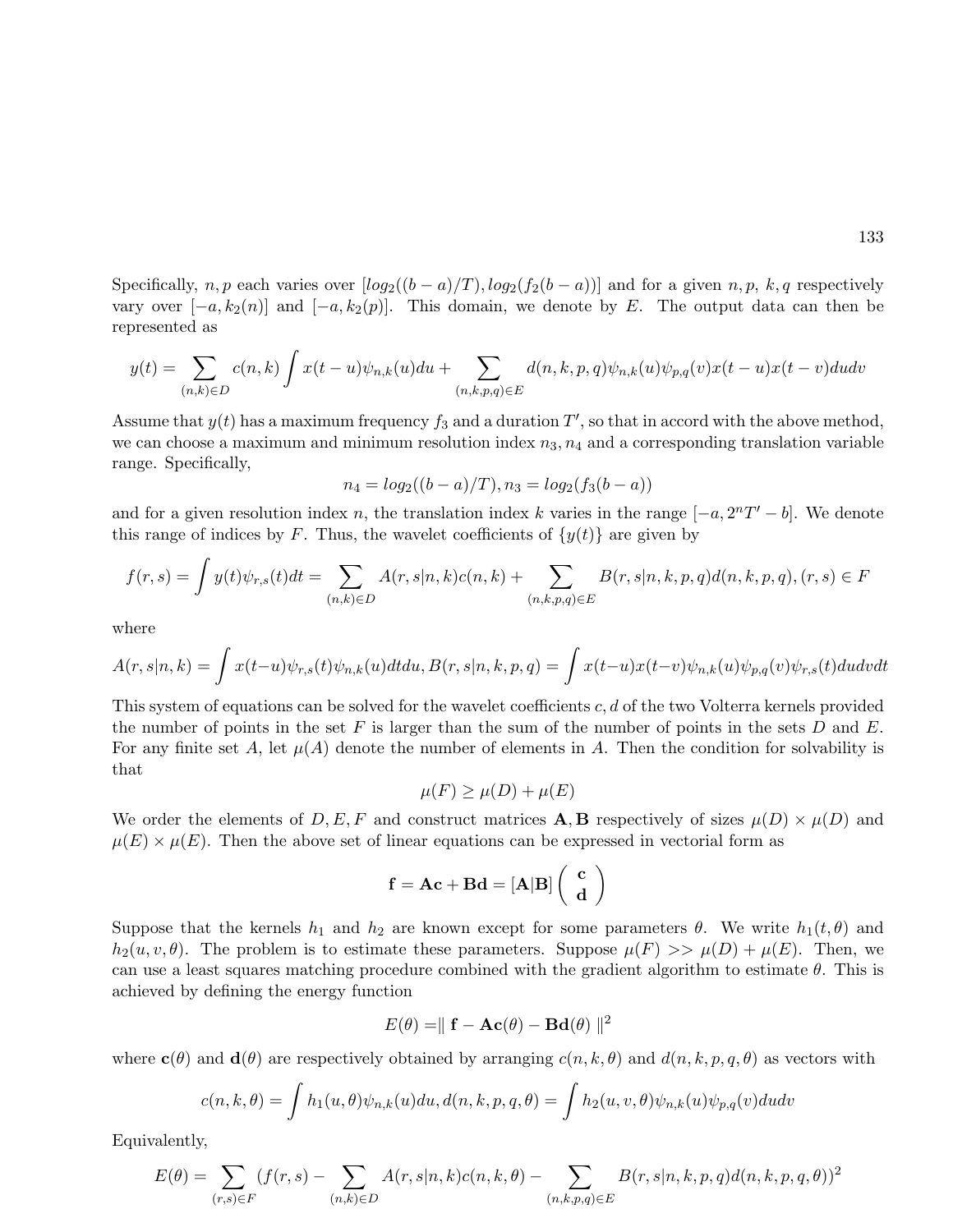Specifically, $n, p$ each varies over $[log_2((b-a)/T), log_2(f_2(b-a))]$ and for a given $n, p$, $k, q$ respectively vary over $[-a, k_2(n)]$ and $[-a, k_2(p)]$. This domain, we denote by $E$. The output data can then be represented as

$$y(t) = \sum_{(n,k)\in D} c(n,k) \int x(t-u)\psi_{n,k}(u)du + \sum_{(n,k,p,q)\in E} d(n,k,p,q)\psi_{n,k}(u)\psi_{p,q}(v)x(t-u)x(t-v)dudv$$

Assume that $y(t)$ has a maximum frequency $f_3$ and a duration $T'$, so that in accord with the above method, we can choose a maximum and minimum resolution index $n_3, n_4$ and a corresponding translation variable range. Specifically,

$$n_4 = log_2((b-a)/T), n_3 = log_2(f_3(b-a))$$

and for a given resolution index $n$, the translation index $k$ varies in the range $[-a, 2^n T' - b]$. We denote this range of indices by $F$. Thus, the wavelet coefficients of $\{y(t)\}$ are given by

$$f(r,s) = \int y(t)\psi_{r,s}(t)dt = \sum_{(n,k)\in D} A(r,s|n,k)c(n,k) + \sum_{(n,k,p,q)\in E} B(r,s|n,k,p,q)d(n,k,p,q), (r,s) \in F$$

where

$$A(r,s|n,k) = \int x(t-u)\psi_{r,s}(t)\psi_{n,k}(u)dtdu, B(r,s|n,k,p,q) = \int x(t-u)x(t-v)\psi_{n,k}(u)\psi_{p,q}(v)\psi_{r,s}(t)dudvdt$$

This system of equations can be solved for the wavelet coefficients $c, d$ of the two Volterra kernels provided the number of points in the set $F$ is larger than the sum of the number of points in the sets $D$ and $E$. For any finite set $A$, let $\mu(A)$ denote the number of elements in $A$. Then the condition for solvability is that

$$\mu(F) \geq \mu(D) + \mu(E)$$

We order the elements of $D, E, F$ and construct matrices $\mathbf{A}, \mathbf{B}$ respectively of sizes $\mu(D) \times \mu(D)$ and $\mu(E) \times \mu(E)$. Then the above set of linear equations can be expressed in vectorial form as

$$\mathbf{f} = \mathbf{A}\mathbf{c} + \mathbf{B}\mathbf{d} = [\mathbf{A}|\mathbf{B}] \begin{pmatrix} \mathbf{c} \\ \mathbf{d} \end{pmatrix}$$

Suppose that the kernels $h_1$ and $h_2$ are known except for some parameters $\theta$. We write $h_1(t, \theta)$ and $h_2(u, v, \theta)$. The problem is to estimate these parameters. Suppose $\mu(F) >> \mu(D) + \mu(E)$. Then, we can use a least squares matching procedure combined with the gradient algorithm to estimate $\theta$. This is achieved by defining the energy function

$$E(\theta) = \| \mathbf{f} - \mathbf{A}\mathbf{c}(\theta) - \mathbf{B}\mathbf{d}(\theta) \|^2$$

where $\mathbf{c}(\theta)$ and $\mathbf{d}(\theta)$ are respectively obtained by arranging $c(n, k, \theta)$ and $d(n, k, p, q, \theta)$ as vectors with

$$c(n,k,\theta) = \int h_1(u,\theta)\psi_{n,k}(u)du, d(n,k,p,q,\theta) = \int h_2(u,v,\theta)\psi_{n,k}(u)\psi_{p,q}(v)dudv$$

Equivalently,

$$E(\theta) = \sum_{(r,s)\in F} (f(r,s) - \sum_{(n,k)\in D} A(r,s|n,k)c(n,k,\theta) - \sum_{(n,k,p,q)\in E} B(r,s|n,k,p,q)d(n,k,p,q,\theta))^2$$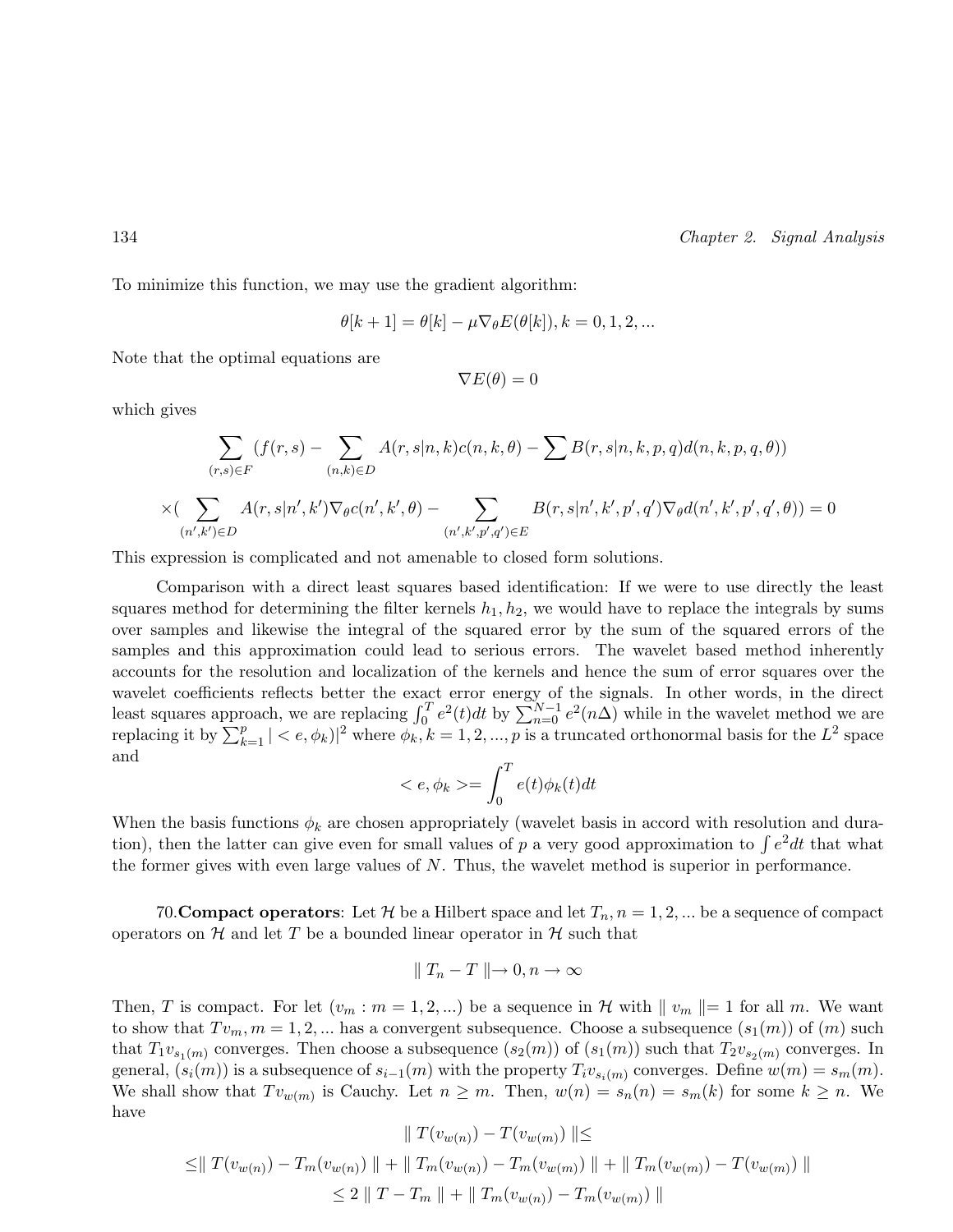To minimize this function, we may use the gradient algorithm:

$$\theta[k+1] = \theta[k] - \mu \nabla_\theta E(\theta[k]), k = 0, 1, 2, ...$$

Note that the optimal equations are

$$\nabla E(\theta) = 0$$

which gives

$$\sum_{(r,s)\in F} (f(r,s) - \sum_{(n,k)\in D} A(r,s|n,k)c(n,k,\theta) - \sum B(r,s|n,k,p,q)d(n,k,p,q,\theta))$$

$$\times( \sum_{(n',k')\in D} A(r,s|n',k')\nabla_\theta c(n',k',\theta) - \sum_{(n',k',p',q')\in E} B(r,s|n',k',p',q')\nabla_\theta d(n',k',p',q',\theta)) = 0$$

This expression is complicated and not amenable to closed form solutions.

Comparison with a direct least squares based identification: If we were to use directly the least squares method for determining the filter kernels $h_1, h_2$, we would have to replace the integrals by sums over samples and likewise the integral of the squared error by the sum of the squared errors of the samples and this approximation could lead to serious errors. The wavelet based method inherently accounts for the resolution and localization of the kernels and hence the sum of error squares over the wavelet coefficients reflects better the exact error energy of the signals. In other words, in the direct least squares approach, we are replacing $\int_0^T e^2(t)dt$ by $\sum_{n=0}^{N-1} e^2(n\Delta)$ while in the wavelet method we are replacing it by $\sum_{k=1}^{p} |<e,\phi_k)|^2$ where $\phi_k, k = 1, 2, ..., p$ is a truncated orthonormal basis for the $L^2$ space and

$$<e,\phi_k>= \int_0^T e(t)\phi_k(t)dt$$

When the basis functions $\phi_k$ are chosen appropriately (wavelet basis in accord with resolution and duration), then the latter can give even for small values of $p$ a very good approximation to $\int e^2 dt$ that what the former gives with even large values of $N$. Thus, the wavelet method is superior in performance.

70.**Compact operators**: Let $\mathcal{H}$ be a Hilbert space and let $T_n, n = 1, 2, ...$ be a sequence of compact operators on $\mathcal{H}$ and let $T$ be a bounded linear operator in $\mathcal{H}$ such that

$$\| T_n - T \| \to 0, n \to \infty$$

Then, $T$ is compact. For let $(v_m : m = 1, 2, ...)$ be a sequence in $\mathcal{H}$ with $\| v_m \| = 1$ for all $m$. We want to show that $Tv_m, m = 1, 2, ...$ has a convergent subsequence. Choose a subsequence $(s_1(m))$ of $(m)$ such that $T_1 v_{s_1(m)}$ converges. Then choose a subsequence $(s_2(m))$ of $(s_1(m))$ such that $T_2 v_{s_2(m)}$ converges. In general, $(s_i(m))$ is a subsequence of $s_{i-1}(m)$ with the property $T_i v_{s_i(m)}$ converges. Define $w(m) = s_m(m)$. We shall show that $Tv_{w(m)}$ is Cauchy. Let $n \geq m$. Then, $w(n) = s_n(n) = s_m(k)$ for some $k \geq n$. We have

$$\| T(v_{w(n)}) - T(v_{w(m)}) \| \leq$$

$$\leq \| T(v_{w(n)}) - T_m(v_{w(n)}) \| + \| T_m(v_{w(n)}) - T_m(v_{w(m)}) \| + \| T_m(v_{w(m)}) - T(v_{w(m)}) \|$$

$$\leq 2 \| T - T_m \| + \| T_m(v_{w(n)}) - T_m(v_{w(m)}) \|$$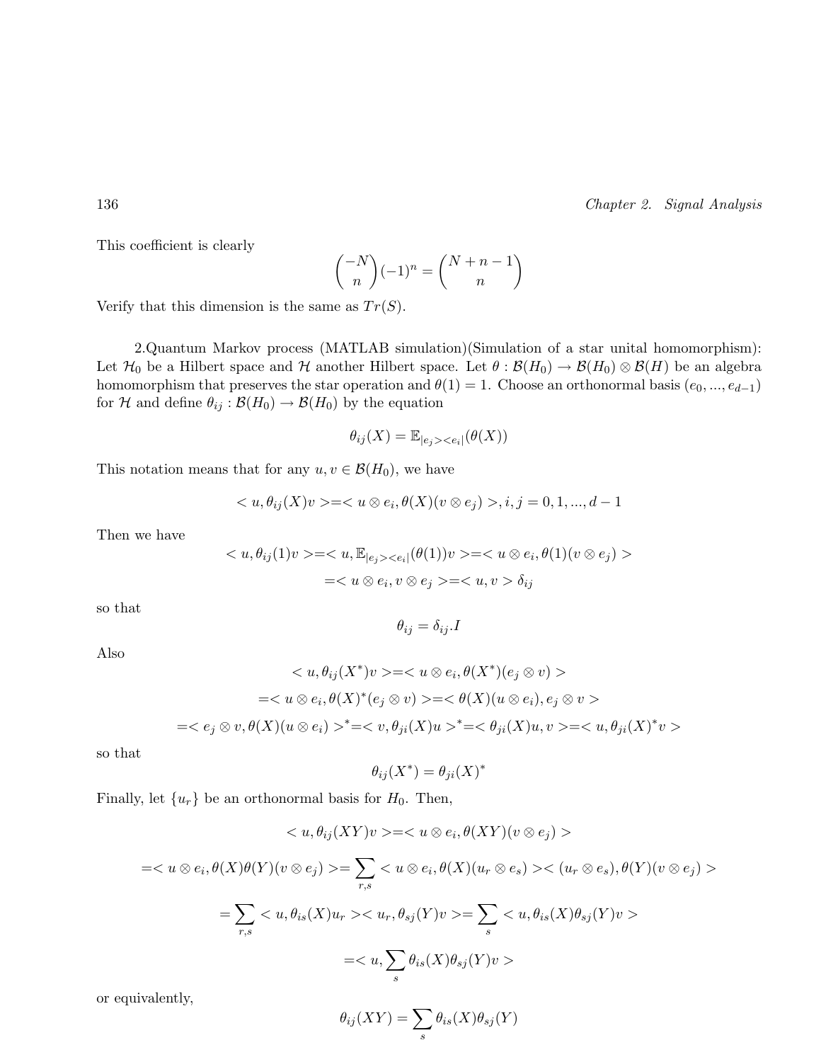This coefficient is clearly

$$\binom{-N}{n}(-1)^n = \binom{N+n-1}{n}$$

Verify that this dimension is the same as $Tr(S)$.

2.Quantum Markov process (MATLAB simulation)(Simulation of a star unital homomorphism): Let $\mathcal{H}_0$ be a Hilbert space and $\mathcal{H}$ another Hilbert space. Let $\theta : \mathcal{B}(H_0) \to \mathcal{B}(H_0) \otimes \mathcal{B}(H)$ be an algebra homomorphism that preserves the star operation and $\theta(1) = 1$. Choose an orthonormal basis $(e_0, ..., e_{d-1})$ for $\mathcal{H}$ and define $\theta_{ij} : \mathcal{B}(H_0) \to \mathcal{B}(H_0)$ by the equation

$$\theta_{ij}(X) = \mathbb{E}_{|e_j><e_i|}(\theta(X))$$

This notation means that for any $u, v \in \mathcal{B}(H_0)$, we have

$$< u, \theta_{ij}(X)v >=< u \otimes e_i, \theta(X)(v \otimes e_j) >, i, j = 0, 1, ..., d-1$$

Then we have

$$< u, \theta_{ij}(1)v >=< u, \mathbb{E}_{|e_j><e_i|}(\theta(1))v >=< u \otimes e_i, \theta(1)(v \otimes e_j) >$$

$$=< u \otimes e_i, v \otimes e_j >=< u, v > \delta_{ij}$$

so that

$$\theta_{ij} = \delta_{ij}.I$$

Also

$$< u, \theta_{ij}(X^*)v >=< u \otimes e_i, \theta(X^*)(e_j \otimes v) >$$

$$=< u \otimes e_i, \theta(X)^*(e_j \otimes v) >=< \theta(X)(u \otimes e_i), e_j \otimes v >$$

$$=< e_j \otimes v, \theta(X)(u \otimes e_i) >^* =< v, \theta_{ji}(X)u >^* =< \theta_{ji}(X)u, v >=< u, \theta_{ji}(X)^* v >$$

so that

$$\theta_{ij}(X^*) = \theta_{ji}(X)^*$$

Finally, let $\{u_r\}$ be an orthonormal basis for $H_0$. Then,

$$< u, \theta_{ij}(XY)v >=< u \otimes e_i, \theta(XY)(v \otimes e_j) >$$

$$=< u \otimes e_i, \theta(X)\theta(Y)(v \otimes e_j) >= \sum_{r,s} < u \otimes e_i, \theta(X)(u_r \otimes e_s) >< (u_r \otimes e_s), \theta(Y)(v \otimes e_j) >$$

$$= \sum_{r,s} < u, \theta_{is}(X)u_r >< u_r, \theta_{sj}(Y)v >= \sum_s < u, \theta_{is}(X)\theta_{sj}(Y)v >$$

$$=< u, \sum_s \theta_{is}(X)\theta_{sj}(Y)v >$$

or equivalently,

$$\theta_{ij}(XY) = \sum_s \theta_{is}(X)\theta_{sj}(Y)$$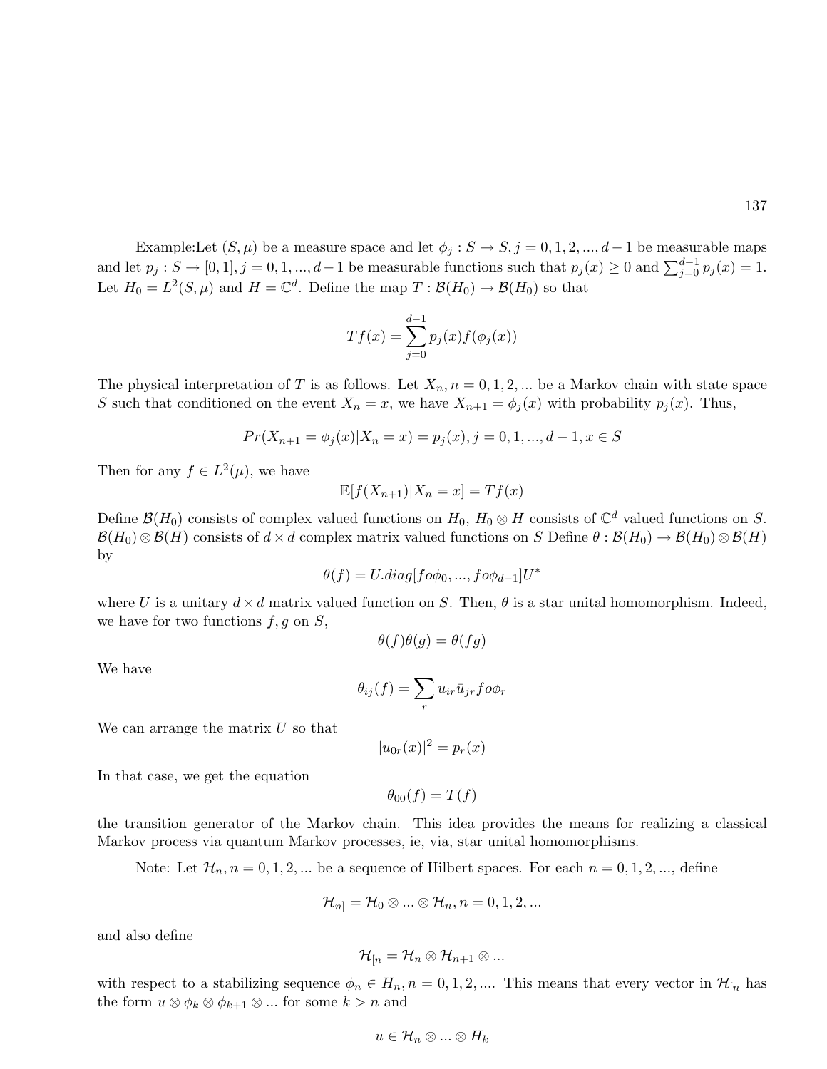Example:Let $(S, \mu)$ be a measure space and let $\phi_j : S \to S, j = 0, 1, 2, ..., d-1$ be measurable maps and let $p_j : S \to [0, 1], j = 0, 1, ..., d-1$ be measurable functions such that $p_j(x) \geq 0$ and $\sum_{j=0}^{d-1} p_j(x) = 1$. Let $H_0 = L^2(S, \mu)$ and $H = \mathbb{C}^d$. Define the map $T : \mathcal{B}(H_0) \to \mathcal{B}(H_0)$ so that

$$Tf(x) = \sum_{j=0}^{d-1} p_j(x) f(\phi_j(x))$$

The physical interpretation of $T$ is as follows. Let $X_n, n = 0, 1, 2, ...$ be a Markov chain with state space $S$ such that conditioned on the event $X_n = x$, we have $X_{n+1} = \phi_j(x)$ with probability $p_j(x)$. Thus,

$$Pr(X_{n+1} = \phi_j(x) | X_n = x) = p_j(x), j = 0, 1, ..., d-1, x \in S$$

Then for any $f \in L^2(\mu)$, we have

$$\mathbb{E}[f(X_{n+1}) | X_n = x] = Tf(x)$$

Define $\mathcal{B}(H_0)$ consists of complex valued functions on $H_0$, $H_0 \otimes H$ consists of $\mathbb{C}^d$ valued functions on $S$. $\mathcal{B}(H_0) \otimes \mathcal{B}(H)$ consists of $d \times d$ complex matrix valued functions on $S$ Define $\theta : \mathcal{B}(H_0) \to \mathcal{B}(H_0) \otimes \mathcal{B}(H)$ by

$$\theta(f) = U.diag[fo\phi_0, ..., fo\phi_{d-1}]U^*$$

where $U$ is a unitary $d \times d$ matrix valued function on $S$. Then, $\theta$ is a star unital homomorphism. Indeed, we have for two functions $f, g$ on $S$,

$$\theta(f)\theta(g) = \theta(fg)$$

We have

$$\theta_{ij}(f) = \sum_r u_{ir} \bar{u}_{jr} fo\phi_r$$

We can arrange the matrix $U$ so that

$$|u_{0r}(x)|^2 = p_r(x)$$

In that case, we get the equation

$$\theta_{00}(f) = T(f)$$

the transition generator of the Markov chain. This idea provides the means for realizing a classical Markov process via quantum Markov processes, ie, via, star unital homomorphisms.

Note: Let $\mathcal{H}_n, n = 0, 1, 2, ...$ be a sequence of Hilbert spaces. For each $n = 0, 1, 2, ...$, define

$$\mathcal{H}_{n]} = \mathcal{H}_0 \otimes ... \otimes \mathcal{H}_n, n = 0, 1, 2, ...$$

and also define

$$\mathcal{H}_{[n} = \mathcal{H}_n \otimes \mathcal{H}_{n+1} \otimes ...$$

with respect to a stabilizing sequence $\phi_n \in H_n, n = 0, 1, 2, ....$ This means that every vector in $\mathcal{H}_{[n}$ has the form $u \otimes \phi_k \otimes \phi_{k+1} \otimes ...$ for some $k > n$ and

$$u \in \mathcal{H}_n \otimes ... \otimes H_k$$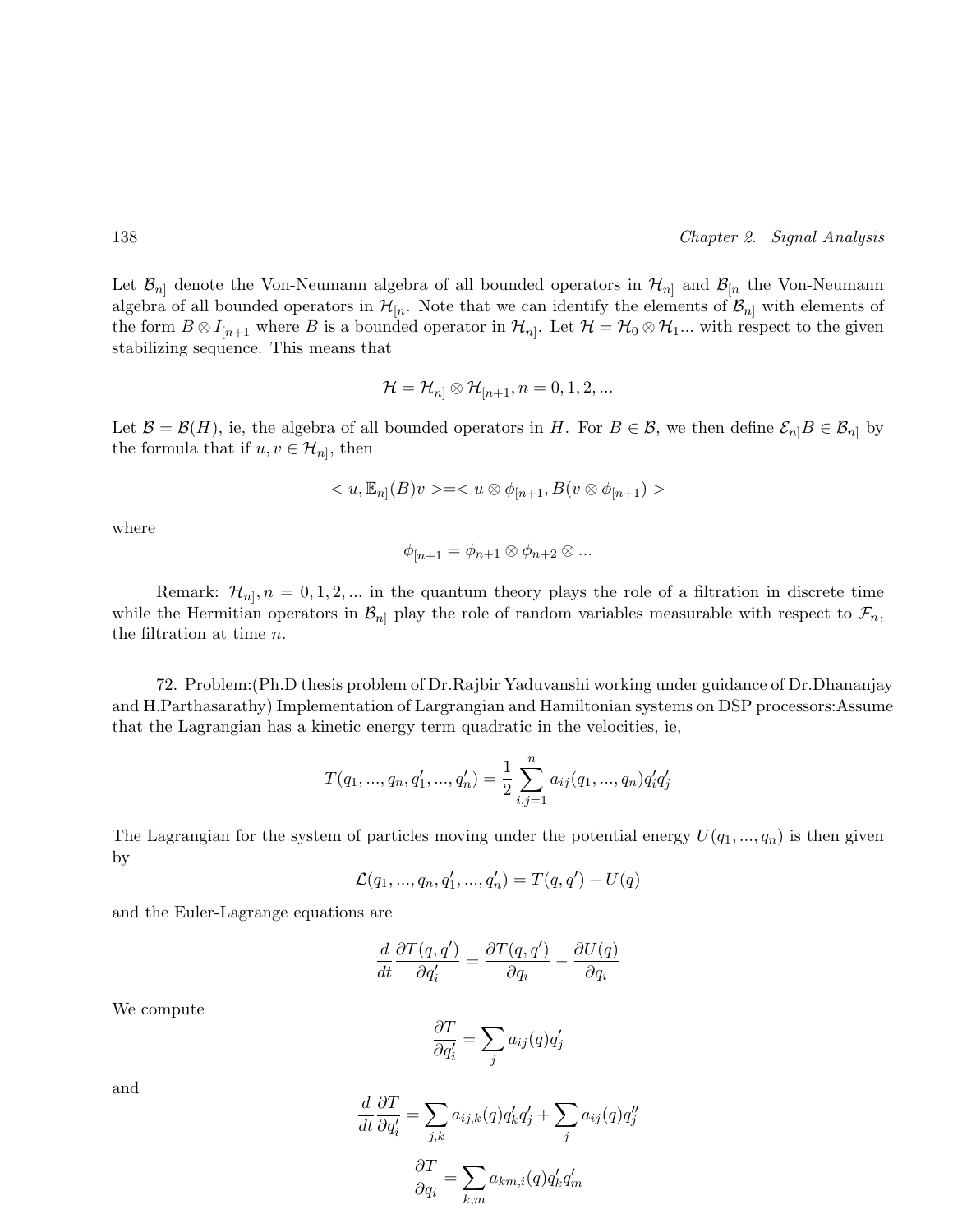Let $\mathcal{B}_{n]}$ denote the Von-Neumann algebra of all bounded operators in $\mathcal{H}_{n]}$ and $\mathcal{B}_{[n}$ the Von-Neumann algebra of all bounded operators in $\mathcal{H}_{[n}$. Note that we can identify the elements of $\mathcal{B}_{n]}$ with elements of the form $B \otimes I_{[n+1}$ where $B$ is a bounded operator in $\mathcal{H}_{n]}$. Let $\mathcal{H} = \mathcal{H}_0 \otimes \mathcal{H}_1 ...$ with respect to the given stabilizing sequence. This means that

$$\mathcal{H} = \mathcal{H}_{n]} \otimes \mathcal{H}_{[n+1}, n = 0, 1, 2, ...$$

Let $\mathcal{B} = \mathcal{B}(H)$, ie, the algebra of all bounded operators in $H$. For $B \in \mathcal{B}$, we then define $\mathcal{E}_{n]}B \in \mathcal{B}_{n]}$ by the formula that if $u, v \in \mathcal{H}_{n]}$, then

$$< u, \mathbb{E}_{n]}(B)v >=< u \otimes \phi_{[n+1}, B(v \otimes \phi_{[n+1}) >$$

where

$$\phi_{[n+1} = \phi_{n+1} \otimes \phi_{n+2} \otimes ...$$

Remark: $\mathcal{H}_{n]}, n = 0, 1, 2, ...$ in the quantum theory plays the role of a filtration in discrete time while the Hermitian operators in $\mathcal{B}_{n]}$ play the role of random variables measurable with respect to $\mathcal{F}_n$, the filtration at time $n$.

72. Problem:(Ph.D thesis problem of Dr.Rajbir Yaduvanshi working under guidance of Dr.Dhananjay and H.Parthasarathy) Implementation of Largrangian and Hamiltonian systems on DSP processors:Assume that the Lagrangian has a kinetic energy term quadratic in the velocities, ie,

$$T(q_1, ..., q_n, q'_1, ..., q'_n) = \frac{1}{2}\sum_{i,j=1}^{n} a_{ij}(q_1, ..., q_n)q'_i q'_j$$

The Lagrangian for the system of particles moving under the potential energy $U(q_1, ..., q_n)$ is then given by

$$\mathcal{L}(q_1, ..., q_n, q'_1, ..., q'_n) = T(q, q') - U(q)$$

and the Euler-Lagrange equations are

$$\frac{d}{dt}\frac{\partial T(q, q')}{\partial q'_i} = \frac{\partial T(q, q')}{\partial q_i} - \frac{\partial U(q)}{\partial q_i}$$

We compute

$$\frac{\partial T}{\partial q'_i} = \sum_j a_{ij}(q)q'_j$$

and

$$\frac{d}{dt}\frac{\partial T}{\partial q'_i} = \sum_{j,k} a_{ij,k}(q)q'_k q'_j + \sum_j a_{ij}(q)q''_j$$

$$\frac{\partial T}{\partial q_i} = \sum_{k,m} a_{km,i}(q)q'_k q'_m$$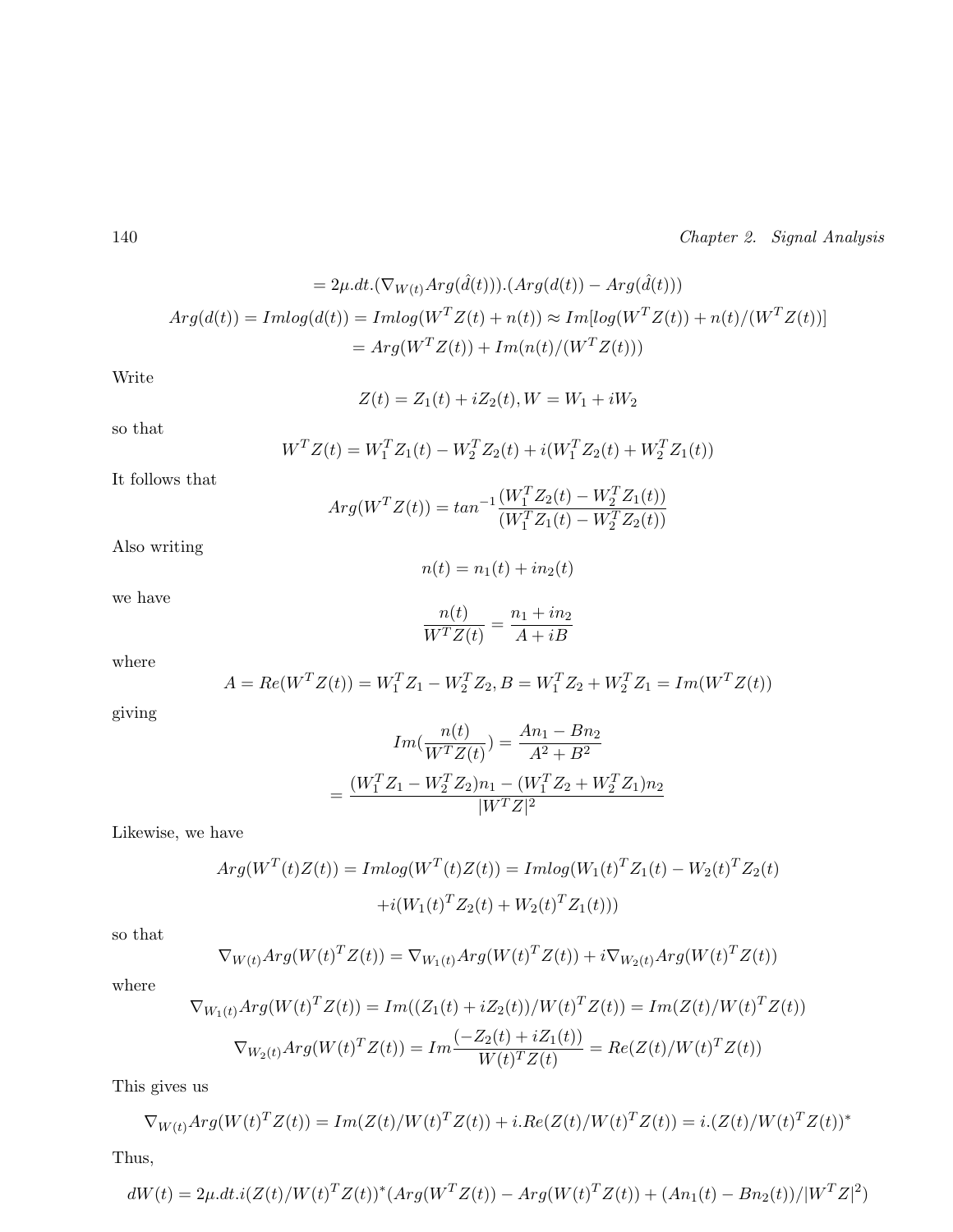$$= 2\mu.dt.(\nabla_{W(t)}Arg(\hat{d}(t))).(Arg(d(t)) - Arg(\hat{d}(t)))$$

$$Arg(d(t)) = Imlog(d(t)) = Imlog(W^T Z(t) + n(t)) \approx Im[log(W^T Z(t)) + n(t)/(W^T Z(t))]$$

$$= Arg(W^T Z(t)) + Im(n(t)/(W^T Z(t)))$$

Write

$$Z(t) = Z_1(t) + iZ_2(t), W = W_1 + iW_2$$

so that

$$W^T Z(t) = W_1^T Z_1(t) - W_2^T Z_2(t) + i(W_1^T Z_2(t) + W_2^T Z_1(t))$$

It follows that

$$Arg(W^T Z(t)) = tan^{-1}\frac{(W_1^T Z_2(t) - W_2^T Z_1(t))}{(W_1^T Z_1(t) - W_2^T Z_2(t))}$$

Also writing

$$n(t) = n_1(t) + in_2(t)$$

we have

$$\frac{n(t)}{W^T Z(t)} = \frac{n_1 + in_2}{A + iB}$$

where

$$A = Re(W^T Z(t)) = W_1^T Z_1 - W_2^T Z_2, B = W_1^T Z_2 + W_2^T Z_1 = Im(W^T Z(t))$$

giving

$$Im(\frac{n(t)}{W^T Z(t)}) = \frac{An_1 - Bn_2}{A^2 + B^2}$$

$$= \frac{(W_1^T Z_1 - W_2^T Z_2)n_1 - (W_1^T Z_2 + W_2^T Z_1)n_2}{|W^T Z|^2}$$

Likewise, we have

$$Arg(W^T(t)Z(t)) = Imlog(W^T(t)Z(t)) = Imlog(W_1(t)^T Z_1(t) - W_2(t)^T Z_2(t)$$

$$+i(W_1(t)^T Z_2(t) + W_2(t)^T Z_1(t)))$$

so that

$$\nabla_{W(t)}Arg(W(t)^T Z(t)) = \nabla_{W_1(t)}Arg(W(t)^T Z(t)) + i\nabla_{W_2(t)}Arg(W(t)^T Z(t))$$

where

$$\nabla_{W_1(t)}Arg(W(t)^T Z(t)) = Im((Z_1(t) + iZ_2(t))/W(t)^T Z(t)) = Im(Z(t)/W(t)^T Z(t))$$

$$\nabla_{W_2(t)}Arg(W(t)^T Z(t)) = Im\frac{(-Z_2(t) + iZ_1(t))}{W(t)^T Z(t)} = Re(Z(t)/W(t)^T Z(t))$$

This gives us

$$\nabla_{W(t)}Arg(W(t)^T Z(t)) = Im(Z(t)/W(t)^T Z(t)) + i.Re(Z(t)/W(t)^T Z(t)) = i.(Z(t)/W(t)^T Z(t))^*$$

Thus,

$$dW(t) = 2\mu.dt.i(Z(t)/W(t)^T Z(t))^*(Arg(W^T Z(t)) - Arg(W(t)^T Z(t)) + (An_1(t) - Bn_2(t))/|W^T Z|^2)$$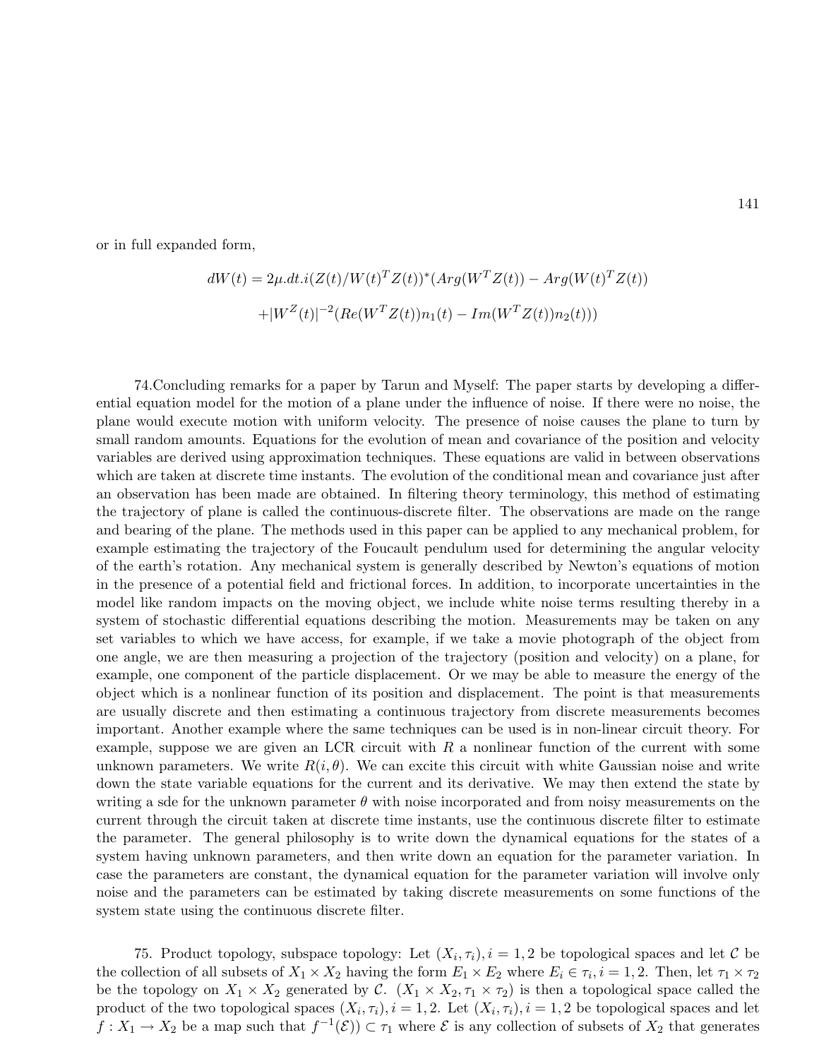or in full expanded form,

$$dW(t) = 2\mu.dt.i(Z(t)/W(t)^T Z(t))^*(Arg(W^T Z(t)) - Arg(W(t)^T Z(t))$$

$$+|W^Z(t)|^{-2}(Re(W^T Z(t))n_1(t) - Im(W^T Z(t))n_2(t)))$$

74.Concluding remarks for a paper by Tarun and Myself: The paper starts by developing a differential equation model for the motion of a plane under the influence of noise. If there were no noise, the plane would execute motion with uniform velocity. The presence of noise causes the plane to turn by small random amounts. Equations for the evolution of mean and covariance of the position and velocity variables are derived using approximation techniques. These equations are valid in between observations which are taken at discrete time instants. The evolution of the conditional mean and covariance just after an observation has been made are obtained. In filtering theory terminology, this method of estimating the trajectory of plane is called the continuous-discrete filter. The observations are made on the range and bearing of the plane. The methods used in this paper can be applied to any mechanical problem, for example estimating the trajectory of the Foucault pendulum used for determining the angular velocity of the earth's rotation. Any mechanical system is generally described by Newton's equations of motion in the presence of a potential field and frictional forces. In addition, to incorporate uncertainties in the model like random impacts on the moving object, we include white noise terms resulting thereby in a system of stochastic differential equations describing the motion. Measurements may be taken on any set variables to which we have access, for example, if we take a movie photograph of the object from one angle, we are then measuring a projection of the trajectory (position and velocity) on a plane, for example, one component of the particle displacement. Or we may be able to measure the energy of the object which is a nonlinear function of its position and displacement. The point is that measurements are usually discrete and then estimating a continuous trajectory from discrete measurements becomes important. Another example where the same techniques can be used is in non-linear circuit theory. For example, suppose we are given an LCR circuit with $R$ a nonlinear function of the current with some unknown parameters. We write $R(i, \theta)$. We can excite this circuit with white Gaussian noise and write down the state variable equations for the current and its derivative. We may then extend the state by writing a sde for the unknown parameter $\theta$ with noise incorporated and from noisy measurements on the current through the circuit taken at discrete time instants, use the continuous discrete filter to estimate the parameter. The general philosophy is to write down the dynamical equations for the states of a system having unknown parameters, and then write down an equation for the parameter variation. In case the parameters are constant, the dynamical equation for the parameter variation will involve only noise and the parameters can be estimated by taking discrete measurements on some functions of the system state using the continuous discrete filter.

75. Product topology, subspace topology: Let $(X_i, \tau_i), i = 1, 2$ be topological spaces and let $\mathcal{C}$ be the collection of all subsets of $X_1 \times X_2$ having the form $E_1 \times E_2$ where $E_i \in \tau_i, i = 1, 2$. Then, let $\tau_1 \times \tau_2$ be the topology on $X_1 \times X_2$ generated by $\mathcal{C}$. $(X_1 \times X_2, \tau_1 \times \tau_2)$ is then a topological space called the product of the two topological spaces $(X_i, \tau_i), i = 1, 2$. Let $(X_i, \tau_i), i = 1, 2$ be topological spaces and let $f : X_1 \to X_2$ be a map such that $f^{-1}(\mathcal{E})) \subset \tau_1$ where $\mathcal{E}$ is any collection of subsets of $X_2$ that generates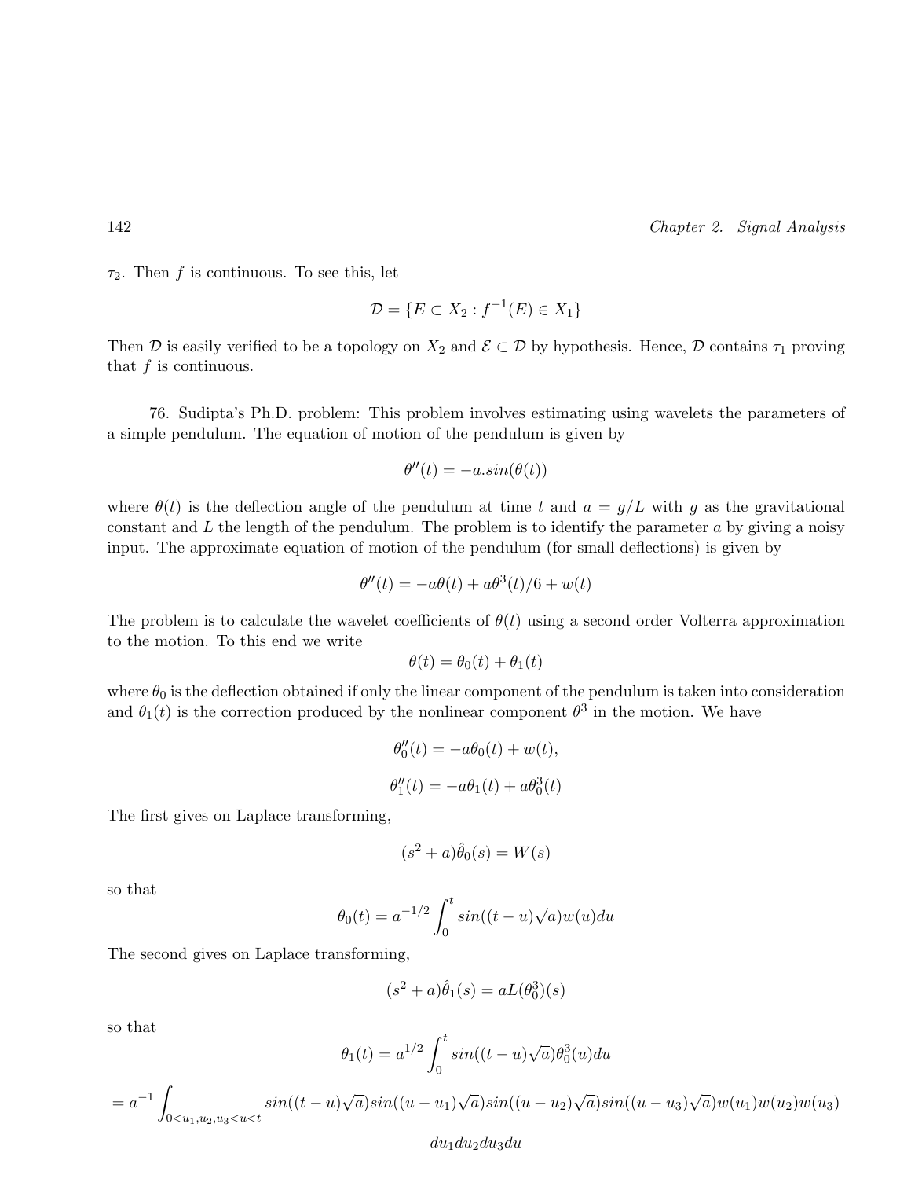$\tau_2$. Then $f$ is continuous. To see this, let

$$\mathcal{D} = \{E \subset X_2 : f^{-1}(E) \in X_1\}$$

Then $\mathcal{D}$ is easily verified to be a topology on $X_2$ and $\mathcal{E} \subset \mathcal{D}$ by hypothesis. Hence, $\mathcal{D}$ contains $\tau_1$ proving that $f$ is continuous.

76. Sudipta's Ph.D. problem: This problem involves estimating using wavelets the parameters of a simple pendulum. The equation of motion of the pendulum is given by

$$\theta''(t) = -a.sin(\theta(t))$$

where $\theta(t)$ is the deflection angle of the pendulum at time $t$ and $a = g/L$ with $g$ as the gravitational constant and $L$ the length of the pendulum. The problem is to identify the parameter $a$ by giving a noisy input. The approximate equation of motion of the pendulum (for small deflections) is given by

$$\theta''(t) = -a\theta(t) + a\theta^3(t)/6 + w(t)$$

The problem is to calculate the wavelet coefficients of $\theta(t)$ using a second order Volterra approximation to the motion. To this end we write

$$\theta(t) = \theta_0(t) + \theta_1(t)$$

where $\theta_0$ is the deflection obtained if only the linear component of the pendulum is taken into consideration and $\theta_1(t)$ is the correction produced by the nonlinear component $\theta^3$ in the motion. We have

$$\theta_0''(t) = -a\theta_0(t) + w(t),$$

$$\theta_1''(t) = -a\theta_1(t) + a\theta_0^3(t)$$

The first gives on Laplace transforming,

$$(s^2 + a)\hat{\theta}_0(s) = W(s)$$

so that

$$\theta_0(t) = a^{-1/2} \int_0^t sin((t-u)\sqrt{a})w(u)du$$

The second gives on Laplace transforming,

$$(s^2 + a)\hat{\theta}_1(s) = aL(\theta_0^3)(s)$$

so that

$$\theta_1(t) = a^{1/2} \int_0^t sin((t-u)\sqrt{a})\theta_0^3(u)du$$

$$= a^{-1} \int_{0<u_1,u_2,u_3<u<t} sin((t-u)\sqrt{a})sin((u-u_1)\sqrt{a})sin((u-u_2)\sqrt{a})sin((u-u_3)\sqrt{a})w(u_1)w(u_2)w(u_3)$$

$$du_1 du_2 du_3 du$$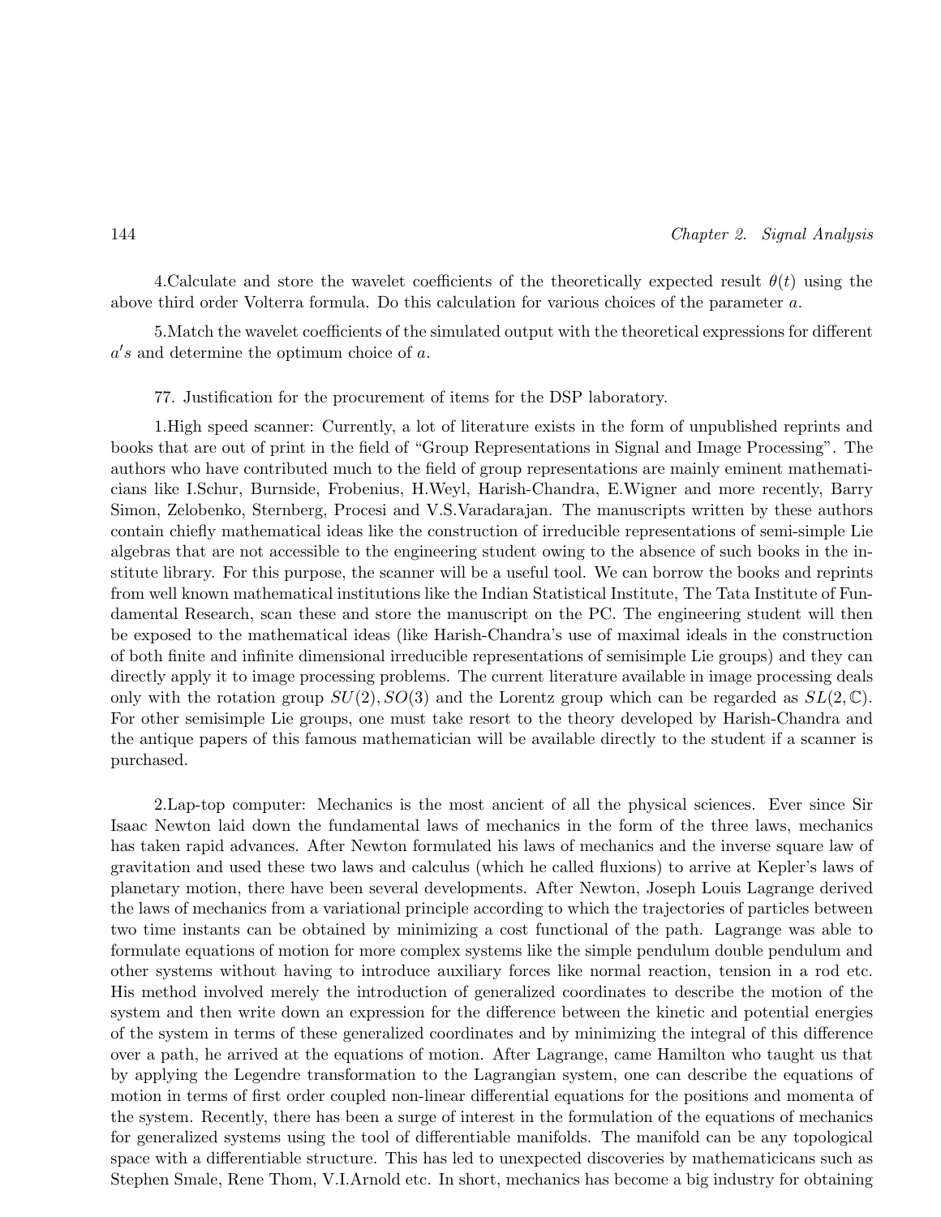4.Calculate and store the wavelet coefficients of the theoretically expected result $\theta(t)$ using the above third order Volterra formula. Do this calculation for various choices of the parameter $a$.

5.Match the wavelet coefficients of the simulated output with the theoretical expressions for different $a's$ and determine the optimum choice of $a$.

77. Justification for the procurement of items for the DSP laboratory.

1.High speed scanner: Currently, a lot of literature exists in the form of unpublished reprints and books that are out of print in the field of "Group Representations in Signal and Image Processing". The authors who have contributed much to the field of group representations are mainly eminent mathematicians like I.Schur, Burnside, Frobenius, H.Weyl, Harish-Chandra, E.Wigner and more recently, Barry Simon, Zelobenko, Sternberg, Procesi and V.S.Varadarajan. The manuscripts written by these authors contain chiefly mathematical ideas like the construction of irreducible representations of semi-simple Lie algebras that are not accessible to the engineering student owing to the absence of such books in the institute library. For this purpose, the scanner will be a useful tool. We can borrow the books and reprints from well known mathematical institutions like the Indian Statistical Institute, The Tata Institute of Fundamental Research, scan these and store the manuscript on the PC. The engineering student will then be exposed to the mathematical ideas (like Harish-Chandra's use of maximal ideals in the construction of both finite and infinite dimensional irreducible representations of semisimple Lie groups) and they can directly apply it to image processing problems. The current literature available in image processing deals only with the rotation group $SU(2), SO(3)$ and the Lorentz group which can be regarded as $SL(2, \mathbb{C})$. For other semisimple Lie groups, one must take resort to the theory developed by Harish-Chandra and the antique papers of this famous mathematician will be available directly to the student if a scanner is purchased.

2.Lap-top computer: Mechanics is the most ancient of all the physical sciences. Ever since Sir Isaac Newton laid down the fundamental laws of mechanics in the form of the three laws, mechanics has taken rapid advances. After Newton formulated his laws of mechanics and the inverse square law of gravitation and used these two laws and calculus (which he called fluxions) to arrive at Kepler's laws of planetary motion, there have been several developments. After Newton, Joseph Louis Lagrange derived the laws of mechanics from a variational principle according to which the trajectories of particles between two time instants can be obtained by minimizing a cost functional of the path. Lagrange was able to formulate equations of motion for more complex systems like the simple pendulum double pendulum and other systems without having to introduce auxiliary forces like normal reaction, tension in a rod etc. His method involved merely the introduction of generalized coordinates to describe the motion of the system and then write down an expression for the difference between the kinetic and potential energies of the system in terms of these generalized coordinates and by minimizing the integral of this difference over a path, he arrived at the equations of motion. After Lagrange, came Hamilton who taught us that by applying the Legendre transformation to the Lagrangian system, one can describe the equations of motion in terms of first order coupled non-linear differential equations for the positions and momenta of the system. Recently, there has been a surge of interest in the formulation of the equations of mechanics for generalized systems using the tool of differentiable manifolds. The manifold can be any topological space with a differentiable structure. This has led to unexpected discoveries by mathematicians such as Stephen Smale, Rene Thom, V.I.Arnold etc. In short, mechanics has become a big industry for obtaining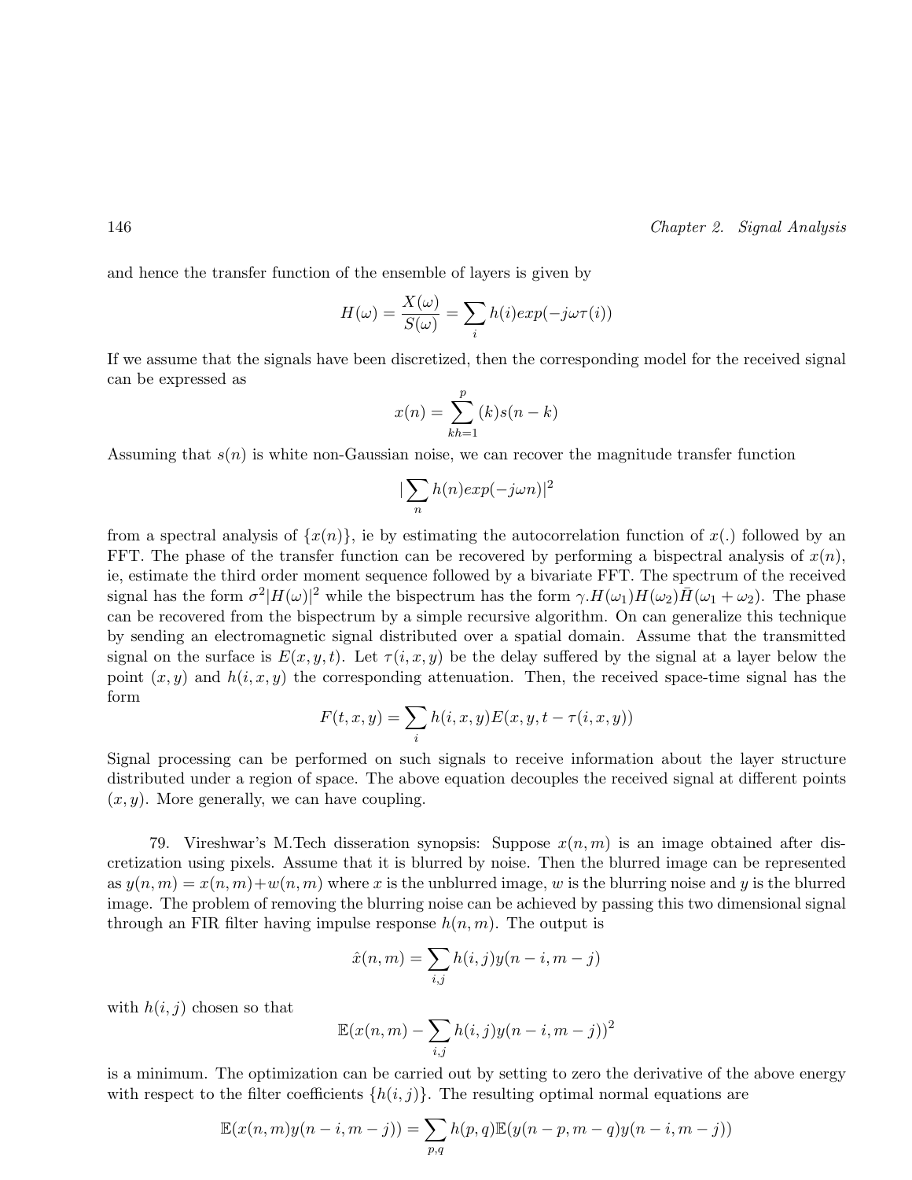and hence the transfer function of the ensemble of layers is given by

$$H(\omega) = \frac{X(\omega)}{S(\omega)} = \sum_i h(i)exp(-j\omega\tau(i))$$

If we assume that the signals have been discretized, then the corresponding model for the received signal can be expressed as

$$x(n) = \sum_{kh=1}^{p}(k)s(n-k)$$

Assuming that $s(n)$ is white non-Gaussian noise, we can recover the magnitude transfer function

$$|\sum_n h(n)exp(-j\omega n)|^2$$

from a spectral analysis of $\{x(n)\}$, ie by estimating the autocorrelation function of $x(.)$ followed by an FFT. The phase of the transfer function can be recovered by performing a bispectral analysis of $x(n)$, ie, estimate the third order moment sequence followed by a bivariate FFT. The spectrum of the received signal has the form $\sigma^2|H(\omega)|^2$ while the bispectrum has the form $\gamma.H(\omega_1)H(\omega_2)\bar{H}(\omega_1+\omega_2)$. The phase can be recovered from the bispectrum by a simple recursive algorithm. On can generalize this technique by sending an electromagnetic signal distributed over a spatial domain. Assume that the transmitted signal on the surface is $E(x,y,t)$. Let $\tau(i,x,y)$ be the delay suffered by the signal at a layer below the point $(x,y)$ and $h(i,x,y)$ the corresponding attenuation. Then, the received space-time signal has the form

$$F(t,x,y) = \sum_i h(i,x,y)E(x,y,t-\tau(i,x,y))$$

Signal processing can be performed on such signals to receive information about the layer structure distributed under a region of space. The above equation decouples the received signal at different points $(x,y)$. More generally, we can have coupling.

79. Vireshwar's M.Tech disseration synopsis: Suppose $x(n,m)$ is an image obtained after discretization using pixels. Assume that it is blurred by noise. Then the blurred image can be represented as $y(n,m) = x(n,m)+w(n,m)$ where $x$ is the unblurred image, $w$ is the blurring noise and $y$ is the blurred image. The problem of removing the blurring noise can be achieved by passing this two dimensional signal through an FIR filter having impulse response $h(n,m)$. The output is

$$\hat{x}(n,m) = \sum_{i,j} h(i,j)y(n-i,m-j)$$

with $h(i,j)$ chosen so that

$$\mathbb{E}(x(n,m) - \sum_{i,j} h(i,j)y(n-i,m-j))^2$$

is a minimum. The optimization can be carried out by setting to zero the derivative of the above energy with respect to the filter coefficients $\{h(i,j)\}$. The resulting optimal normal equations are

$$\mathbb{E}(x(n,m)y(n-i,m-j)) = \sum_{p,q} h(p,q)\mathbb{E}(y(n-p,m-q)y(n-i,m-j))$$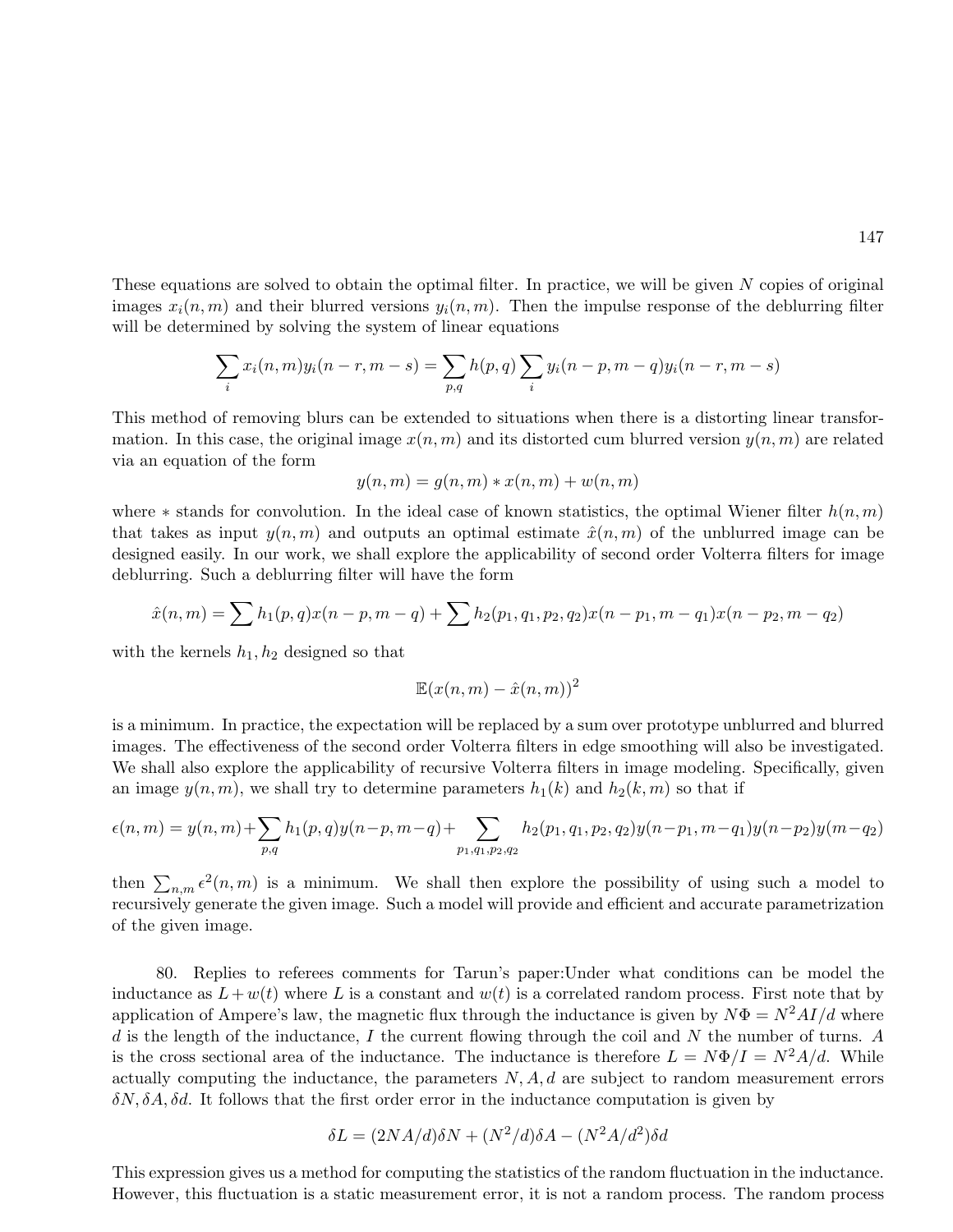These equations are solved to obtain the optimal filter. In practice, we will be given $N$ copies of original images $x_i(n,m)$ and their blurred versions $y_i(n,m)$. Then the impulse response of the deblurring filter will be determined by solving the system of linear equations

$$\sum_i x_i(n,m)y_i(n-r,m-s) = \sum_{p,q} h(p,q)\sum_i y_i(n-p,m-q)y_i(n-r,m-s)$$

This method of removing blurs can be extended to situations when there is a distorting linear transformation. In this case, the original image $x(n,m)$ and its distorted cum blurred version $y(n,m)$ are related via an equation of the form

$$y(n,m) = g(n,m) * x(n,m) + w(n,m)$$

where $*$ stands for convolution. In the ideal case of known statistics, the optimal Wiener filter $h(n,m)$ that takes as input $y(n,m)$ and outputs an optimal estimate $\hat{x}(n,m)$ of the unblurred image can be designed easily. In our work, we shall explore the applicability of second order Volterra filters for image deblurring. Such a deblurring filter will have the form

$$\hat{x}(n,m) = \sum h_1(p,q)x(n-p,m-q) + \sum h_2(p_1,q_1,p_2,q_2)x(n-p_1,m-q_1)x(n-p_2,m-q_2)$$

with the kernels $h_1, h_2$ designed so that

$$\mathbb{E}(x(n,m) - \hat{x}(n,m))^2$$

is a minimum. In practice, the expectation will be replaced by a sum over prototype unblurred and blurred images. The effectiveness of the second order Volterra filters in edge smoothing will also be investigated. We shall also explore the applicability of recursive Volterra filters in image modeling. Specifically, given an image $y(n,m)$, we shall try to determine parameters $h_1(k)$ and $h_2(k,m)$ so that if

$$\epsilon(n,m) = y(n,m) + \sum_{p,q} h_1(p,q)y(n-p,m-q) + \sum_{p_1,q_1,p_2,q_2} h_2(p_1,q_1,p_2,q_2)y(n-p_1,m-q_1)y(n-p_2)y(m-q_2)$$

then $\sum_{n,m}\epsilon^2(n,m)$ is a minimum. We shall then explore the possibility of using such a model to recursively generate the given image. Such a model will provide and efficient and accurate parametrization of the given image.

80. Replies to referees comments for Tarun's paper:Under what conditions can be model the inductance as $L + w(t)$ where $L$ is a constant and $w(t)$ is a correlated random process. First note that by application of Ampere's law, the magnetic flux through the inductance is given by $N\Phi = N^2AI/d$ where $d$ is the length of the inductance, $I$ the current flowing through the coil and $N$ the number of turns. $A$ is the cross sectional area of the inductance. The inductance is therefore $L = N\Phi/I = N^2A/d$. While actually computing the inductance, the parameters $N, A, d$ are subject to random measurement errors $\delta N, \delta A, \delta d$. It follows that the first order error in the inductance computation is given by

$$\delta L = (2NA/d)\delta N + (N^2/d)\delta A - (N^2A/d^2)\delta d$$

This expression gives us a method for computing the statistics of the random fluctuation in the inductance. However, this fluctuation is a static measurement error, it is not a random process. The random process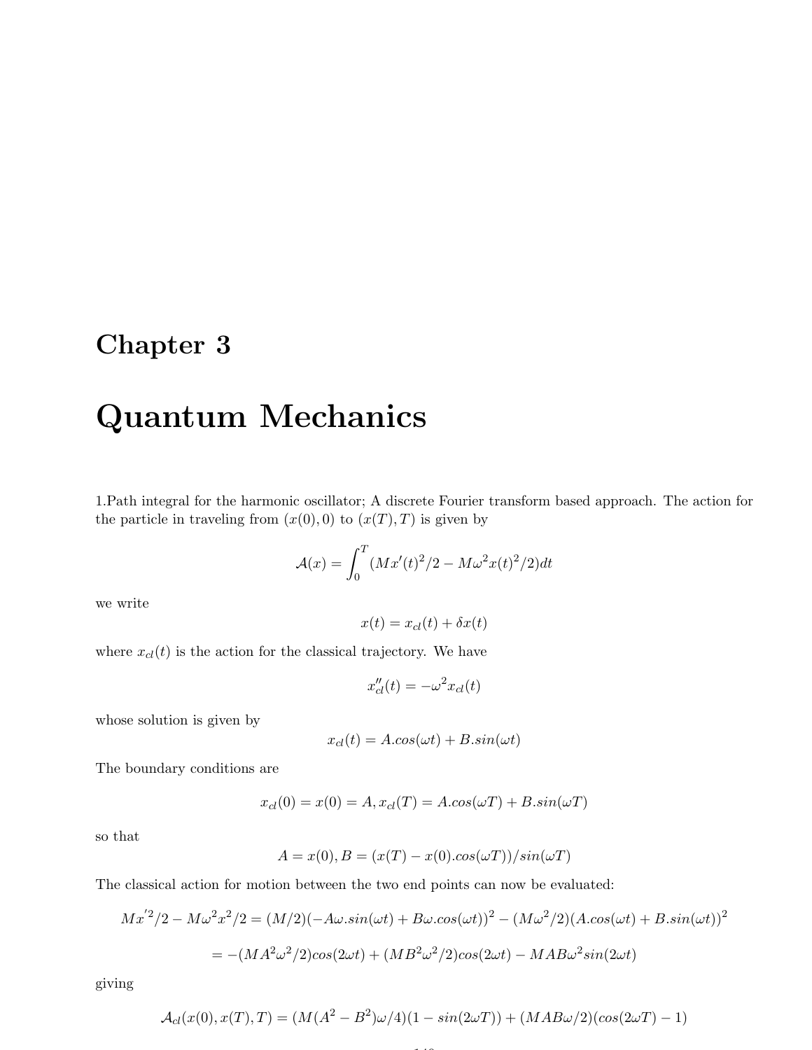# Chapter 3

# Quantum Mechanics

1.Path integral for the harmonic oscillator; A discrete Fourier transform based approach. The action for the particle in traveling from $(x(0), 0)$ to $(x(T), T)$ is given by

$$\mathcal{A}(x) = \int_0^T (Mx'(t)^2/2 - M\omega^2 x(t)^2/2)dt$$

we write

$$x(t) = x_{cl}(t) + \delta x(t)$$

where $x_{cl}(t)$ is the action for the classical trajectory. We have

$$x_{cl}''(t) = -\omega^2 x_{cl}(t)$$

whose solution is given by

$$x_{cl}(t) = A.cos(\omega t) + B.sin(\omega t)$$

The boundary conditions are

$$x_{cl}(0) = x(0) = A, x_{cl}(T) = A.cos(\omega T) + B.sin(\omega T)$$

so that

$$A = x(0), B = (x(T) - x(0).cos(\omega T))/sin(\omega T)$$

The classical action for motion between the two end points can now be evaluated:

$$Mx'^2/2 - M\omega^2 x^2/2 = (M/2)(-A\omega.sin(\omega t) + B\omega.cos(\omega t))^2 - (M\omega^2/2)(A.cos(\omega t) + B.sin(\omega t))^2$$

$$= -(MA^2\omega^2/2)cos(2\omega t) + (MB^2\omega^2/2)cos(2\omega t) - MAB\omega^2 sin(2\omega t)$$

giving

$$\mathcal{A}_{cl}(x(0), x(T), T) = (M(A^2 - B^2)\omega/4)(1 - sin(2\omega T)) + (MAB\omega/2)(cos(2\omega T) - 1)$$